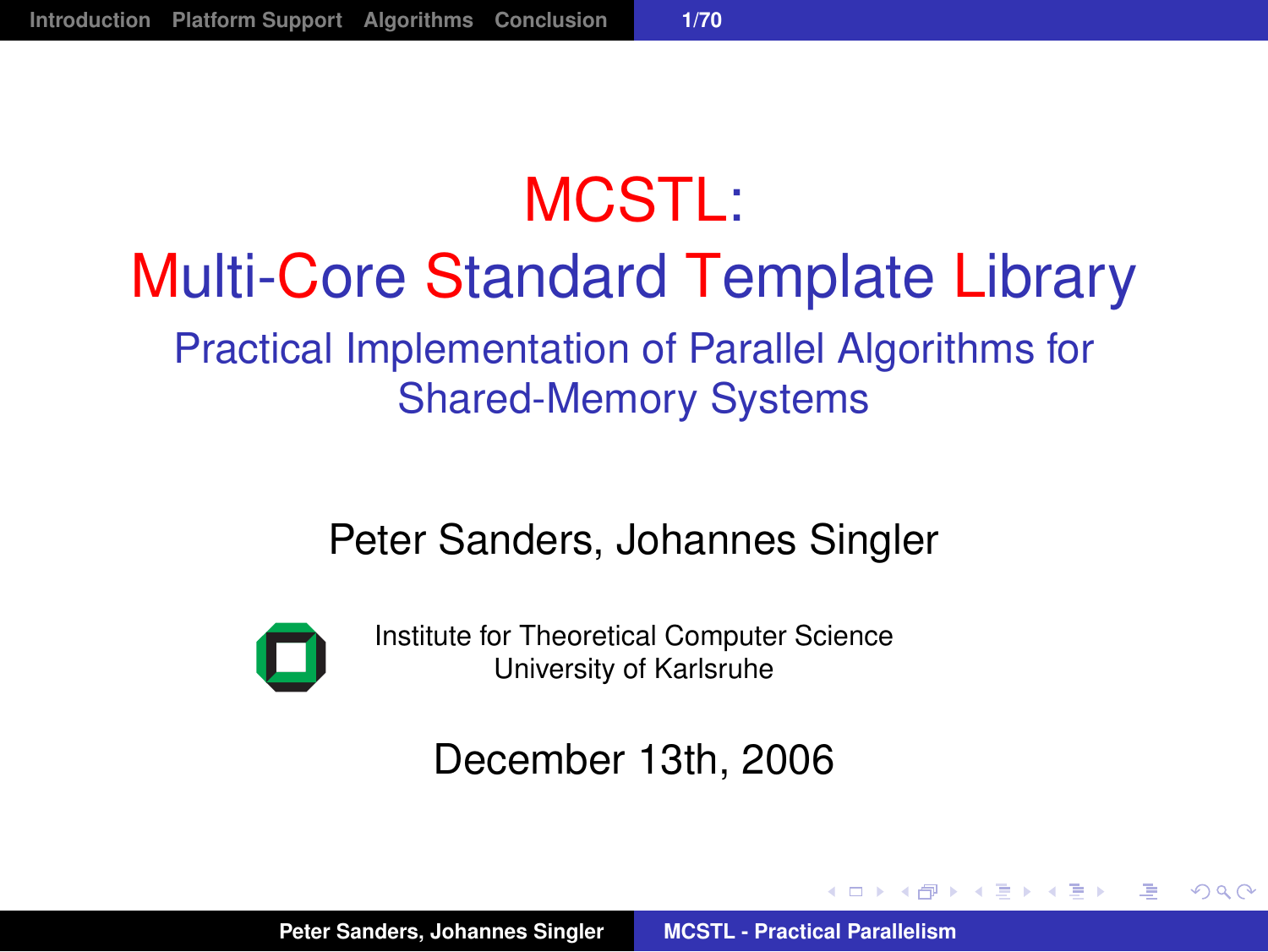# MCSTL: Multi-Core Standard Template Library

## Practical Implementation of Parallel Algorithms for Shared-Memory Systems

Peter Sanders, Johannes Singler

Institute for Theoretical Computer Science
University of Karlsruhe

December 13th, 2006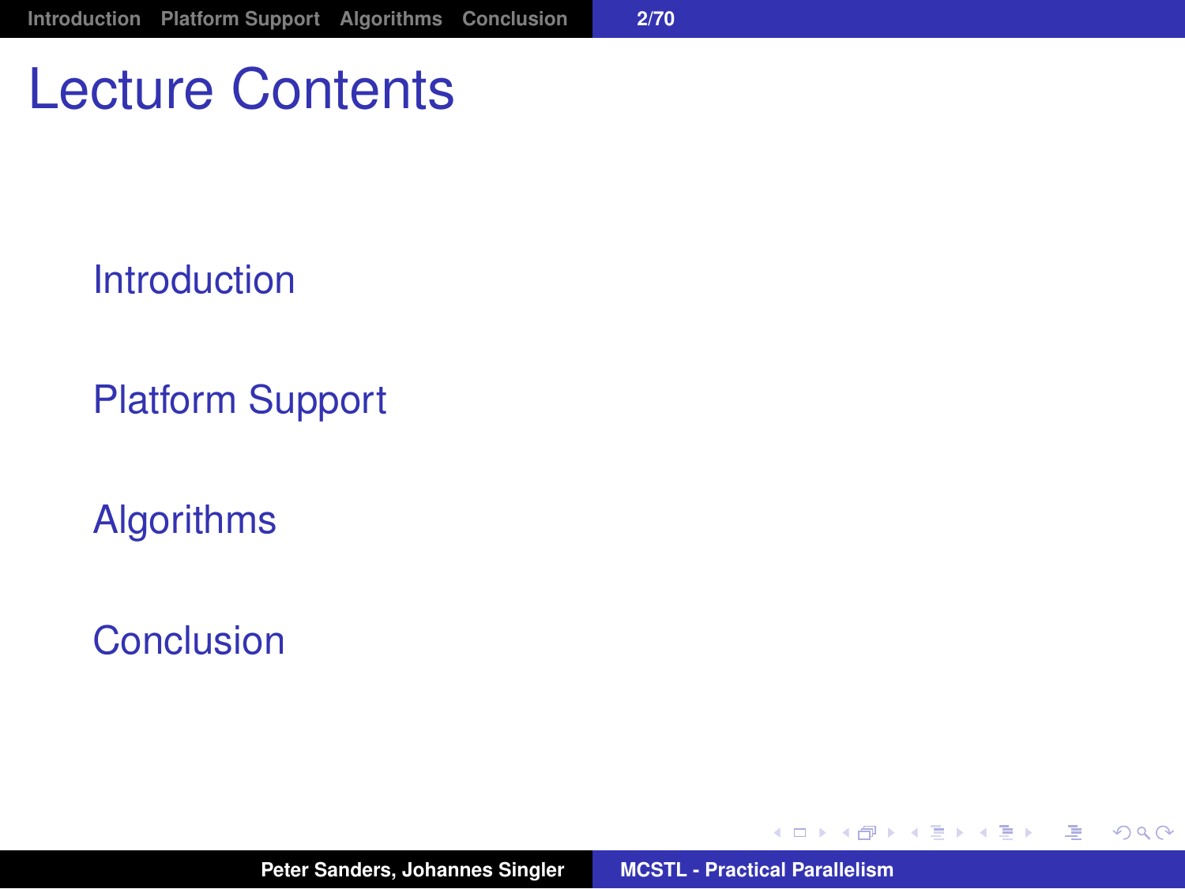# Lecture Contents

- Introduction
- Platform Support
- Algorithms
- Conclusion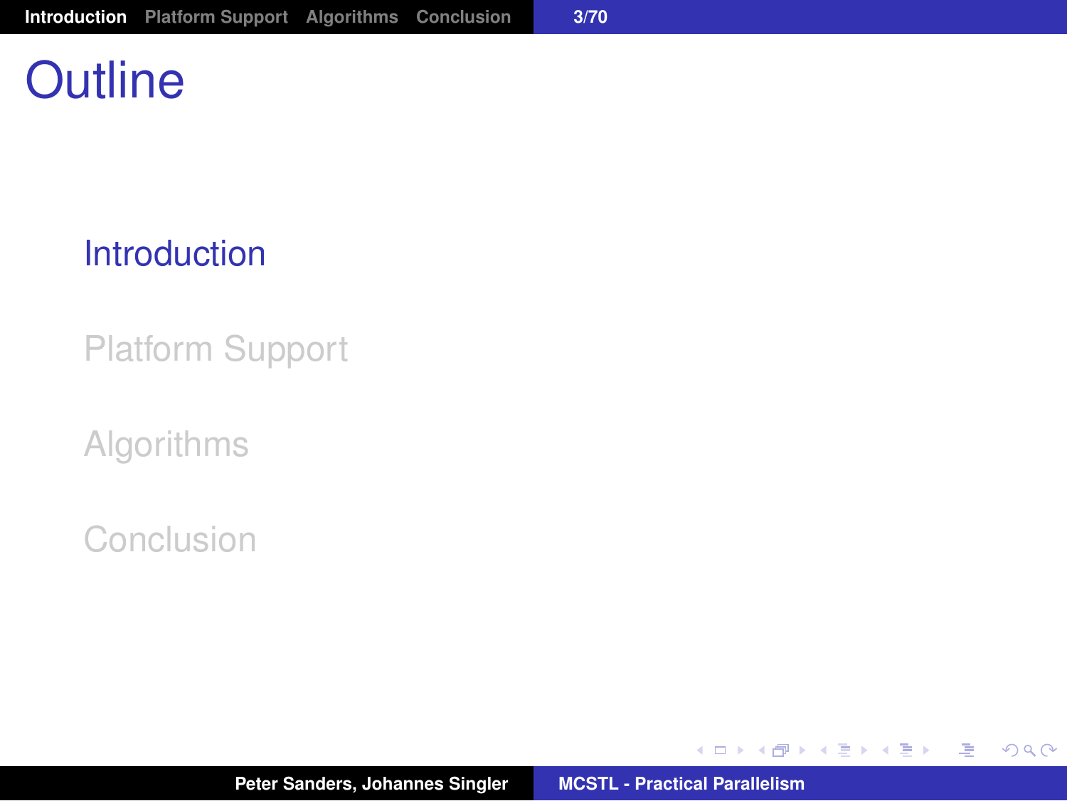# Outline

- Introduction
- Platform Support
- Algorithms
- Conclusion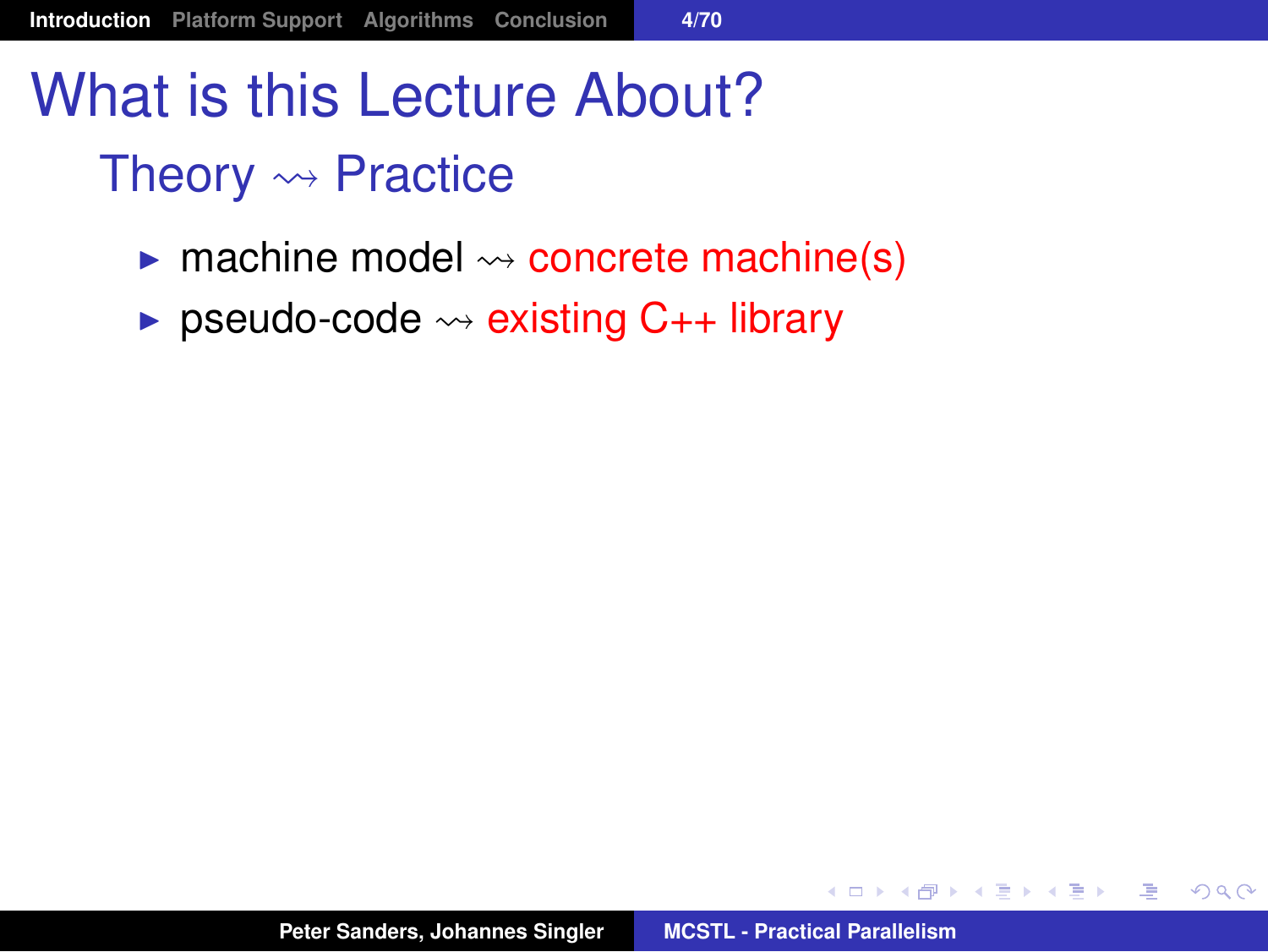# What is this Lecture About?

## Theory $\rightsquigarrow$ Practice

- machine model $\rightsquigarrow$ concrete machine(s)
- pseudo-code $\rightsquigarrow$ existing C++ library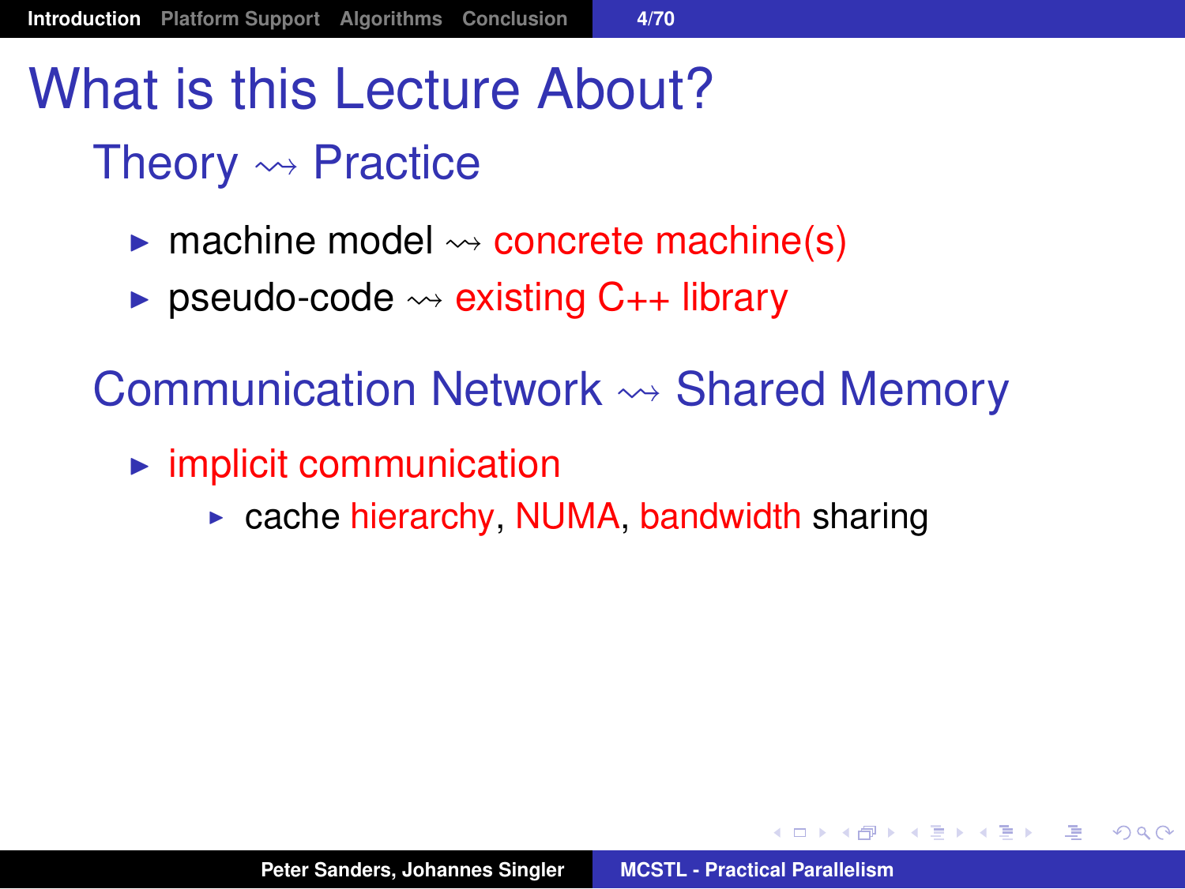# What is this Lecture About?

## Theory $\rightsquigarrow$ Practice

- machine model $\rightsquigarrow$ concrete machine(s)
- pseudo-code $\rightsquigarrow$ existing C++ library

## Communication Network $\rightsquigarrow$ Shared Memory

- implicit communication
  - cache hierarchy, NUMA, bandwidth sharing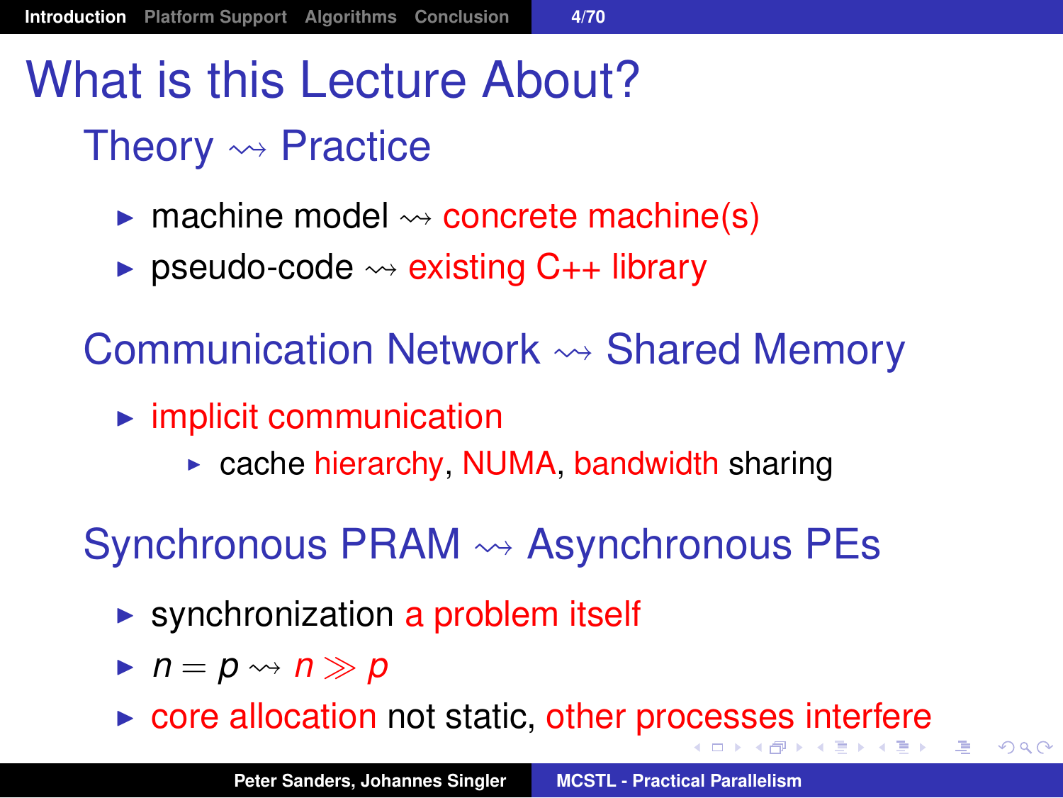# What is this Lecture About?

## Theory $\leadsto$ Practice

- machine model $\leadsto$ concrete machine(s)
- pseudo-code $\leadsto$ existing C++ library

## Communication Network $\leadsto$ Shared Memory

- implicit communication
  - cache hierarchy, NUMA, bandwidth sharing

## Synchronous PRAM $\leadsto$ Asynchronous PEs

- synchronization a problem itself
- $n = p \leadsto n \gg p$
- core allocation not static, other processes interfere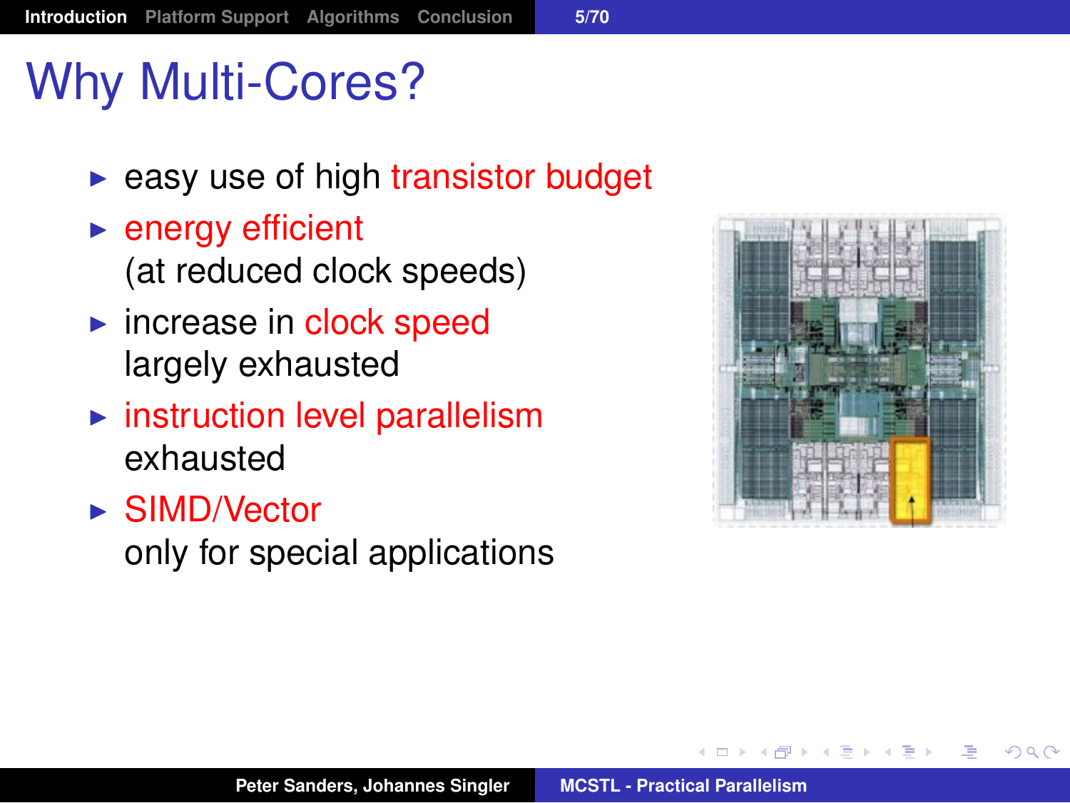# Why Multi-Cores?

- easy use of high transistor budget
- energy efficient
  (at reduced clock speeds)
- increase in clock speed
  largely exhausted
- instruction level parallelism
  exhausted
- SIMD/Vector
  only for special applications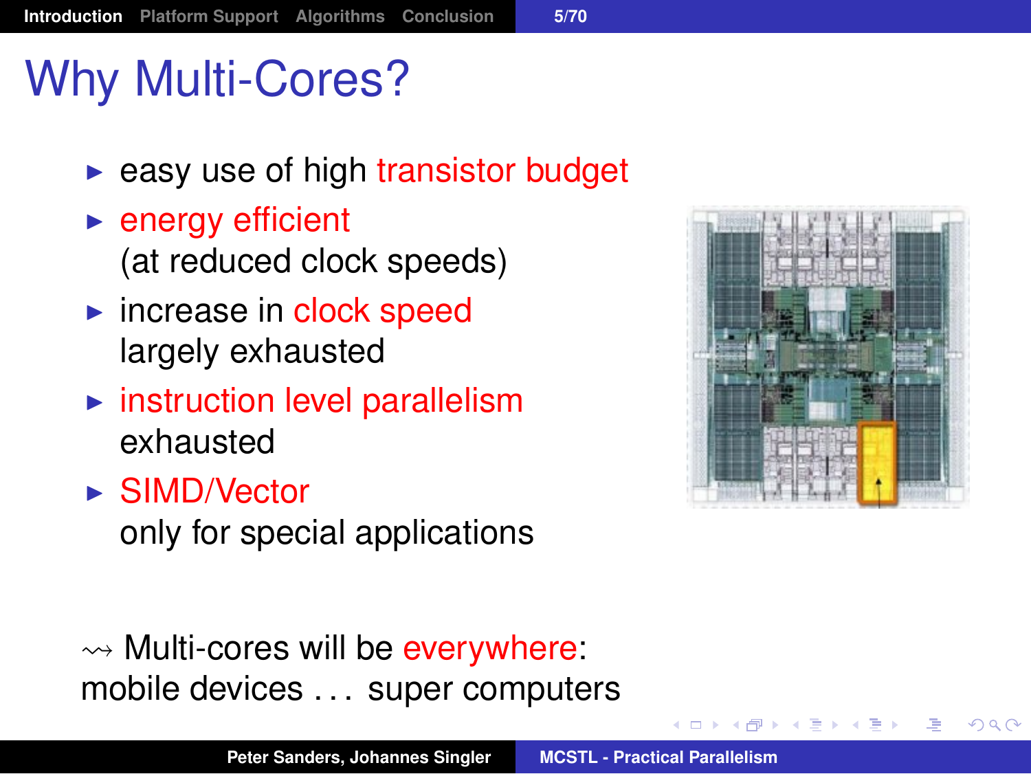# Why Multi-Cores?

- easy use of high transistor budget
- energy efficient
  (at reduced clock speeds)
- increase in clock speed
  largely exhausted
- instruction level parallelism
  exhausted
- SIMD/Vector
  only for special applications

⇝ Multi-cores will be everywhere:
mobile devices . . . super computers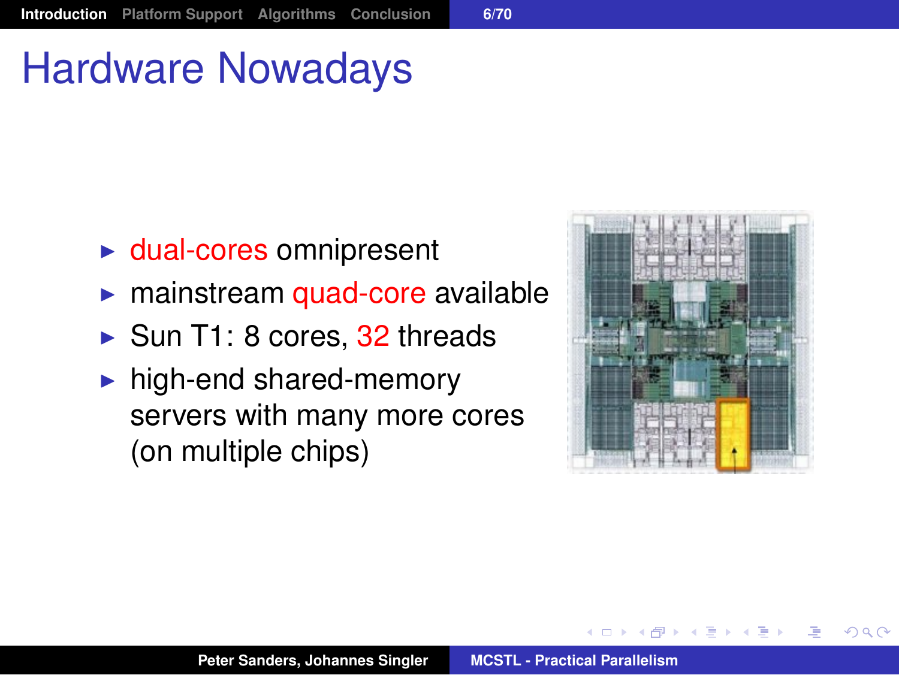# Hardware Nowadays

- dual-cores omnipresent
- mainstream quad-core available
- Sun T1: 8 cores, 32 threads
- high-end shared-memory servers with many more cores (on multiple chips)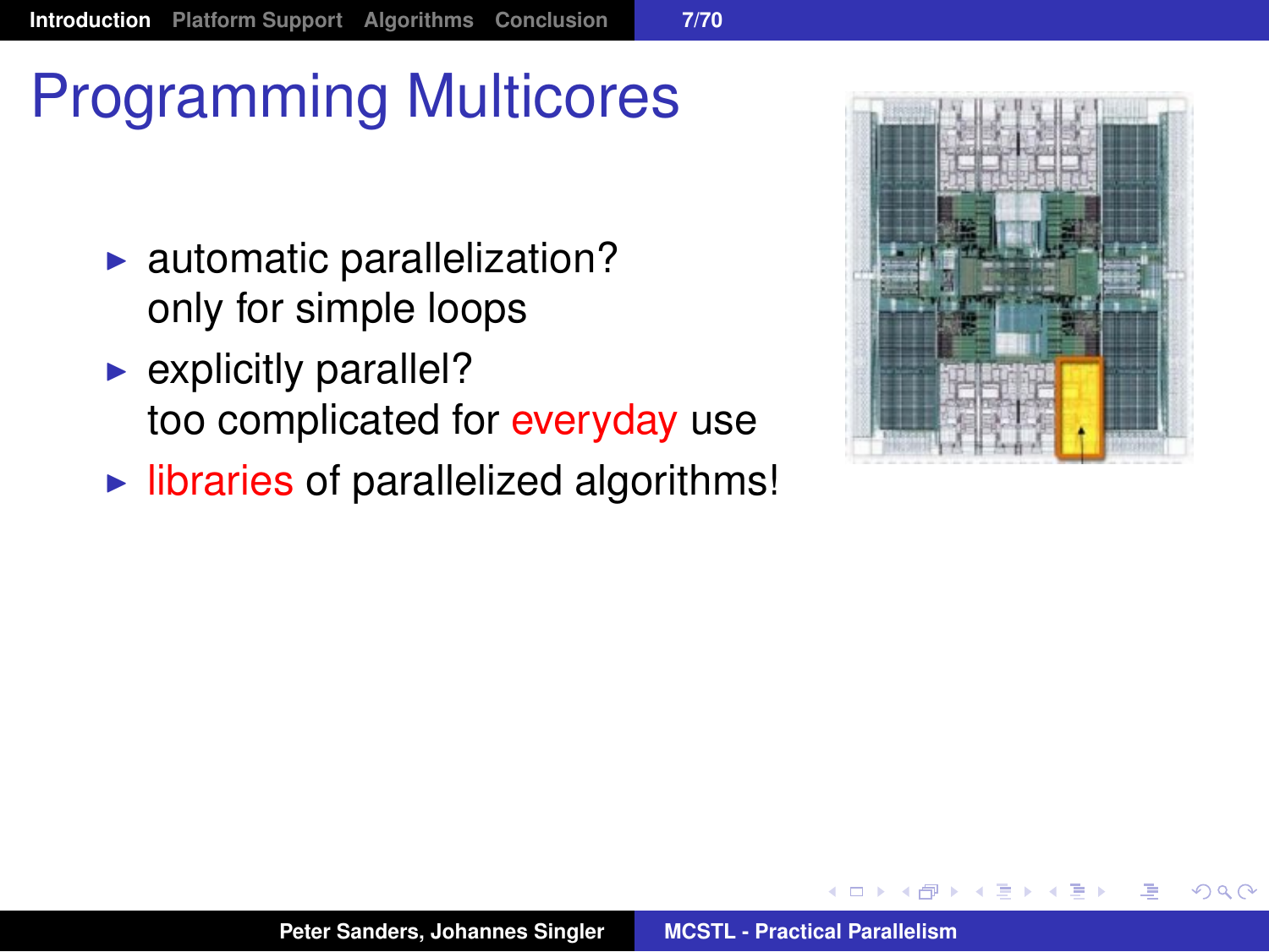# Programming Multicores

- automatic parallelization?
  only for simple loops
- explicitly parallel?
  too complicated for everyday use
- libraries of parallelized algorithms!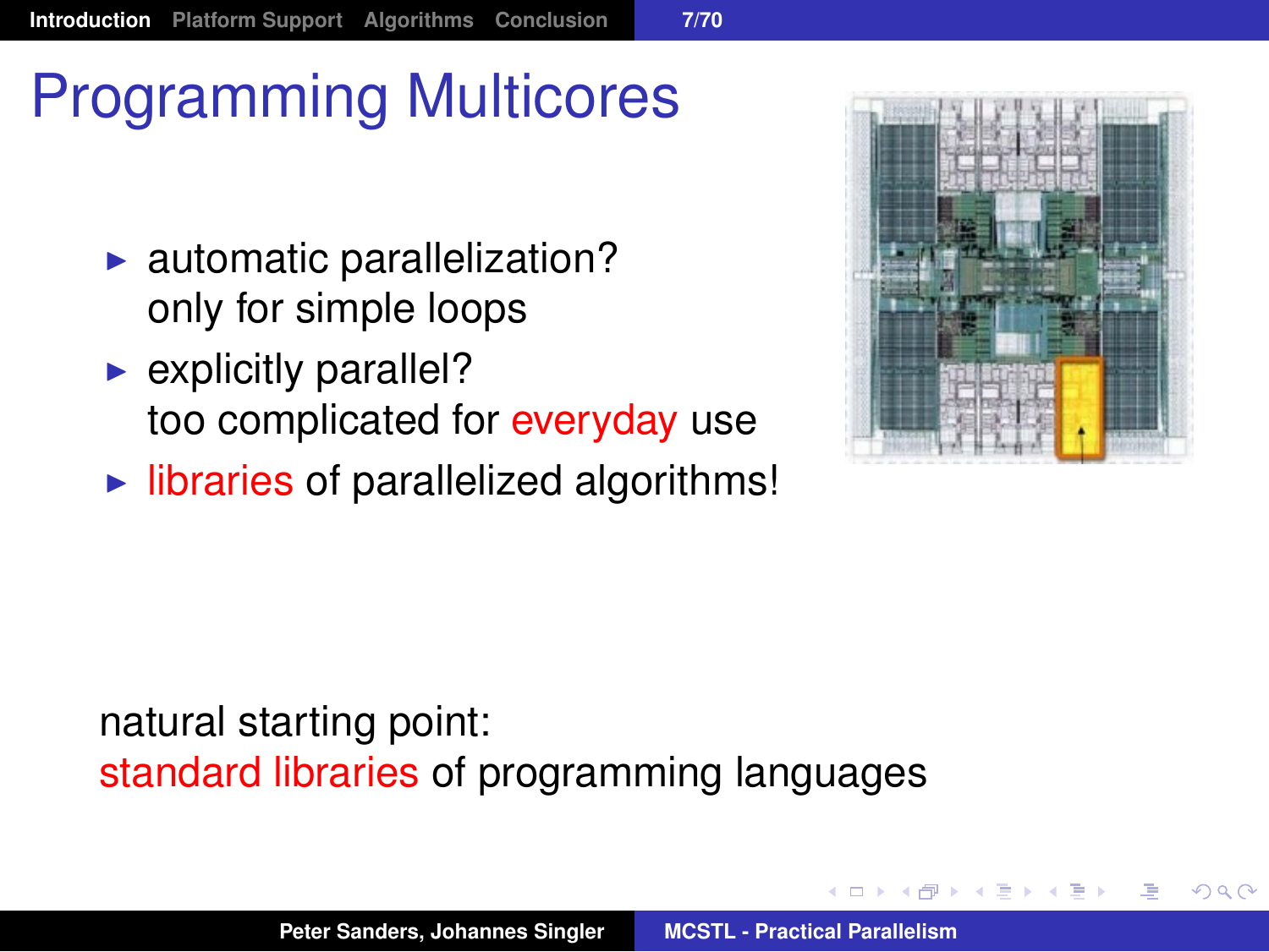# Programming Multicores

- automatic parallelization?
  only for simple loops
- explicitly parallel?
  too complicated for everyday use
- libraries of parallelized algorithms!

natural starting point:
standard libraries of programming languages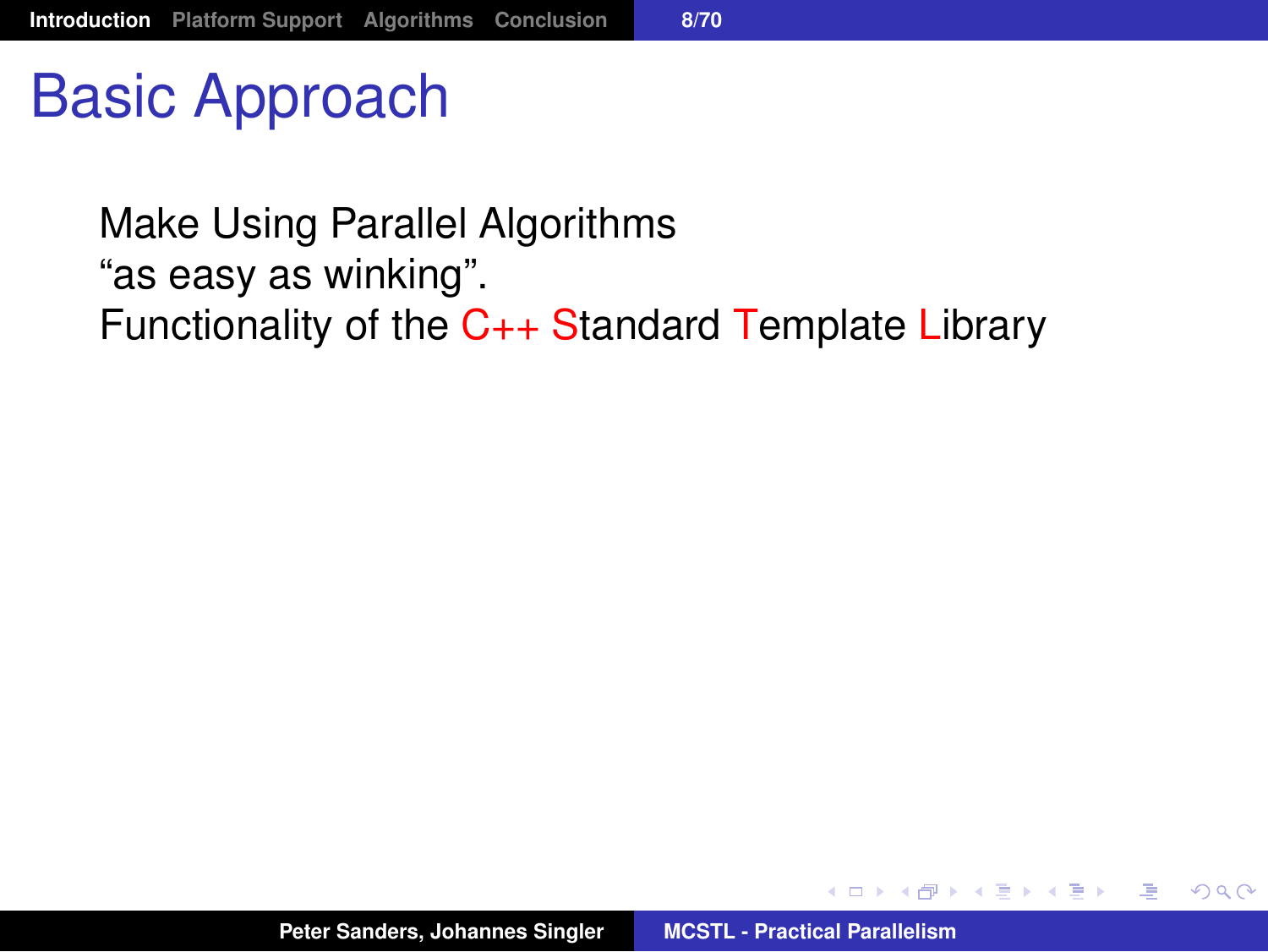# Basic Approach

Make Using Parallel Algorithms
“as easy as winking”.
Functionality of the C++ Standard Template Library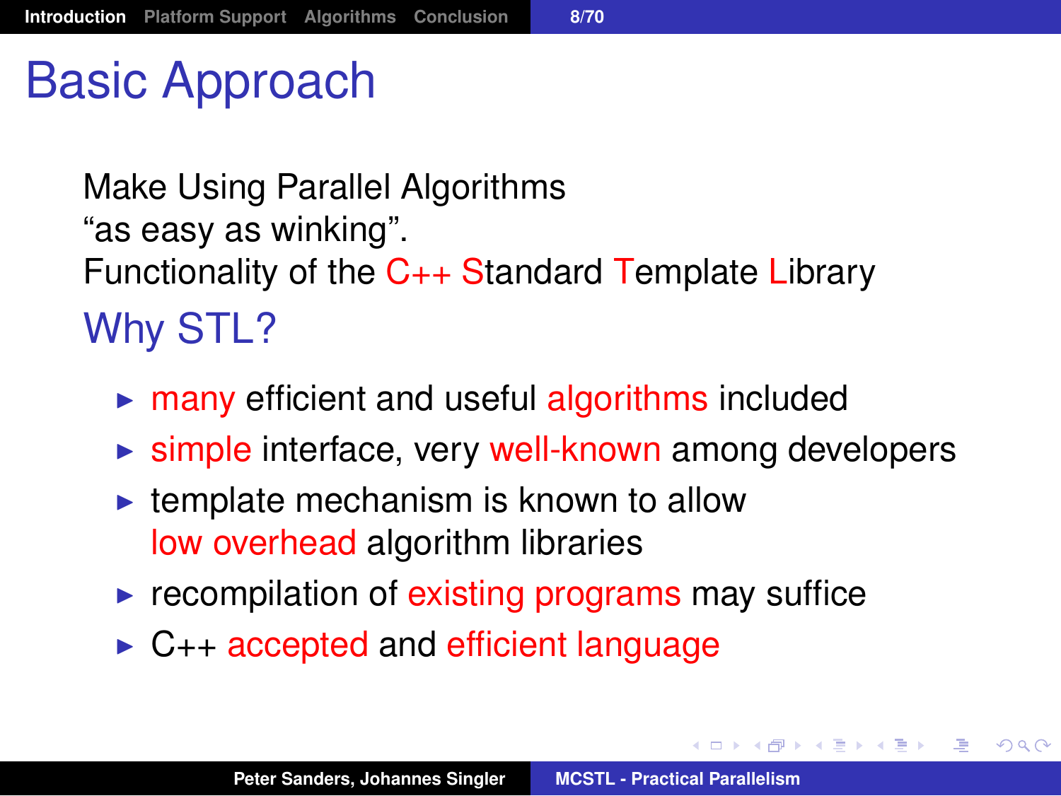# Basic Approach

Make Using Parallel Algorithms
"as easy as winking".
Functionality of the C++ Standard Template Library

## Why STL?

- many efficient and useful algorithms included
- simple interface, very well-known among developers
- template mechanism is known to allow low overhead algorithm libraries
- recompilation of existing programs may suffice
- C++ accepted and efficient language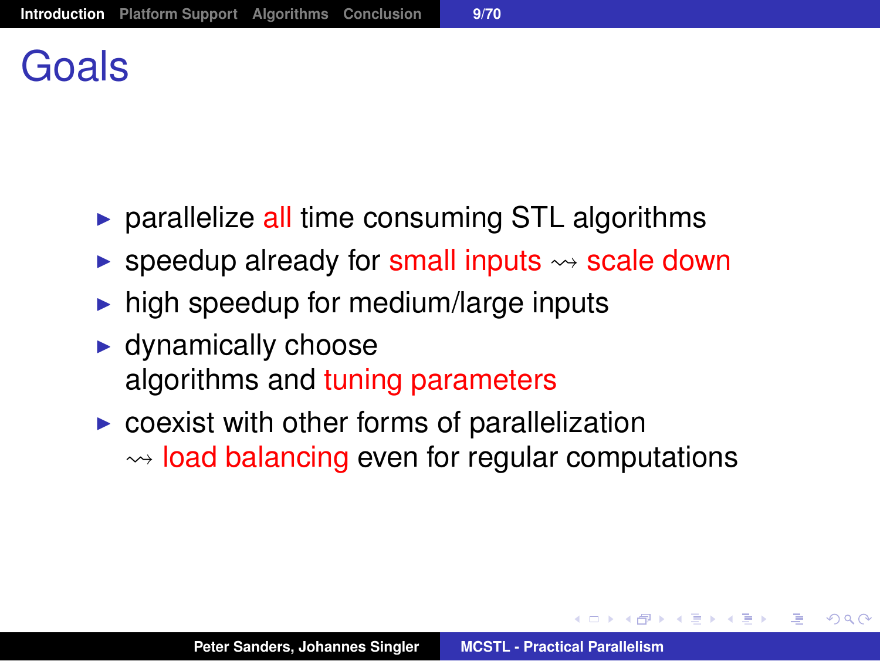# Goals

- parallelize all time consuming STL algorithms
- speedup already for small inputs $\rightsquigarrow$ scale down
- high speedup for medium/large inputs
- dynamically choose algorithms and tuning parameters
- coexist with other forms of parallelization $\rightsquigarrow$ load balancing even for regular computations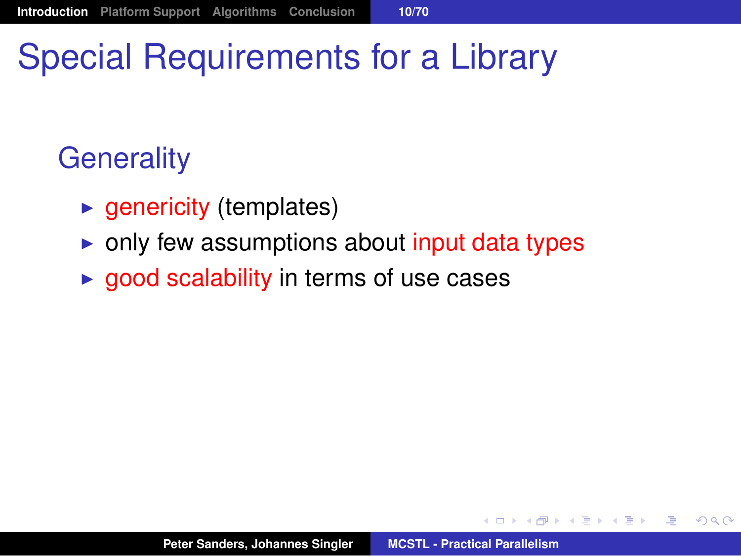# Special Requirements for a Library

## Generality

- genericity (templates)
- only few assumptions about input data types
- good scalability in terms of use cases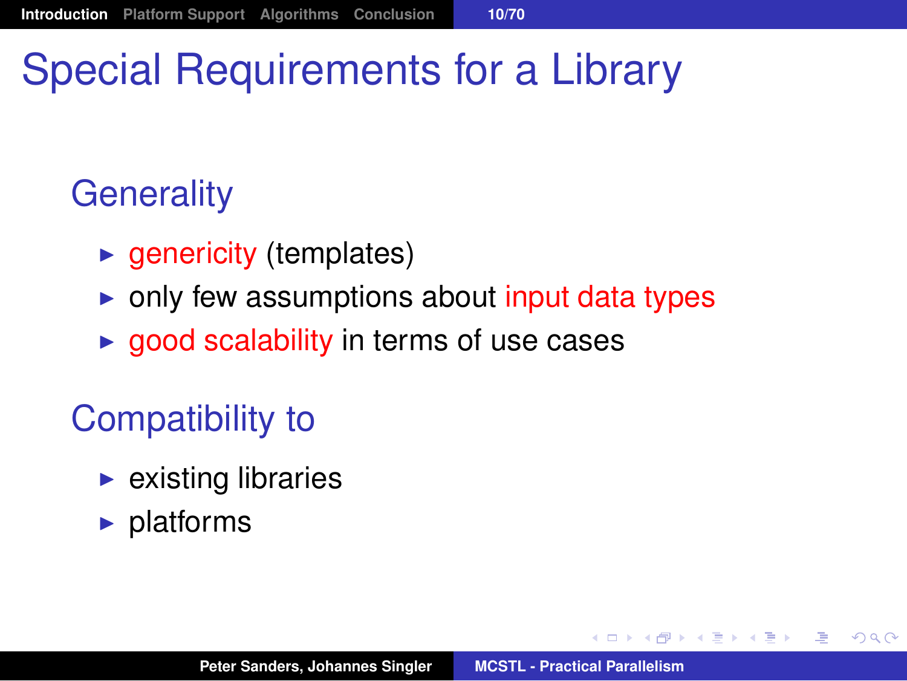# Special Requirements for a Library

## Generality

- genericity (templates)
- only few assumptions about input data types
- good scalability in terms of use cases

## Compatibility to

- existing libraries
- platforms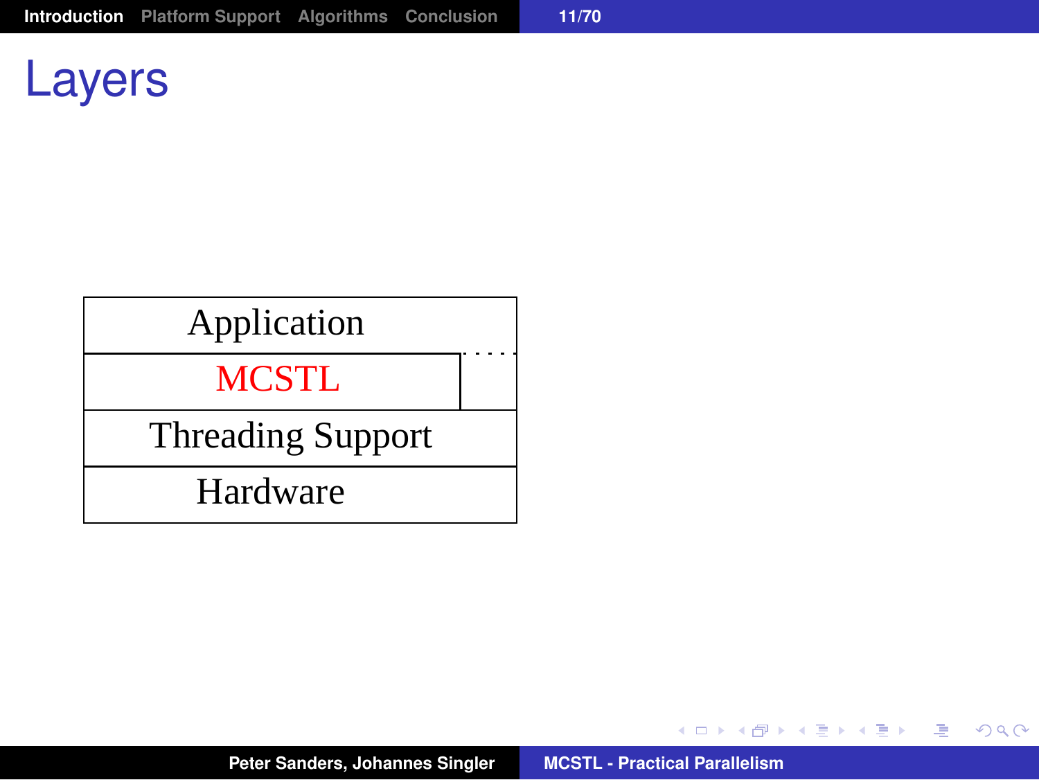# Layers

| Application |
| --- |
| MCSTL |
| Threading Support |
| Hardware |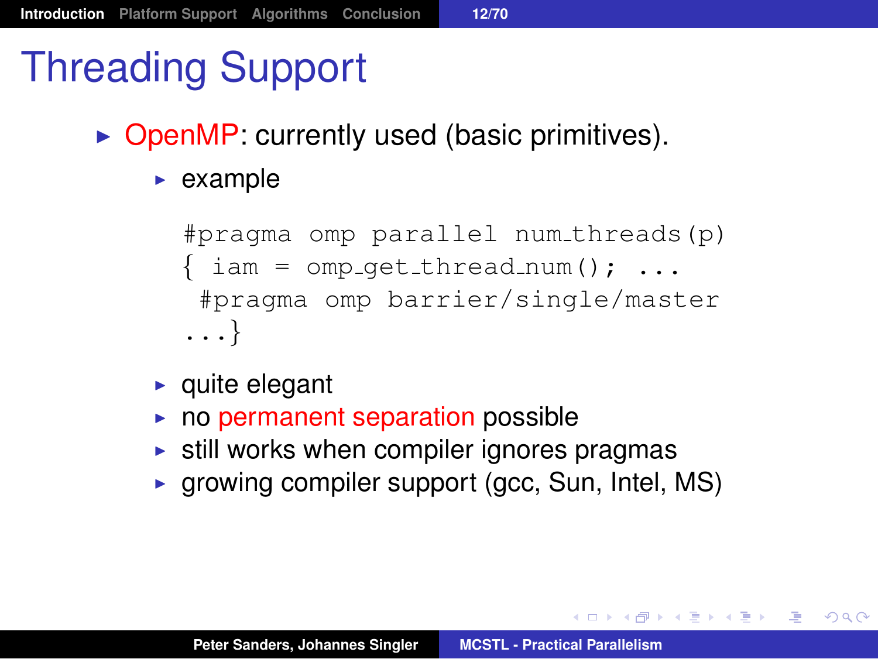# Threading Support

- OpenMP: currently used (basic primitives).
  - example

    ```
    #pragma omp parallel num_threads(p)
    { iam = omp_get_thread_num(); ...
     #pragma omp barrier/single/master
    ...}
    ```

  - quite elegant
  - no permanent separation possible
  - still works when compiler ignores pragmas
  - growing compiler support (gcc, Sun, Intel, MS)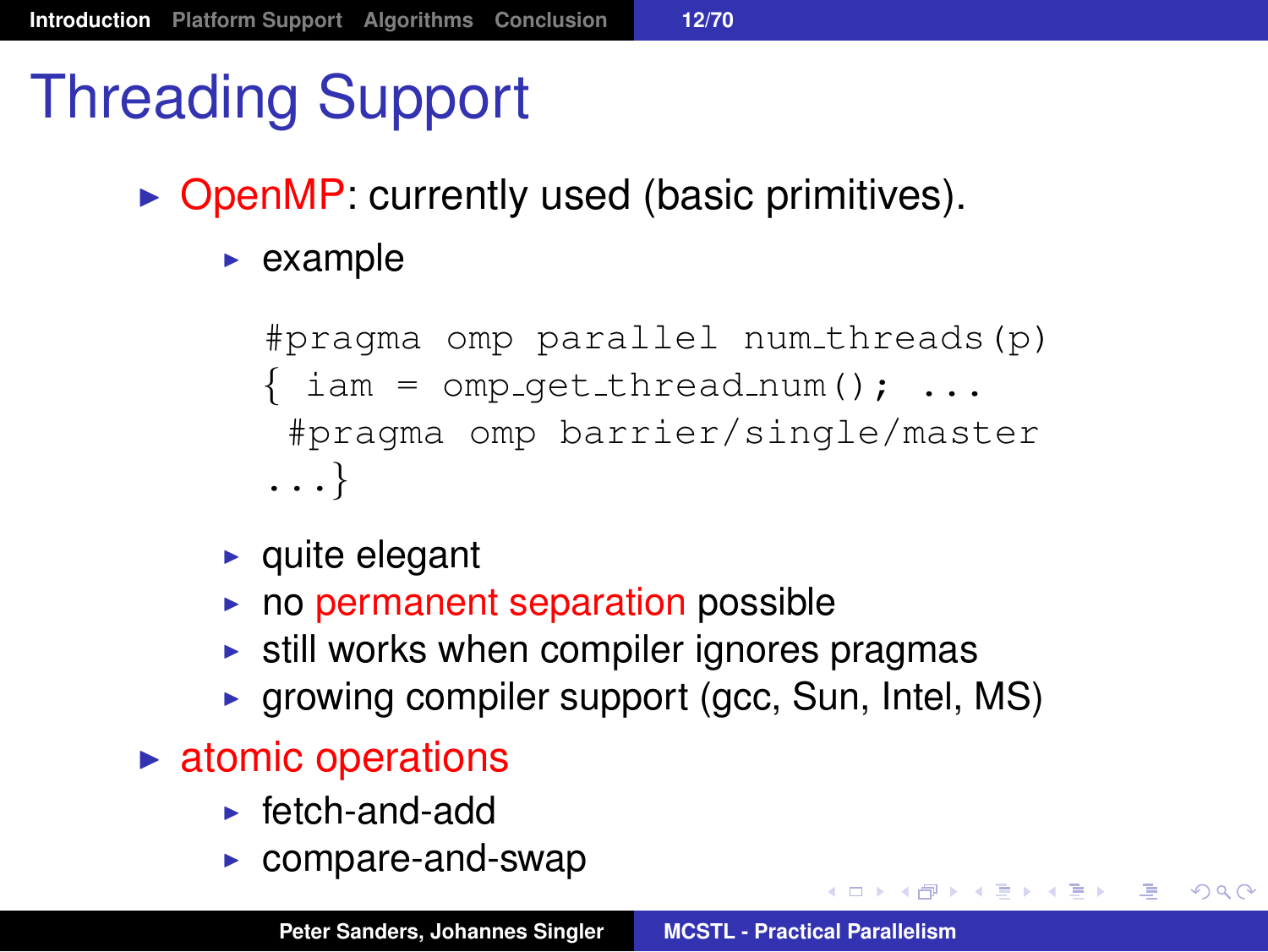# Threading Support

- OpenMP: currently used (basic primitives).
  - example

    ```
    #pragma omp parallel num_threads(p)
    { iam = omp_get_thread_num(); ...
     #pragma omp barrier/single/master
    ...}
    ```

  - quite elegant
  - no permanent separation possible
  - still works when compiler ignores pragmas
  - growing compiler support (gcc, Sun, Intel, MS)
- atomic operations
  - fetch-and-add
  - compare-and-swap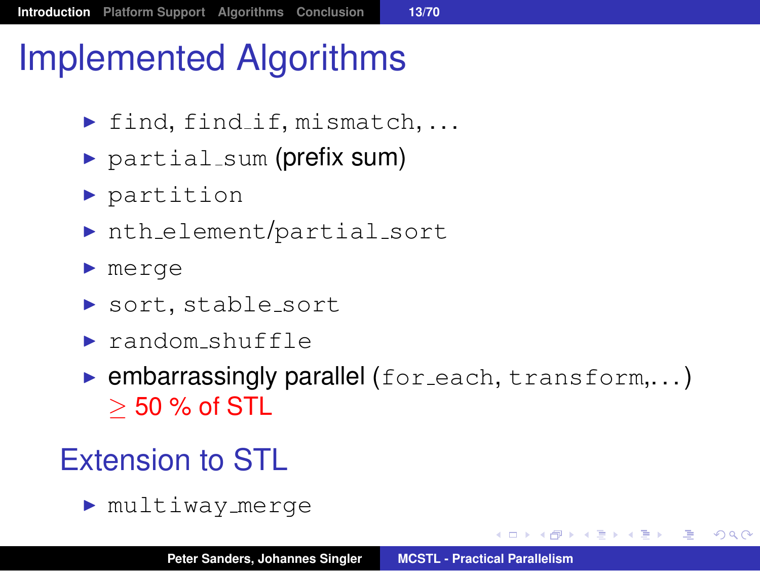# Implemented Algorithms

- `find`, `find_if`, `mismatch`, ...
- `partial_sum` (prefix sum)
- `partition`
- `nth_element`/`partial_sort`
- `merge`
- `sort`, `stable_sort`
- `random_shuffle`
- embarrassingly parallel (`for_each`, `transform`,...)
  $\geq$ 50 % of STL

## Extension to STL

- `multiway_merge`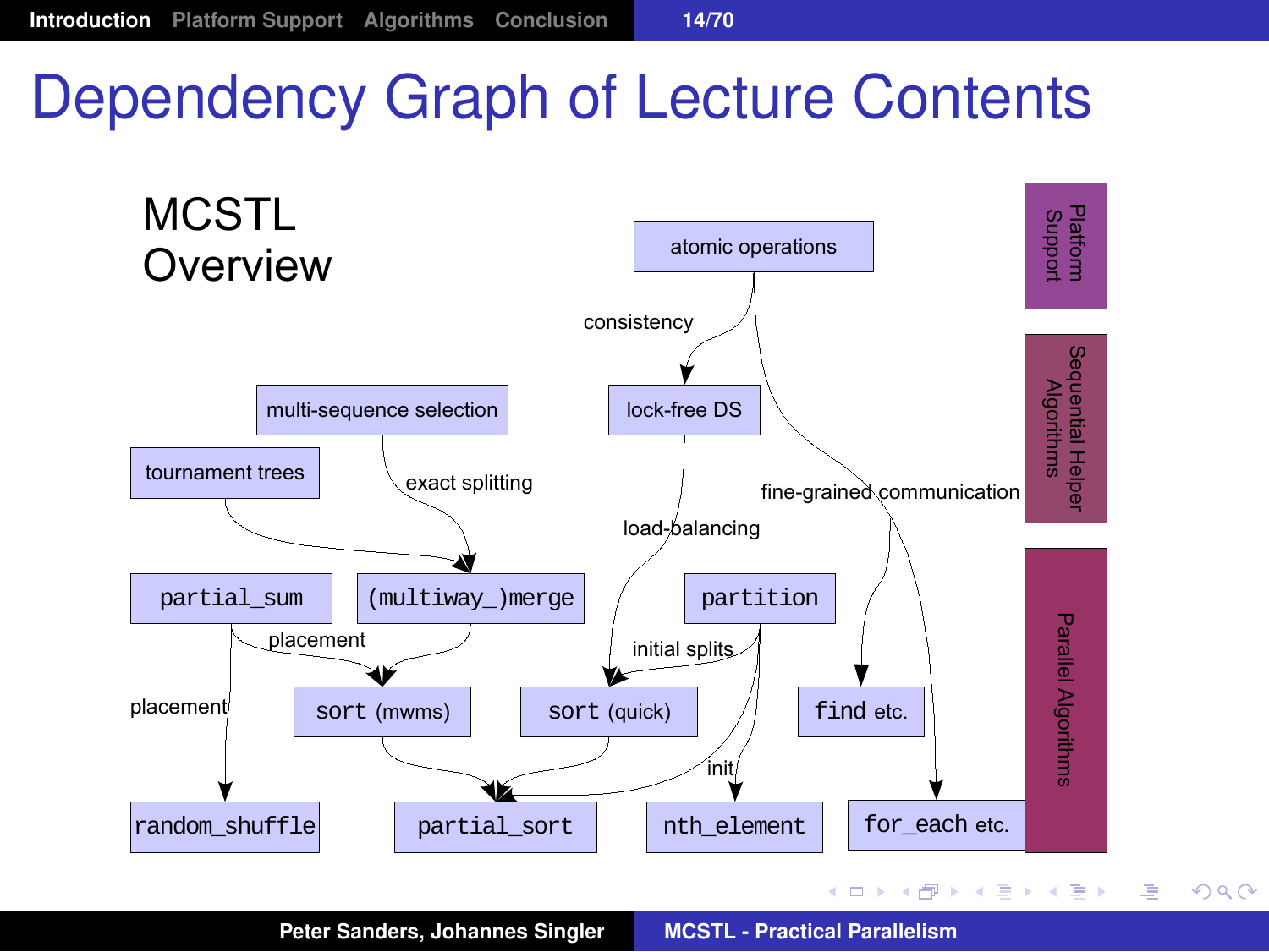# Dependency Graph of Lecture Contents

MCSTL Overview

- atomic operations
- consistency
- lock-free DS
- multi-sequence selection
- tournament trees
- exact splitting
- fine-grained communication
- load-balancing
- partial_sum
- (multiway_)merge
- partition
- placement
- initial splits
- placement
- sort (mwms)
- sort (quick)
- find etc.
- init
- random_shuffle
- partial_sort
- nth_element
- for_each etc.

Platform Support

Sequential Helper Algorithms

Parallel Algorithms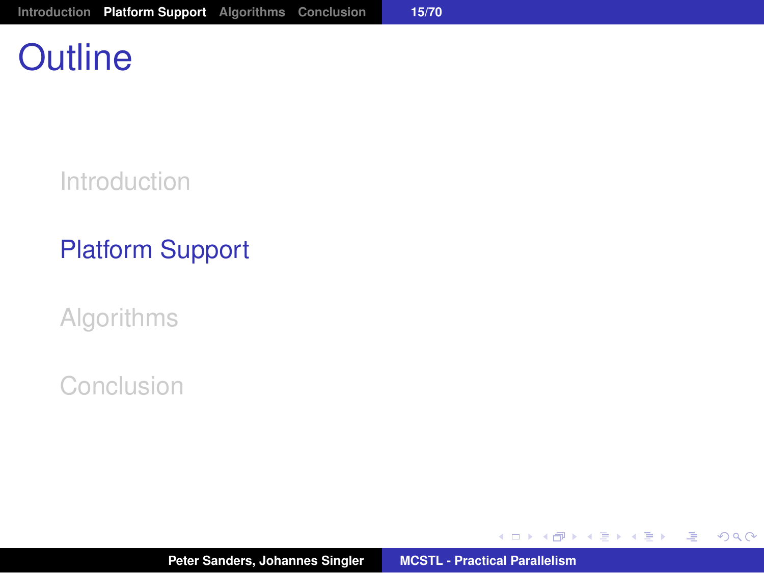# Outline

- Introduction
- Platform Support
- Algorithms
- Conclusion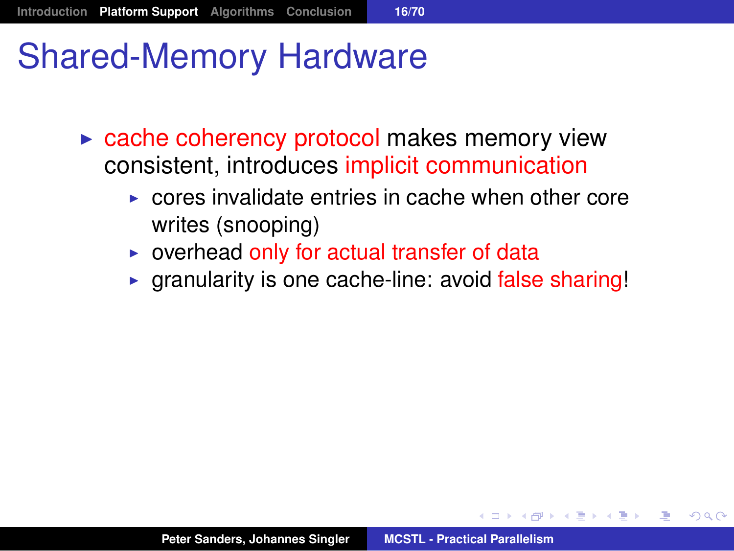# Shared-Memory Hardware

- cache coherency protocol makes memory view consistent, introduces implicit communication
  - cores invalidate entries in cache when other core writes (snooping)
  - overhead only for actual transfer of data
  - granularity is one cache-line: avoid false sharing!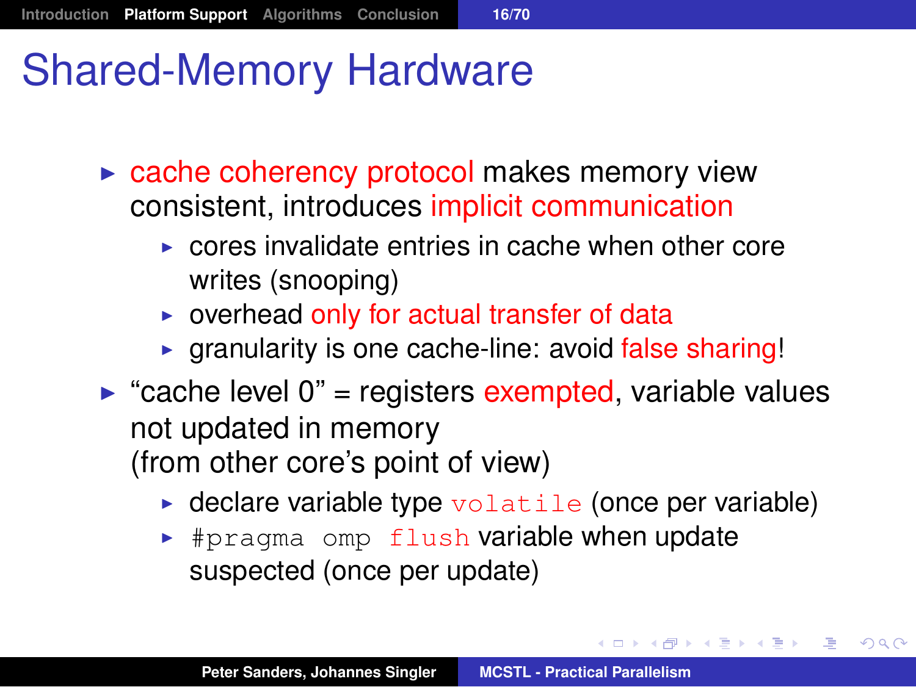# Shared-Memory Hardware

- cache coherency protocol makes memory view consistent, introduces implicit communication
  - cores invalidate entries in cache when other core writes (snooping)
  - overhead only for actual transfer of data
  - granularity is one cache-line: avoid false sharing!
- "cache level 0" = registers exempted, variable values not updated in memory (from other core's point of view)
  - declare variable type `volatile` (once per variable)
  - `#pragma omp flush` variable when update suspected (once per update)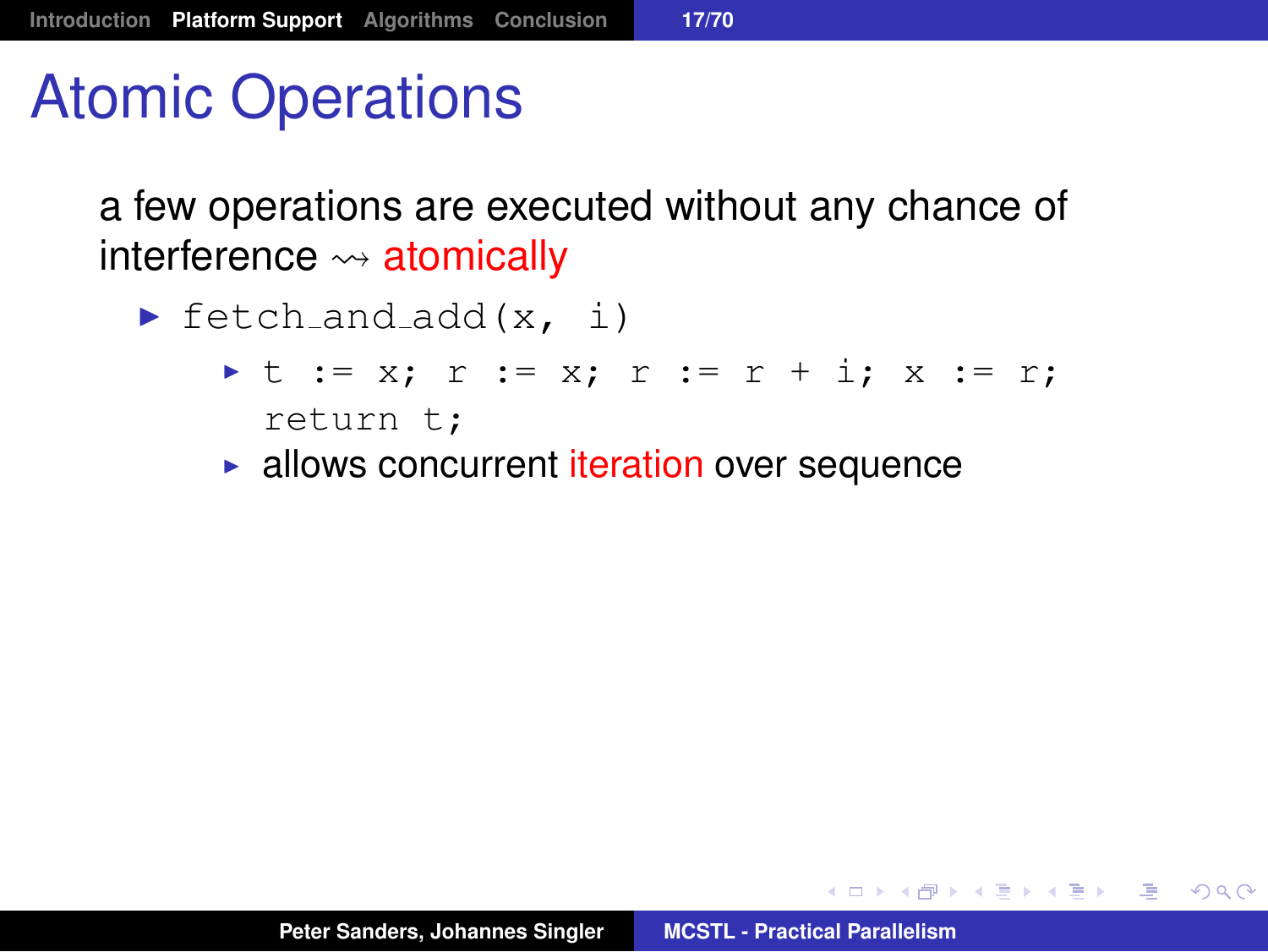# Atomic Operations

a few operations are executed without any chance of interference $\rightsquigarrow$ atomically

- `fetch_and_add(x, i)`
  - `t := x; r := x; r := r + i; x := r; return t;`
  - allows concurrent iteration over sequence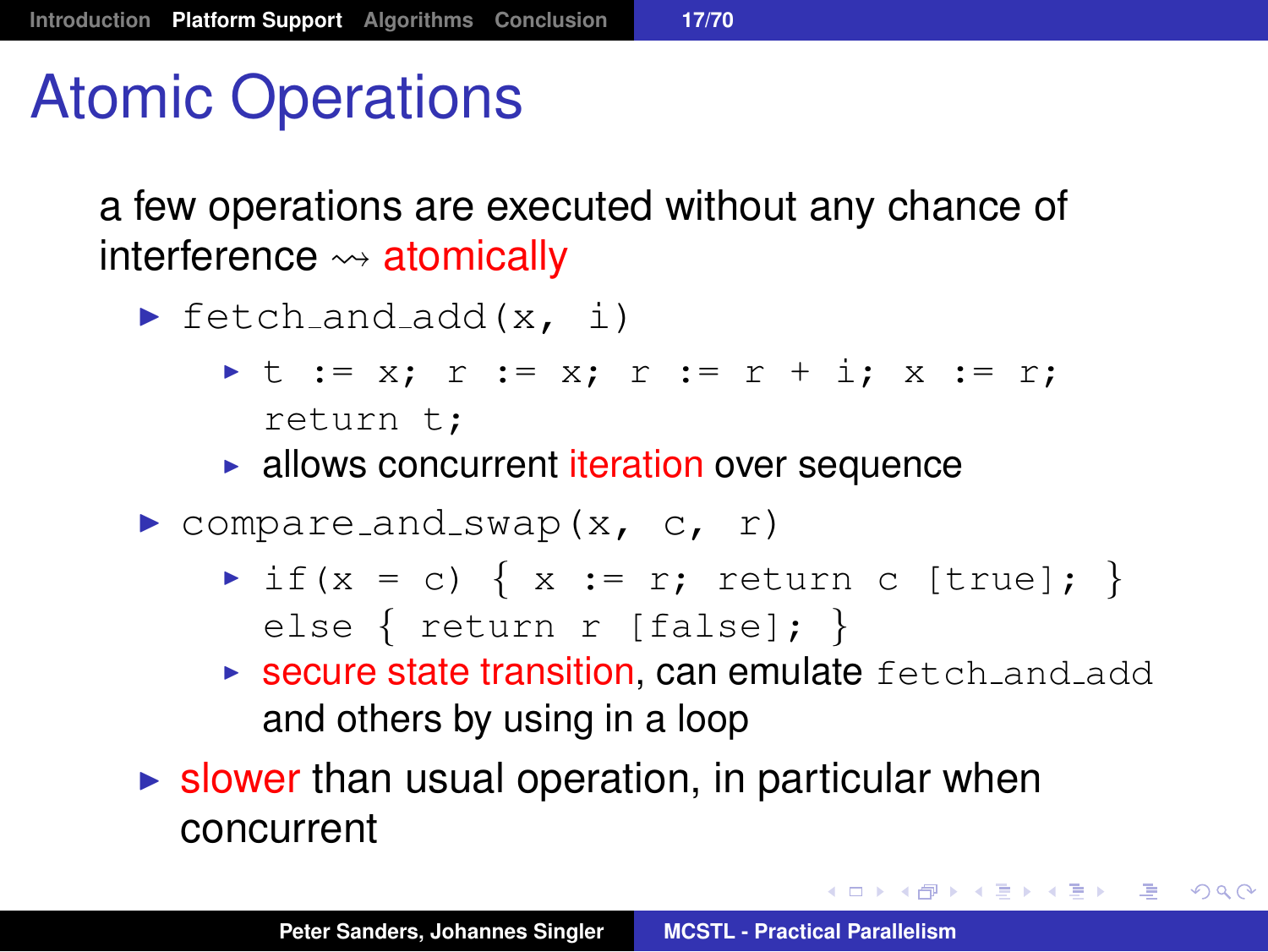# Atomic Operations

a few operations are executed without any chance of interference ⇝ atomically

- `fetch_and_add(x, i)`
  - `t := x; r := x; r := r + i; x := r; return t;`
  - allows concurrent iteration over sequence
- `compare_and_swap(x, c, r)`
  - `if(x = c) { x := r; return c [true]; } else { return r [false]; }`
  - secure state transition, can emulate `fetch_and_add` and others by using in a loop
- slower than usual operation, in particular when concurrent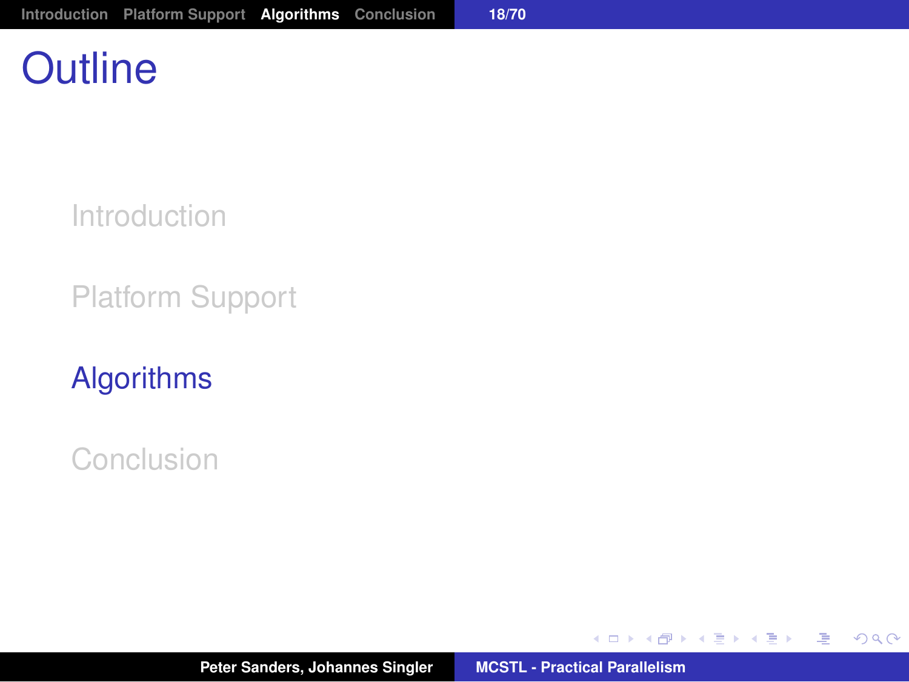# Outline

- Introduction
- Platform Support
- Algorithms
- Conclusion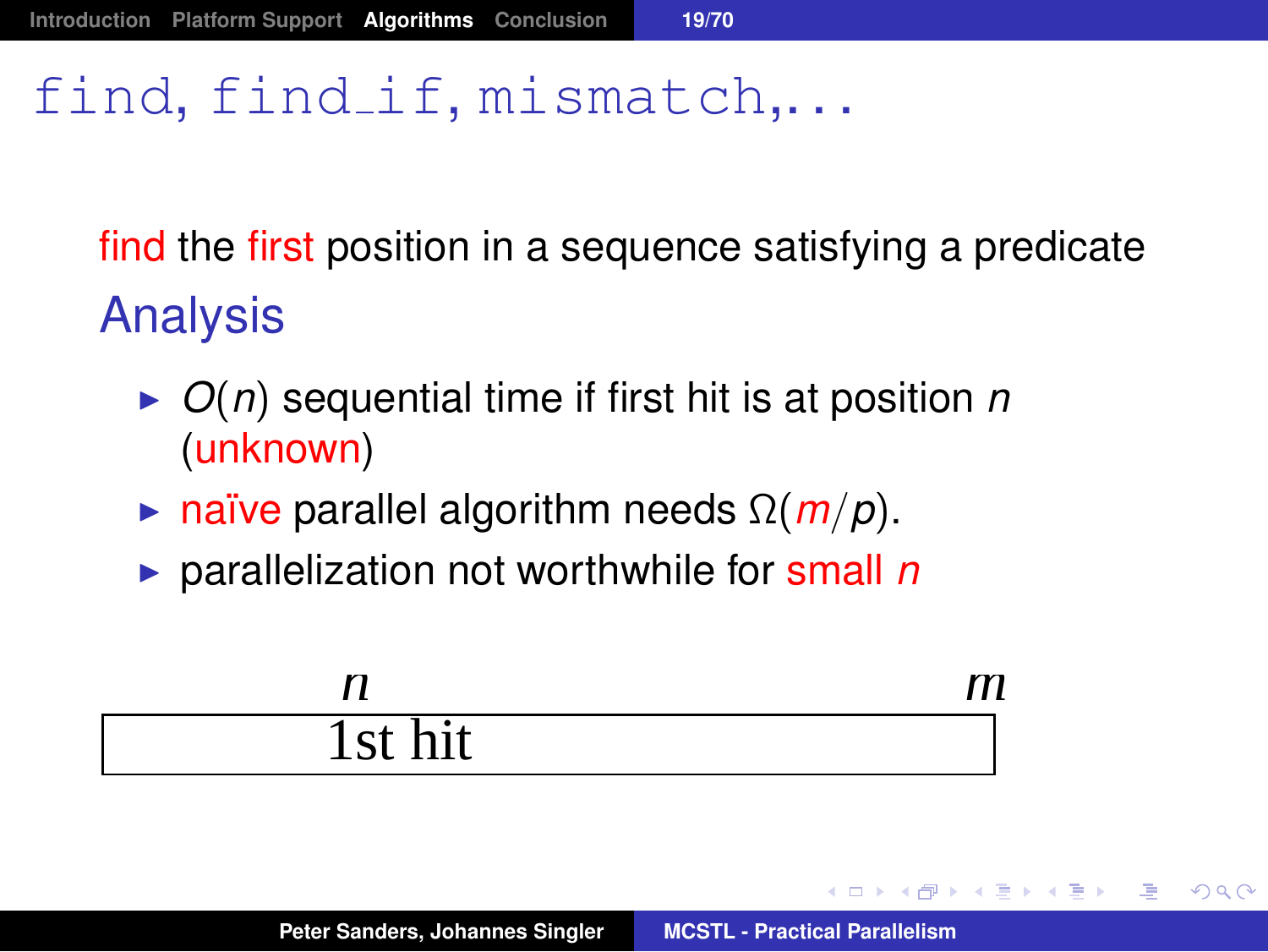# `find`, `find_if`, `mismatch`,...

find the first position in a sequence satisfying a predicate

## Analysis

- $O(n)$ sequential time if first hit is at position $n$ (unknown)
- naïve parallel algorithm needs $\Omega(m/p)$.
- parallelization not worthwhile for small $n$

$n$ $m$

1st hit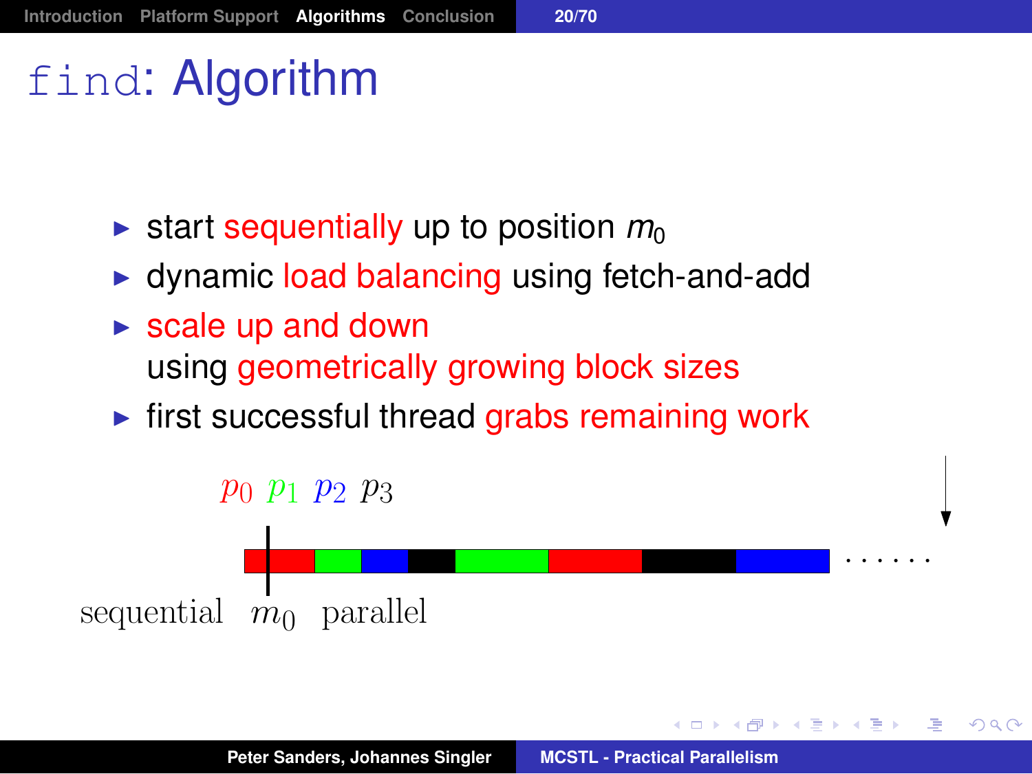# `find`: Algorithm

- start sequentially up to position $m_0$
- dynamic load balancing using fetch-and-add
- scale up and down using geometrically growing block sizes
- first successful thread grabs remaining work

$p_0$ $p_1$ $p_2$ $p_3$

sequential $m_0$ parallel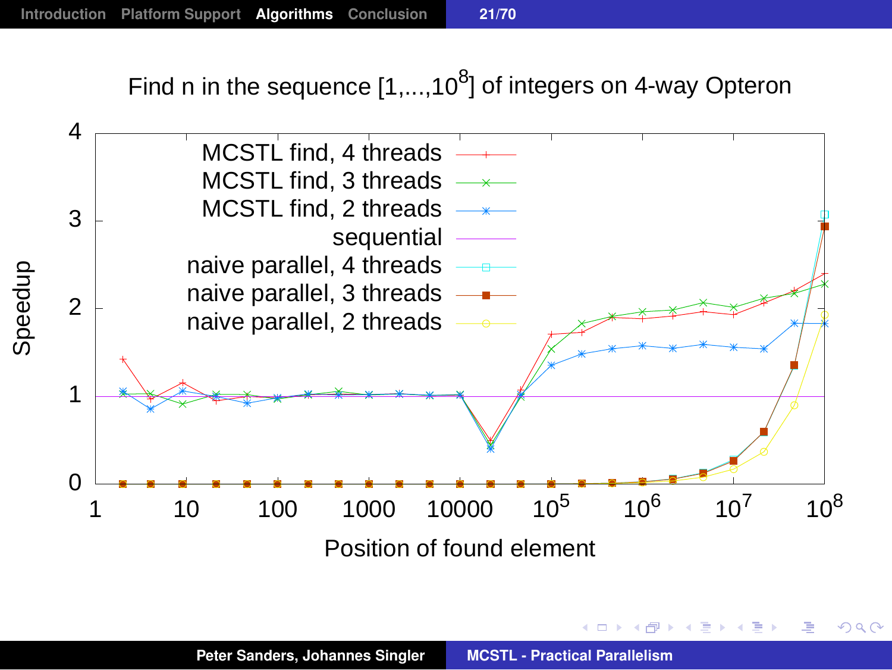Find n in the sequence [1,...,$10^8$] of integers on 4-way Opteron

Legend: MCSTL find, 4 threads; MCSTL find, 3 threads; MCSTL find, 2 threads; sequential; naive parallel, 4 threads; naive parallel, 3 threads; naive parallel, 2 threads

Y-axis: Speedup (0 to 4)

X-axis: Position of found element (1, 10, 100, 1000, 10000, $10^5$, $10^6$, $10^7$, $10^8$)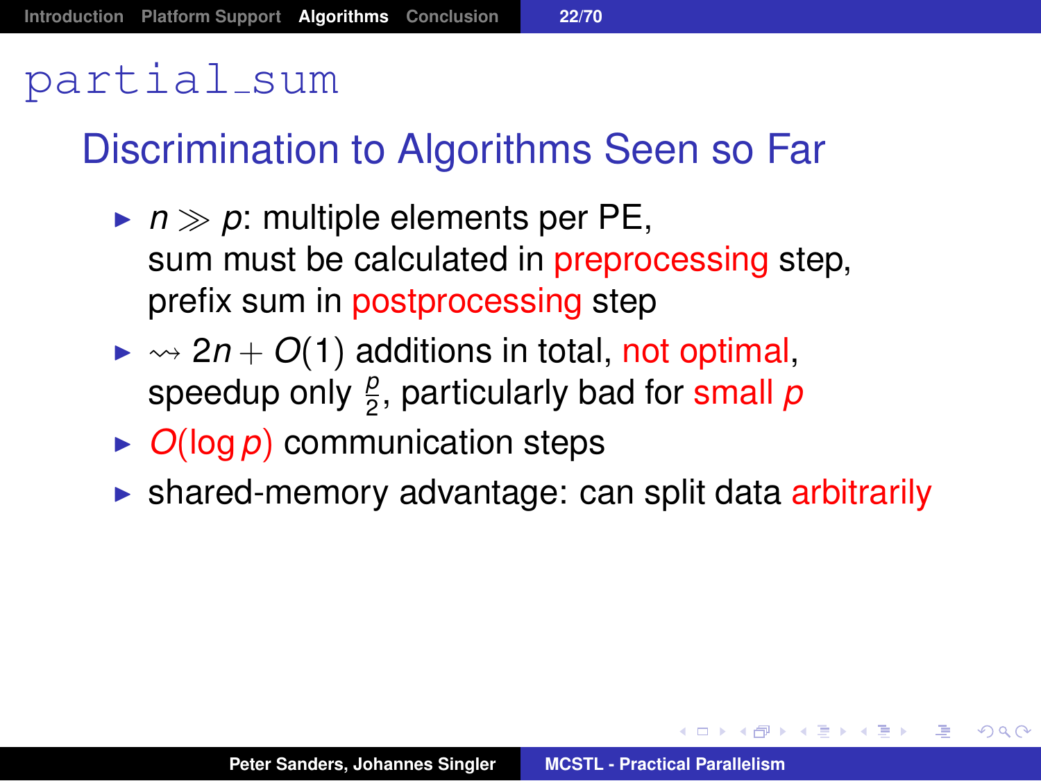# partial_sum

## Discrimination to Algorithms Seen so Far

- $n \gg p$: multiple elements per PE, sum must be calculated in preprocessing step, prefix sum in postprocessing step
- $\rightsquigarrow 2n + O(1)$ additions in total, not optimal, speedup only $\frac{p}{2}$, particularly bad for small $p$
- $O(\log p)$ communication steps
- shared-memory advantage: can split data arbitrarily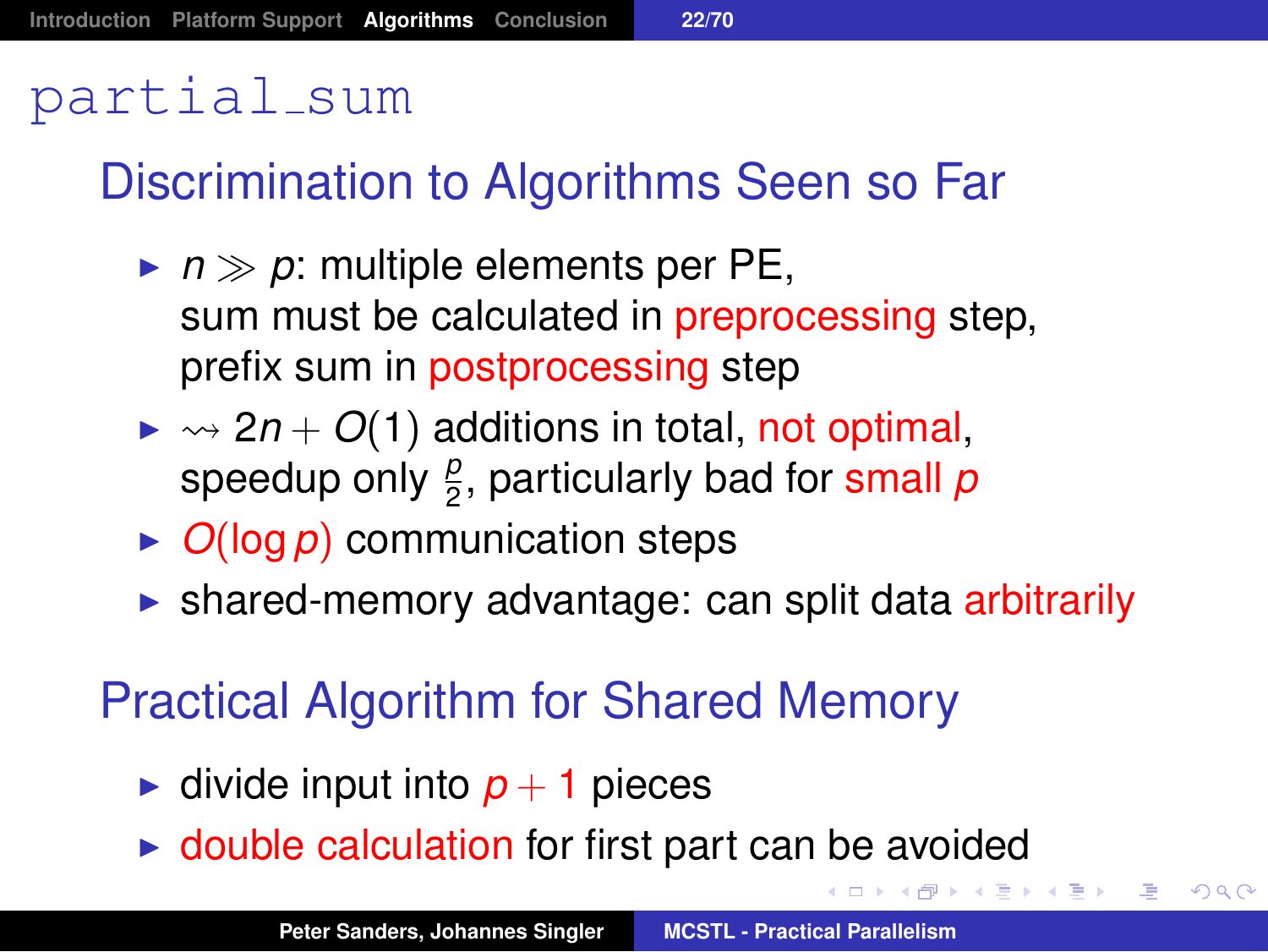# partial_sum

## Discrimination to Algorithms Seen so Far

- $n \gg p$: multiple elements per PE, sum must be calculated in preprocessing step, prefix sum in postprocessing step
- $\leadsto 2n + O(1)$ additions in total, not optimal, speedup only $\frac{p}{2}$, particularly bad for small $p$
- $O(\log p)$ communication steps
- shared-memory advantage: can split data arbitrarily

## Practical Algorithm for Shared Memory

- divide input into $p + 1$ pieces
- double calculation for first part can be avoided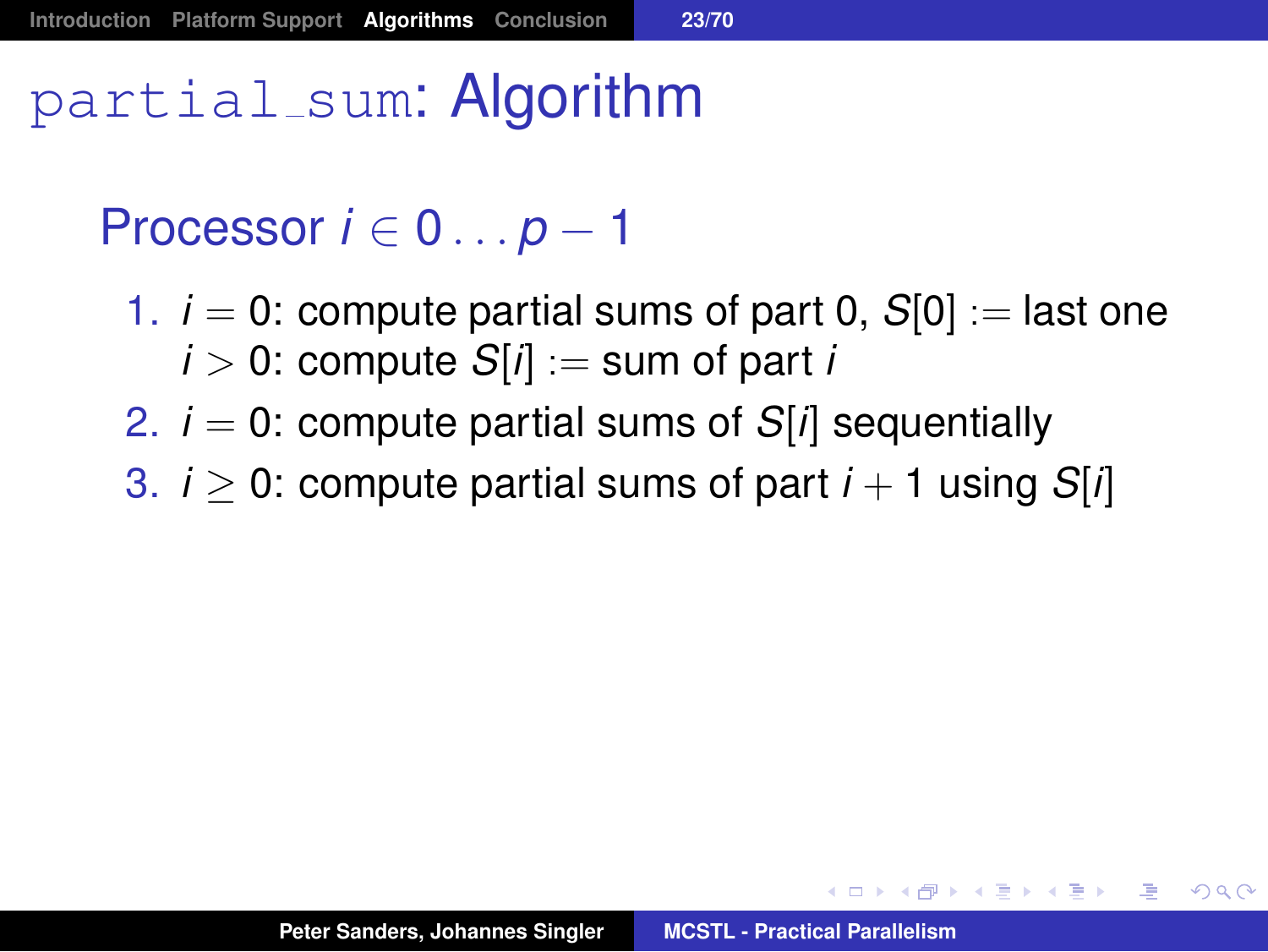# `partial_sum`: Algorithm

## Processor $i \in 0 \ldots p-1$

1. $i = 0$: compute partial sums of part 0, $S[0] :=$ last one
   $i > 0$: compute $S[i] :=$ sum of part $i$
2. $i = 0$: compute partial sums of $S[i]$ sequentially
3. $i \geq 0$: compute partial sums of part $i+1$ using $S[i]$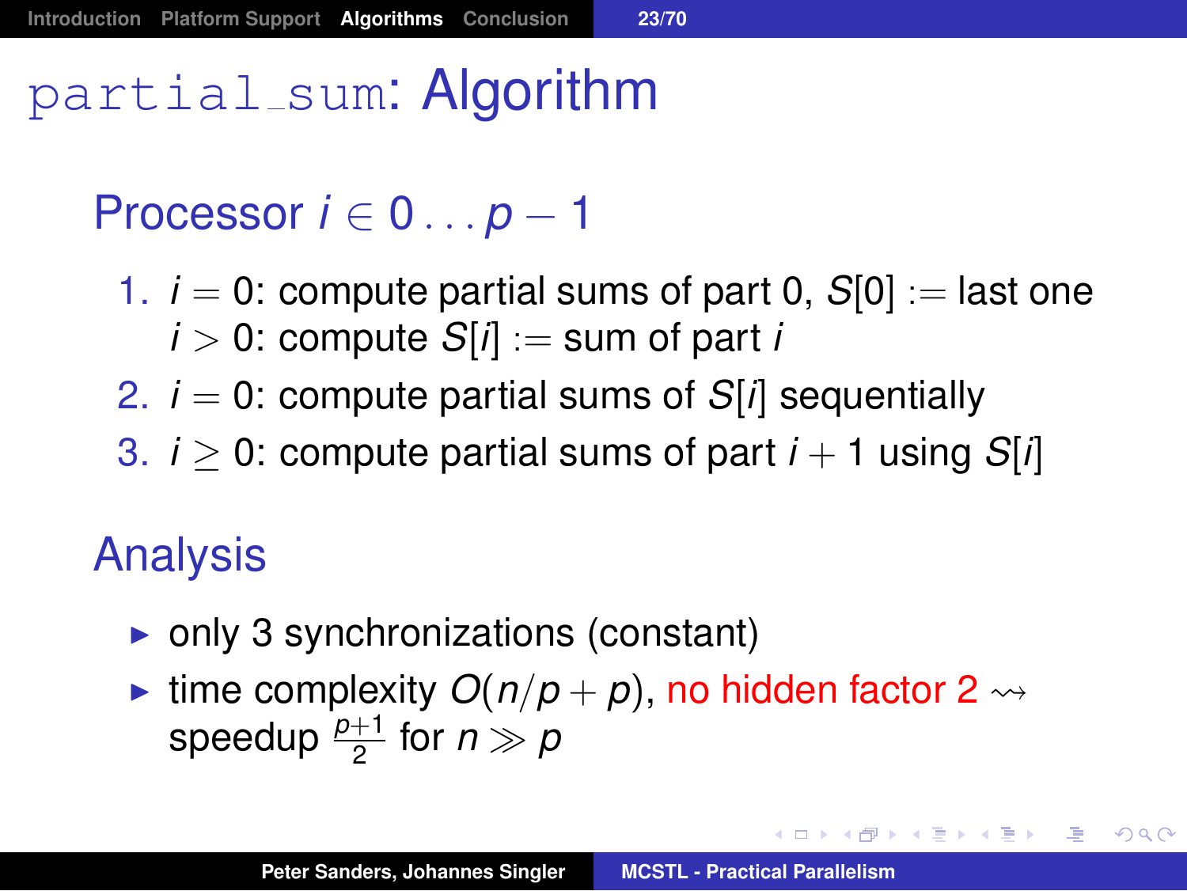# `partial_sum`: Algorithm

## Processor $i \in 0 \ldots p-1$

1. $i = 0$: compute partial sums of part 0, $S[0] :=$ last one
   $i > 0$: compute $S[i] :=$ sum of part $i$
2. $i = 0$: compute partial sums of $S[i]$ sequentially
3. $i \geq 0$: compute partial sums of part $i+1$ using $S[i]$

## Analysis

- only 3 synchronizations (constant)
- time complexity $O(n/p + p)$, no hidden factor 2 $\rightsquigarrow$ speedup $\frac{p+1}{2}$ for $n \gg p$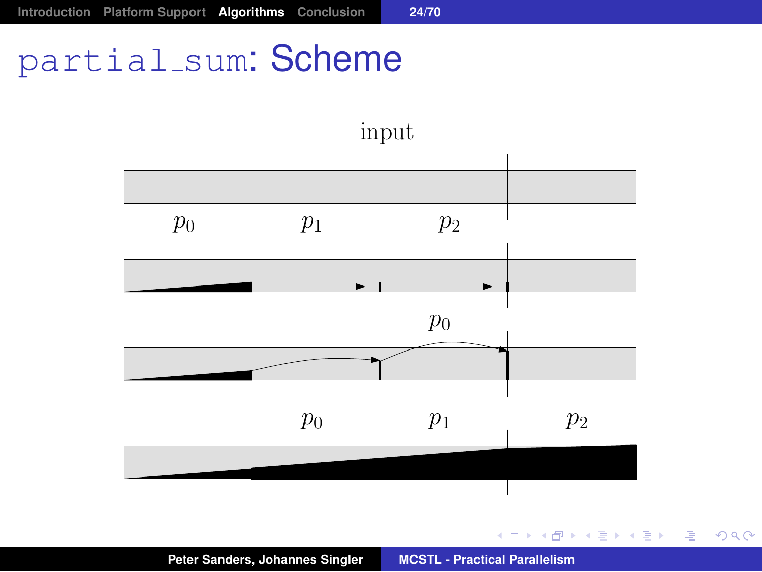# `partial_sum`: Scheme

input

$p_0$ $p_1$ $p_2$

$p_0$

$p_0$ $p_1$ $p_2$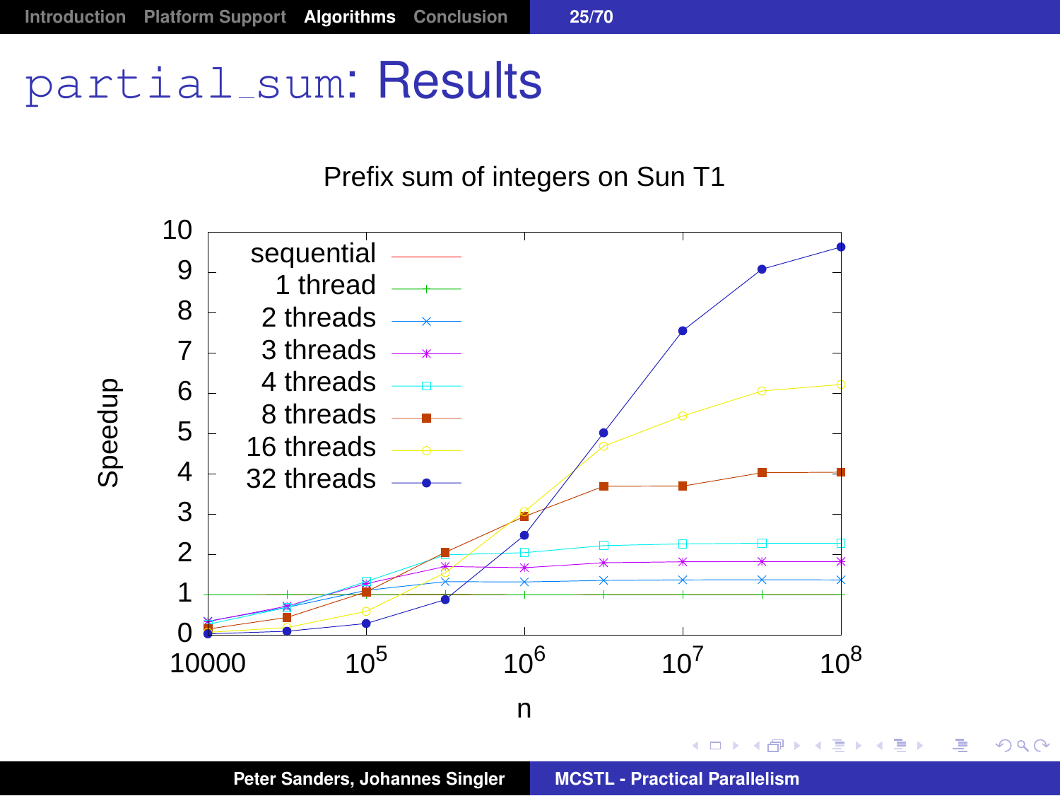# partial_sum: Results

Prefix sum of integers on Sun T1

Speedup

10, 9, 8, 7, 6, 5, 4, 3, 2, 1, 0

- sequential
- 1 thread
- 2 threads
- 3 threads
- 4 threads
- 8 threads
- 16 threads
- 32 threads

10000, $10^5$, $10^6$, $10^7$, $10^8$

n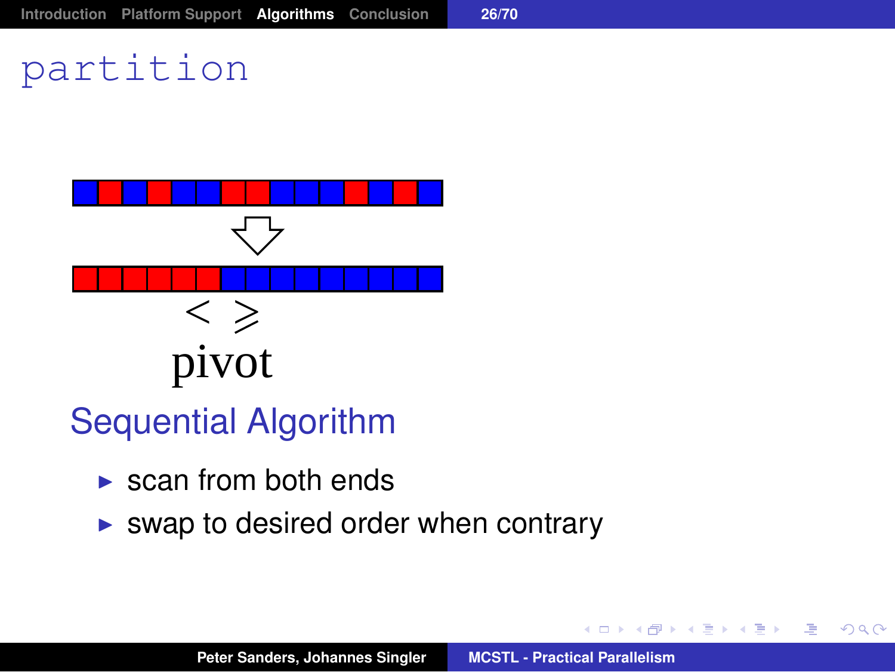# partition

$<$ $\geqslant$

pivot

## Sequential Algorithm

- scan from both ends
- swap to desired order when contrary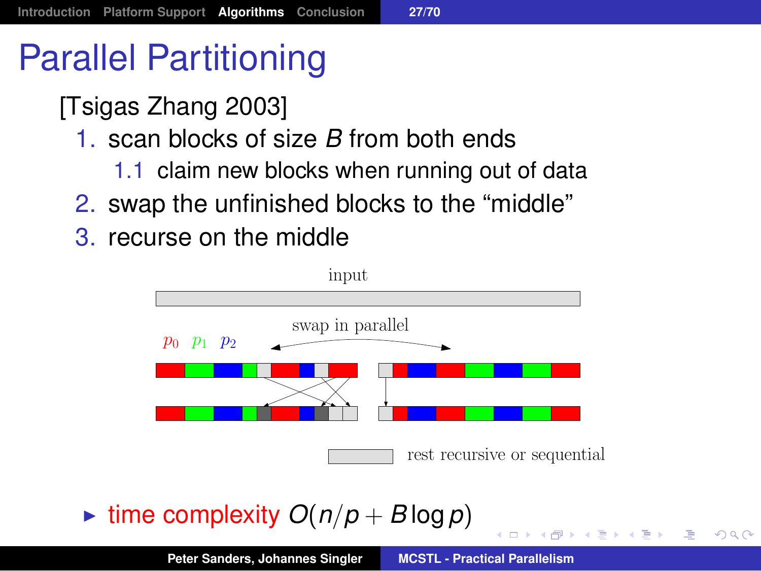# Parallel Partitioning

[Tsigas Zhang 2003]

1. scan blocks of size *B* from both ends
   1.1 claim new blocks when running out of data
2. swap the unfinished blocks to the “middle”
3. recurse on the middle

input

swap in parallel

$p_0$ $p_1$ $p_2$

rest recursive or sequential

- time complexity $O(n/p + B \log p)$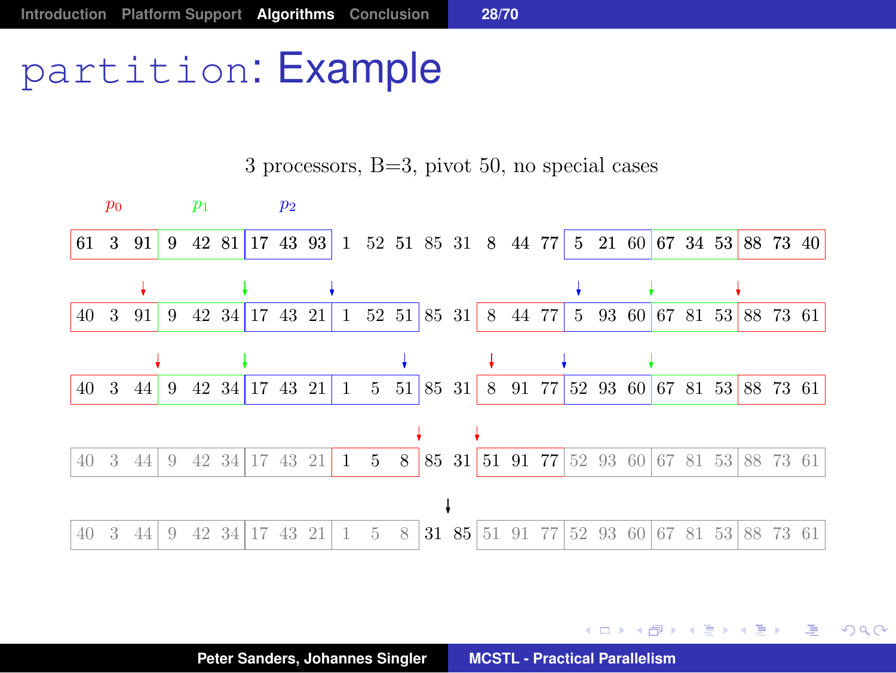# partition: Example

3 processors, B=3, pivot 50, no special cases

$p_0$ $p_1$ $p_2$

| 61 | 3 | 91 | 9 | 42 | 81 | 17 | 43 | 93 | 1 | 52 | 51 | 85 | 31 | 8 | 44 | 77 | 5 | 21 | 60 | 67 | 34 | 53 | 88 | 73 | 40 |
|---|---|---|---|---|---|---|---|---|---|---|---|---|---|---|---|---|---|---|---|---|---|---|---|---|---|
| 40 | 3 | 91 | 9 | 42 | 34 | 17 | 43 | 21 | 1 | 52 | 51 | 85 | 31 | 8 | 44 | 77 | 5 | 93 | 60 | 67 | 81 | 53 | 88 | 73 | 61 |
| 40 | 3 | 44 | 9 | 42 | 34 | 17 | 43 | 21 | 1 | 5 | 51 | 85 | 31 | 8 | 91 | 77 | 52 | 93 | 60 | 67 | 81 | 53 | 88 | 73 | 61 |
| 40 | 3 | 44 | 9 | 42 | 34 | 17 | 43 | 21 | 1 | 5 | 8 | 85 | 31 | 51 | 91 | 77 | 52 | 93 | 60 | 67 | 81 | 53 | 88 | 73 | 61 |
| 40 | 3 | 44 | 9 | 42 | 34 | 17 | 43 | 21 | 1 | 5 | 8 | 31 | 85 | 51 | 91 | 77 | 52 | 93 | 60 | 67 | 81 | 53 | 88 | 73 | 61 |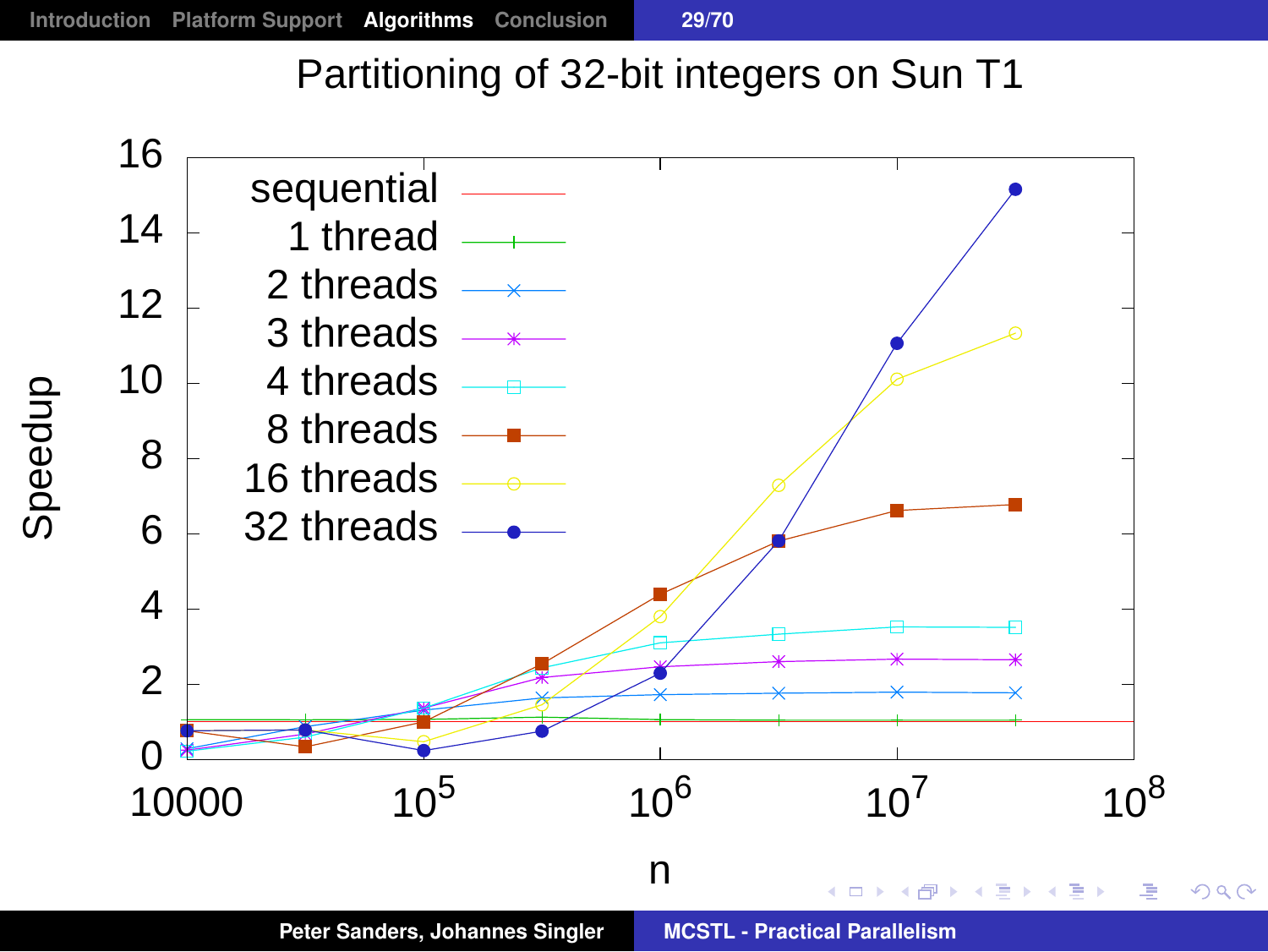# Partitioning of 32-bit integers on Sun T1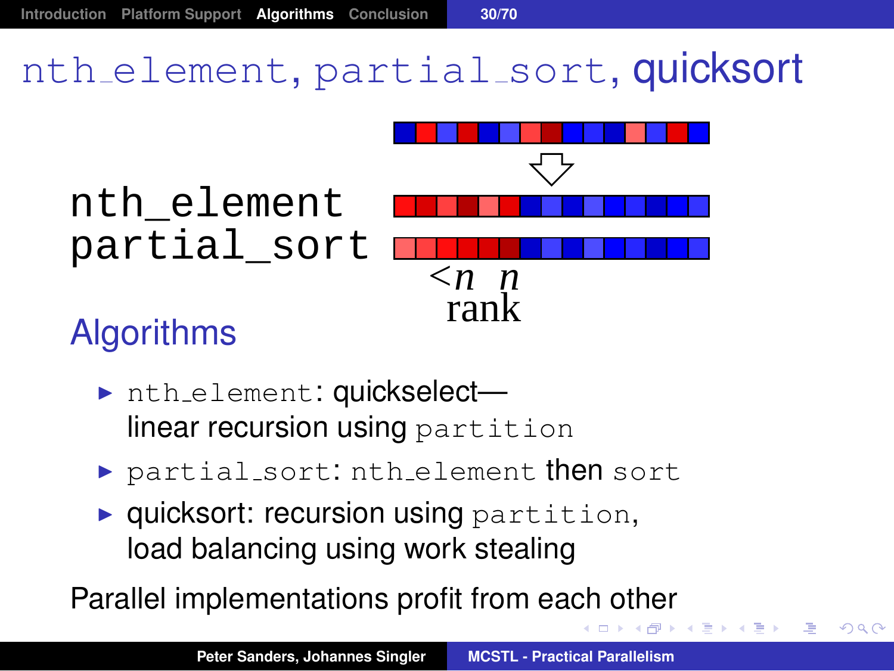# nth_element, partial_sort, quicksort

nth_element
partial_sort

<n n
rank

## Algorithms

- nth_element: quickselect—
  linear recursion using partition
- partial_sort: nth_element then sort
- quicksort: recursion using partition,
  load balancing using work stealing

Parallel implementations profit from each other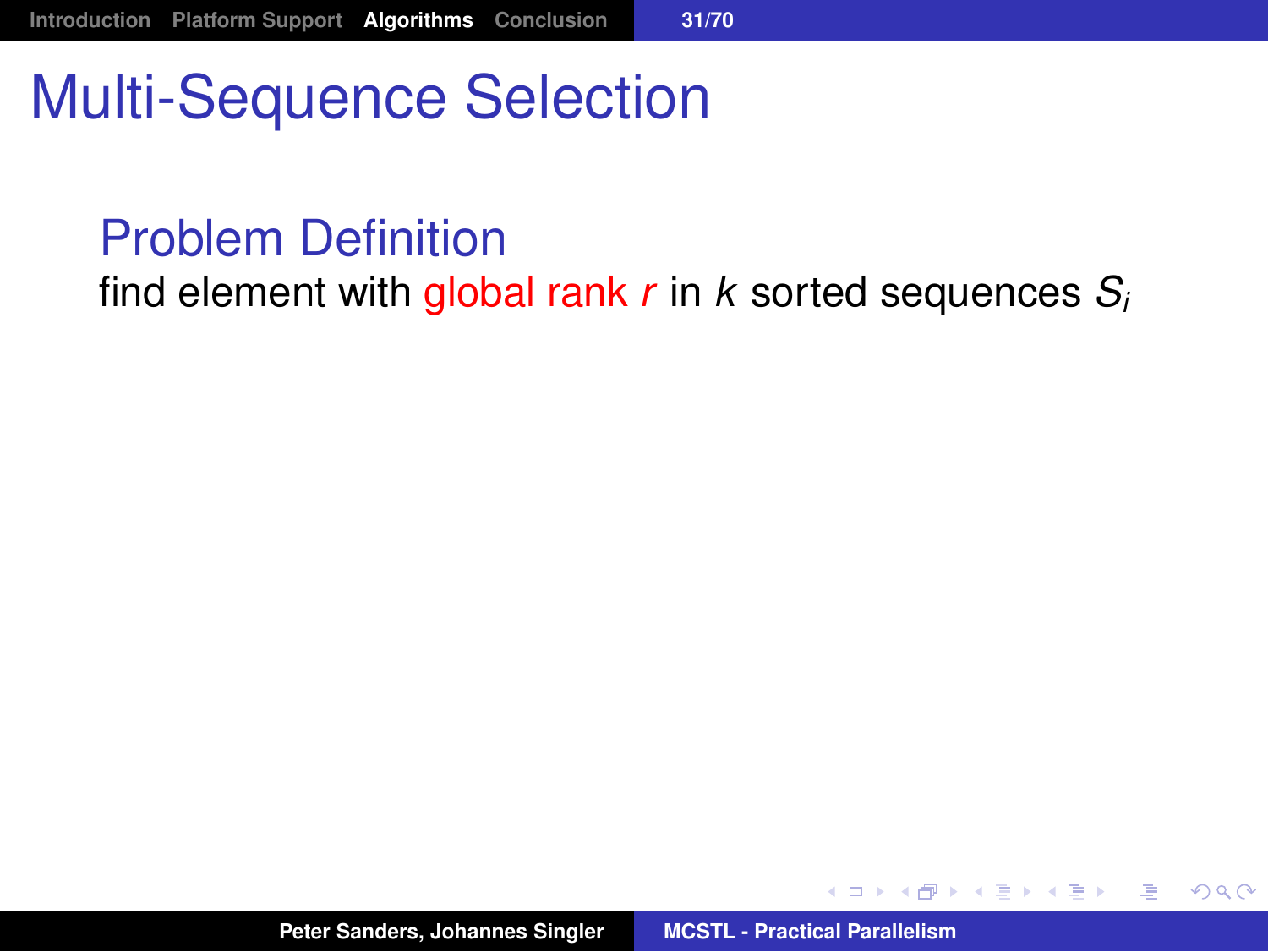# Multi-Sequence Selection

## Problem Definition

find element with global rank $r$ in $k$ sorted sequences $S_i$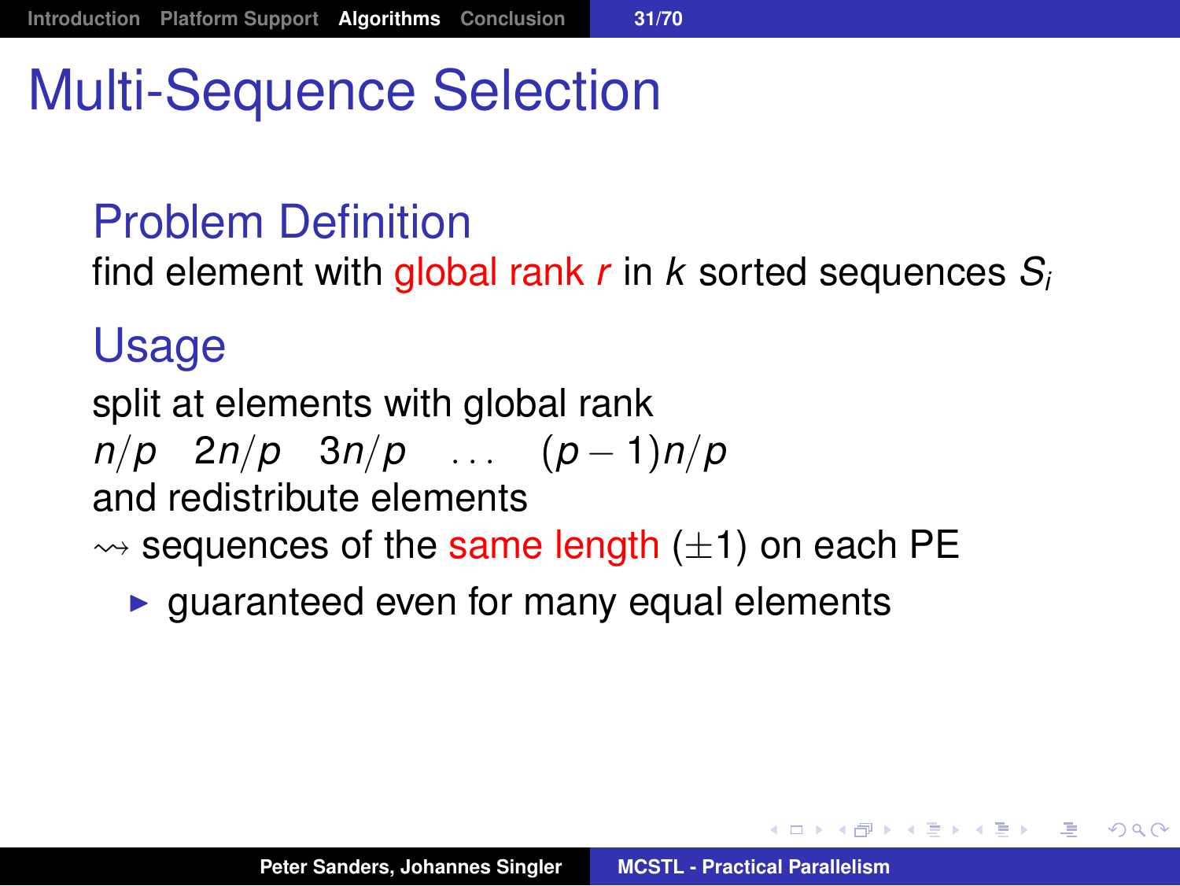# Multi-Sequence Selection

## Problem Definition

find element with global rank $r$ in $k$ sorted sequences $S_i$

## Usage

split at elements with global rank

$n/p \quad 2n/p \quad 3n/p \quad \ldots \quad (p-1)n/p$

and redistribute elements

$\rightsquigarrow$ sequences of the same length ($\pm 1$) on each PE

- guaranteed even for many equal elements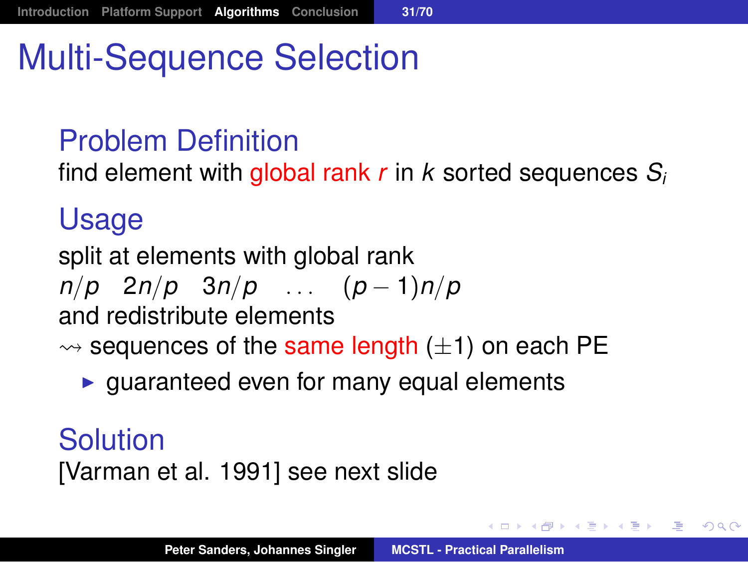# Multi-Sequence Selection

## Problem Definition

find element with global rank $r$ in $k$ sorted sequences $S_i$

## Usage

split at elements with global rank

$n/p \quad 2n/p \quad 3n/p \quad \ldots \quad (p-1)n/p$

and redistribute elements

$\rightsquigarrow$ sequences of the same length ($\pm 1$) on each PE

- guaranteed even for many equal elements

## Solution

[Varman et al. 1991] see next slide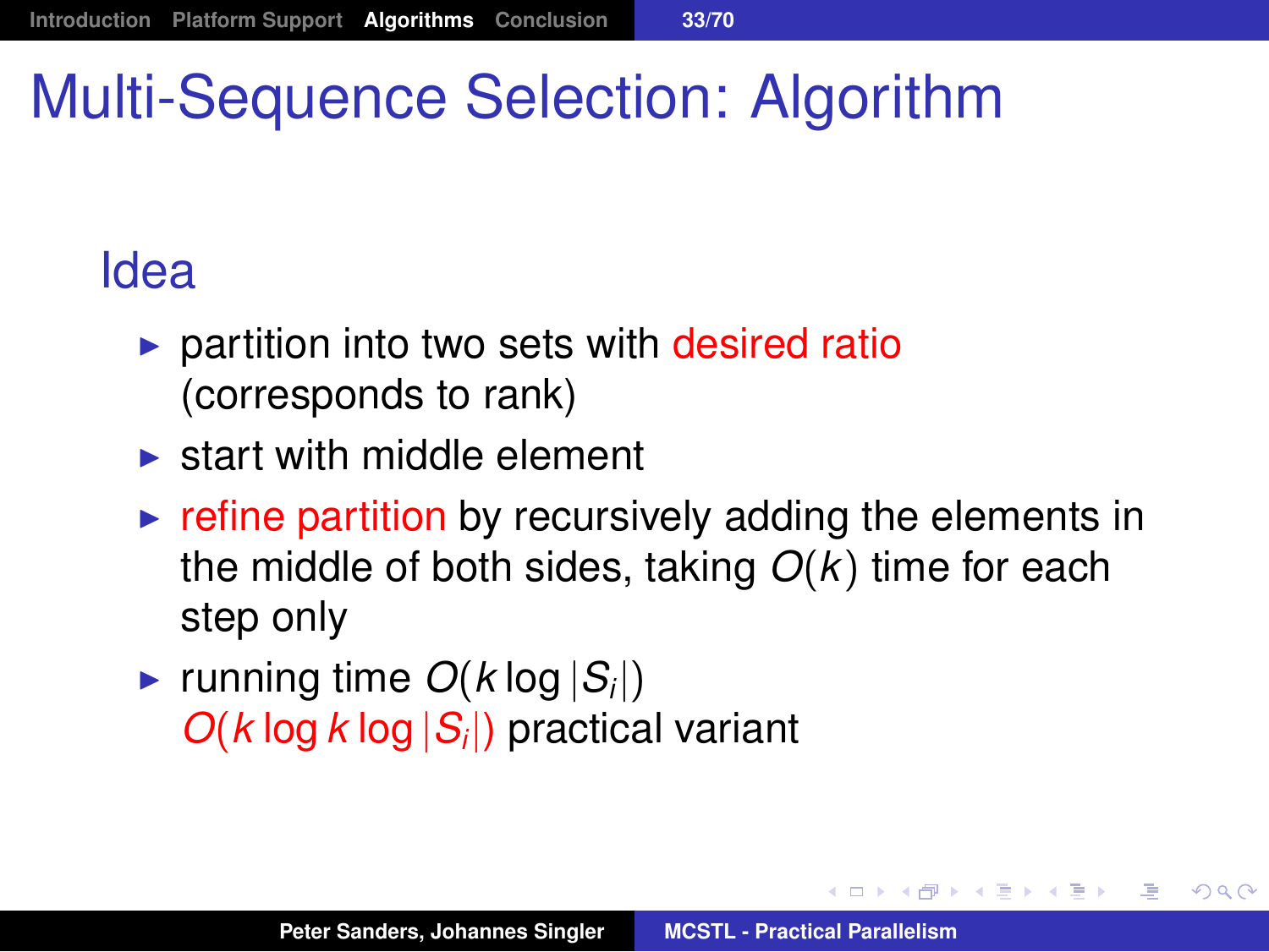# Multi-Sequence Selection: Algorithm

## Idea

- partition into two sets with desired ratio (corresponds to rank)
- start with middle element
- refine partition by recursively adding the elements in the middle of both sides, taking $O(k)$ time for each step only
- running time $O(k \log |S_i|)$
  $O(k \log k \log |S_i|)$ practical variant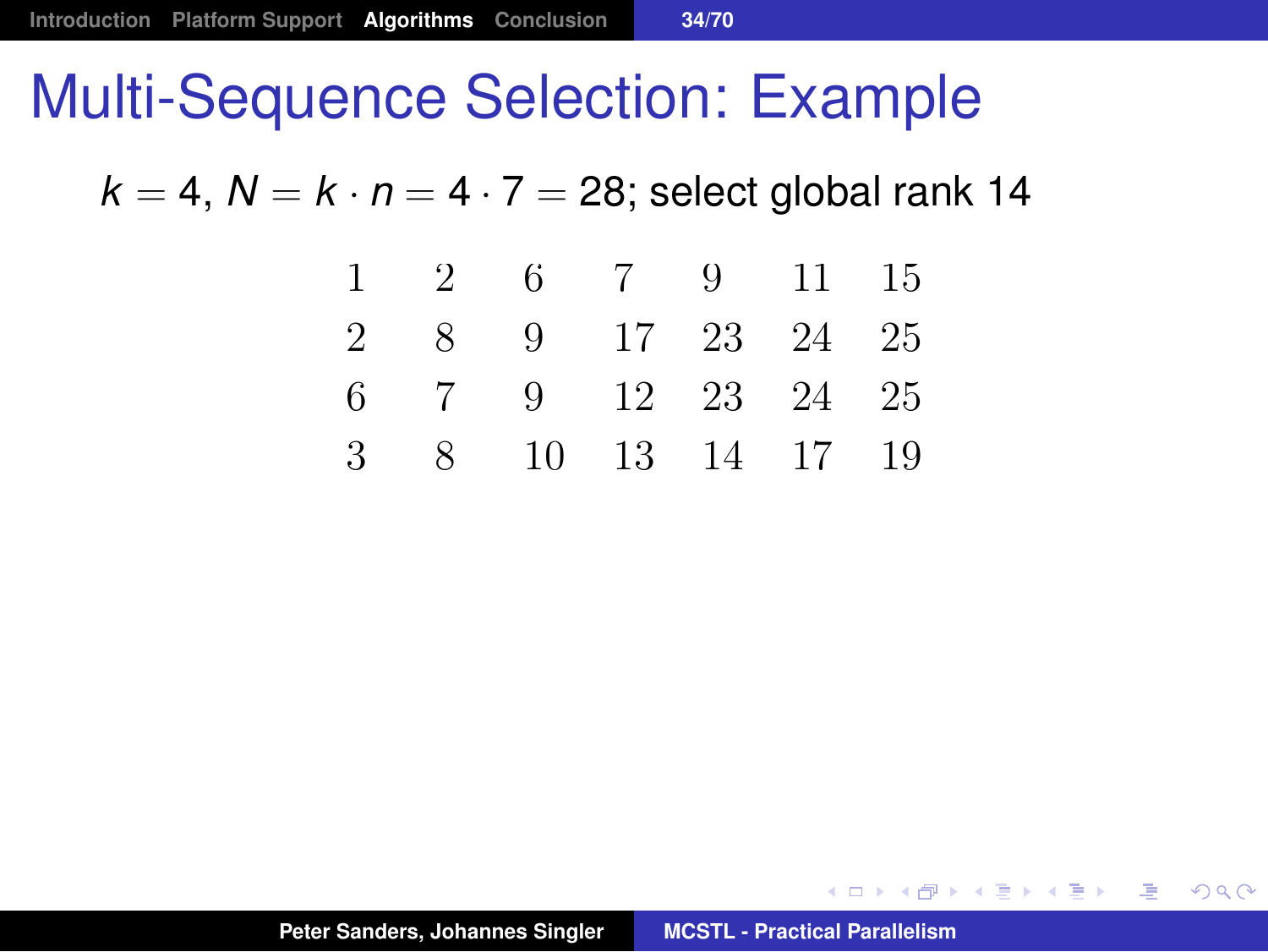# Multi-Sequence Selection: Example

$k = 4$, $N = k \cdot n = 4 \cdot 7 = 28$; select global rank 14

$$
\begin{array}{ccccccc}
1 & 2 & 6 & 7 & 9 & 11 & 15 \\
2 & 8 & 9 & 17 & 23 & 24 & 25 \\
6 & 7 & 9 & 12 & 23 & 24 & 25 \\
3 & 8 & 10 & 13 & 14 & 17 & 19
\end{array}
$$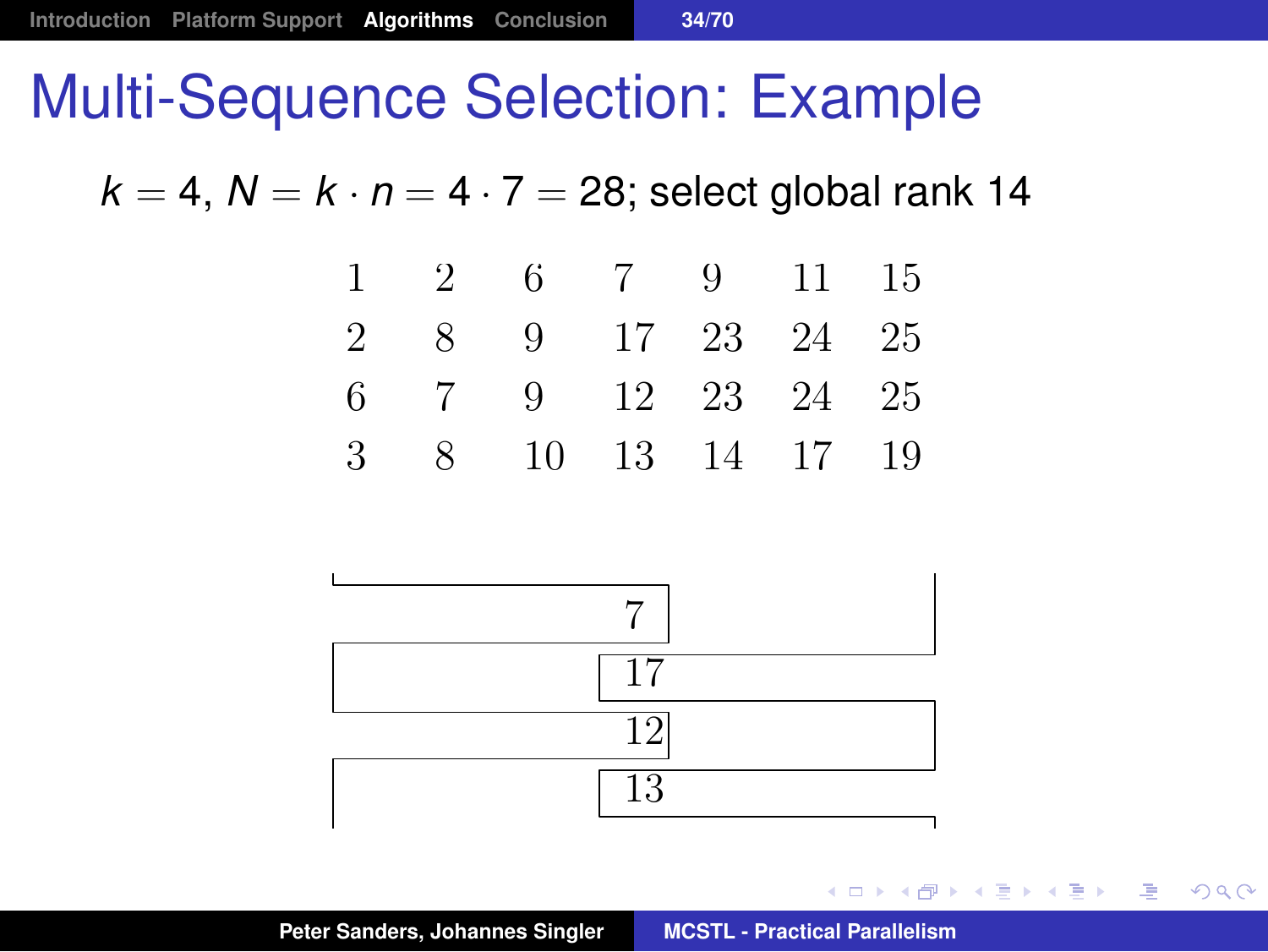# Multi-Sequence Selection: Example

$k = 4$, $N = k \cdot n = 4 \cdot 7 = 28$; select global rank 14

|   |   |   |   |   |   |   |
|---|---|---|---|---|---|---|
| 1 | 2 | 6 | 7 | 9 | 11 | 15 |
| 2 | 8 | 9 | 17 | 23 | 24 | 25 |
| 6 | 7 | 9 | 12 | 23 | 24 | 25 |
| 3 | 8 | 10 | 13 | 14 | 17 | 19 |

7

17

12

13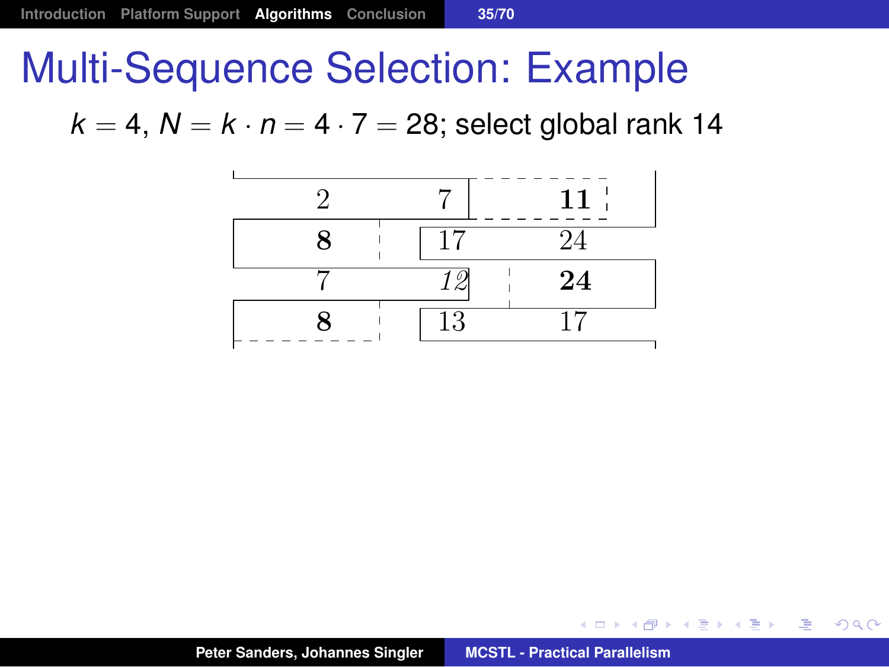# Multi-Sequence Selection: Example

$k = 4$, $N = k \cdot n = 4 \cdot 7 = 28$; select global rank 14

| | | |
|---|---|---|
| 2 | 7 | **11** |
| **8** | 17 | 24 |
| 7 | *12* | **24** |
| **8** | 13 | 17 |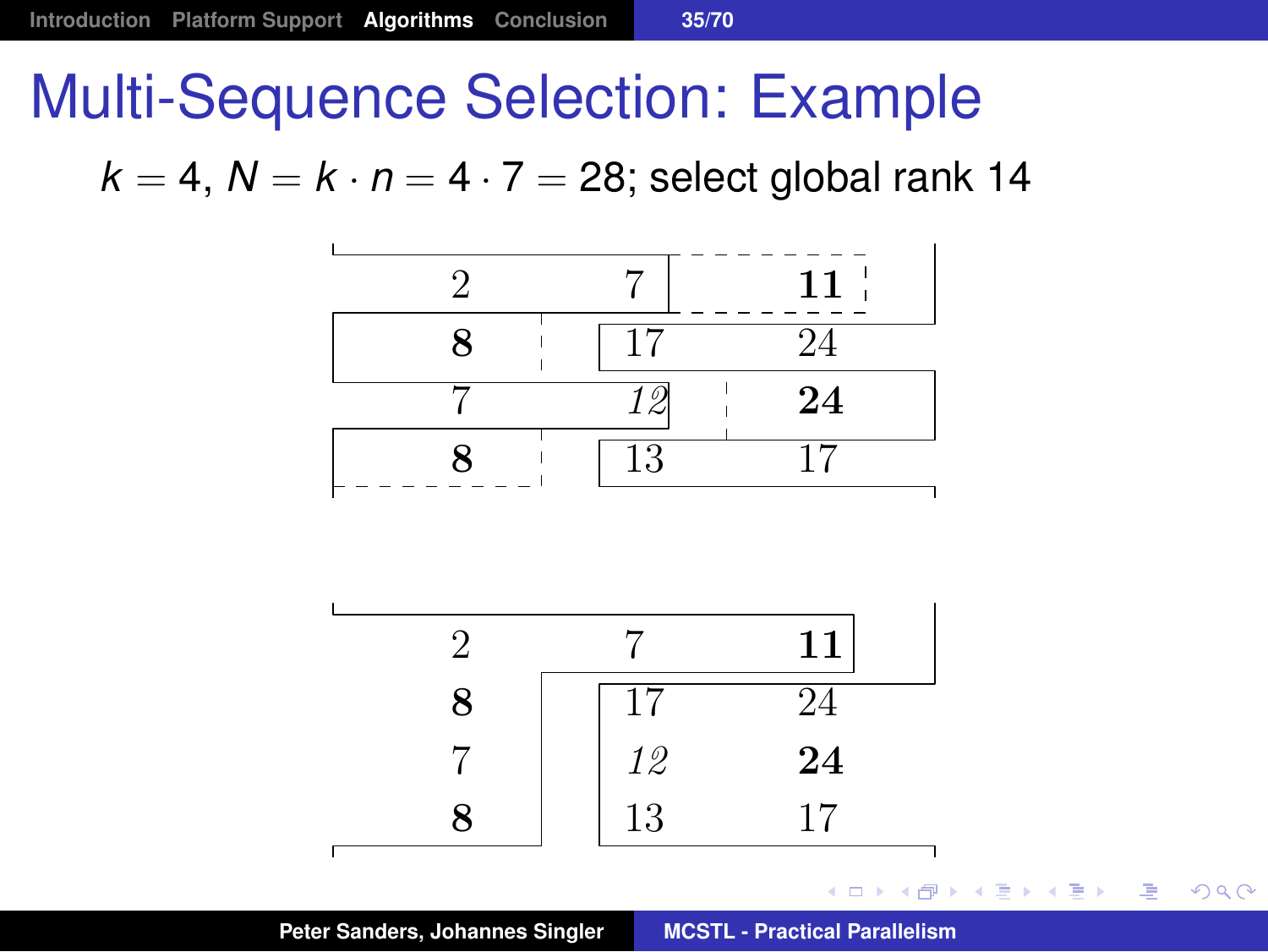# Multi-Sequence Selection: Example

$k = 4$, $N = k \cdot n = 4 \cdot 7 = 28$; select global rank 14

| | | |
|---|---|---|
| 2 | 7 | **11** |
| **8** | 17 | 24 |
| 7 | *12* | **24** |
| **8** | 13 | 17 |

| | | |
|---|---|---|
| 2 | 7 | **11** |
| **8** | 17 | 24 |
| 7 | *12* | **24** |
| **8** | 13 | 17 |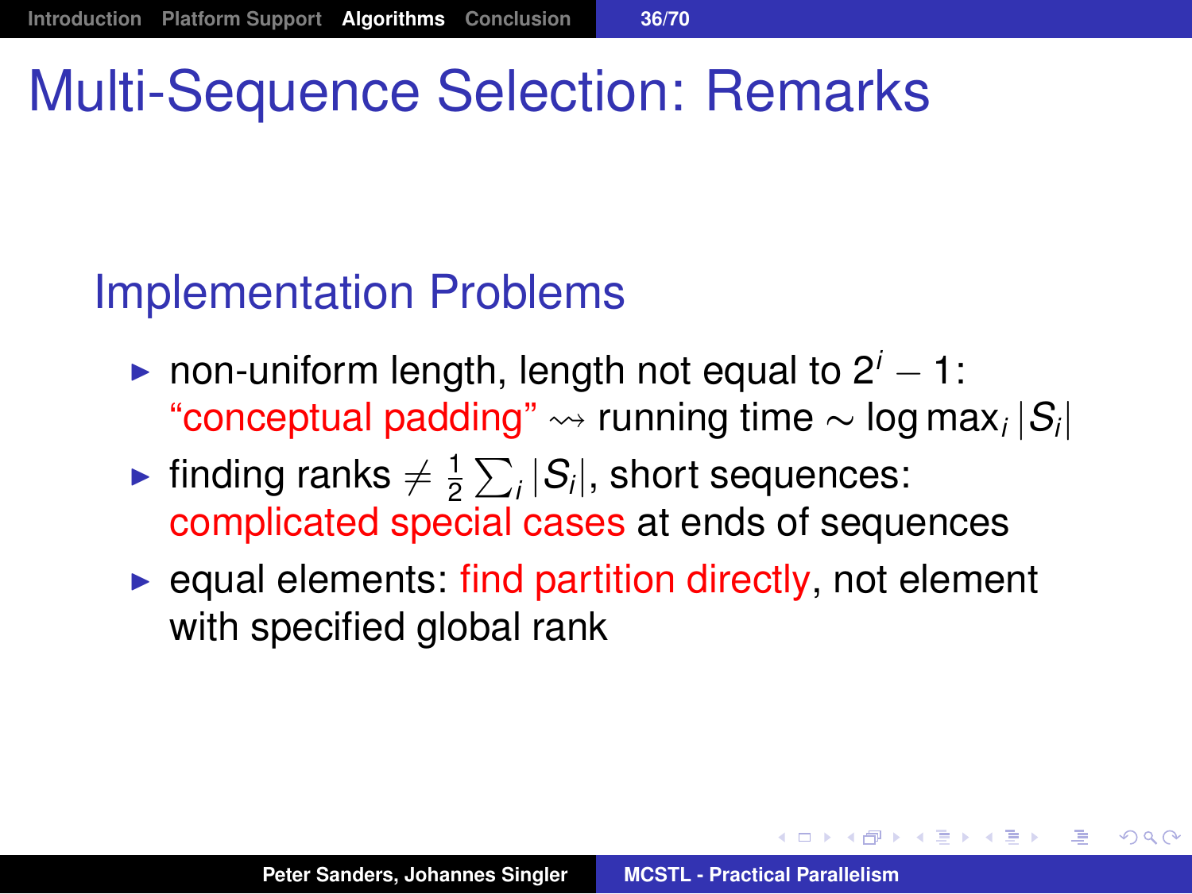# Multi-Sequence Selection: Remarks

## Implementation Problems

- non-uniform length, length not equal to $2^i - 1$: "conceptual padding" $\rightsquigarrow$ running time $\sim \log \max_i |S_i|$
- finding ranks $\neq \frac{1}{2} \sum_i |S_i|$, short sequences: complicated special cases at ends of sequences
- equal elements: find partition directly, not element with specified global rank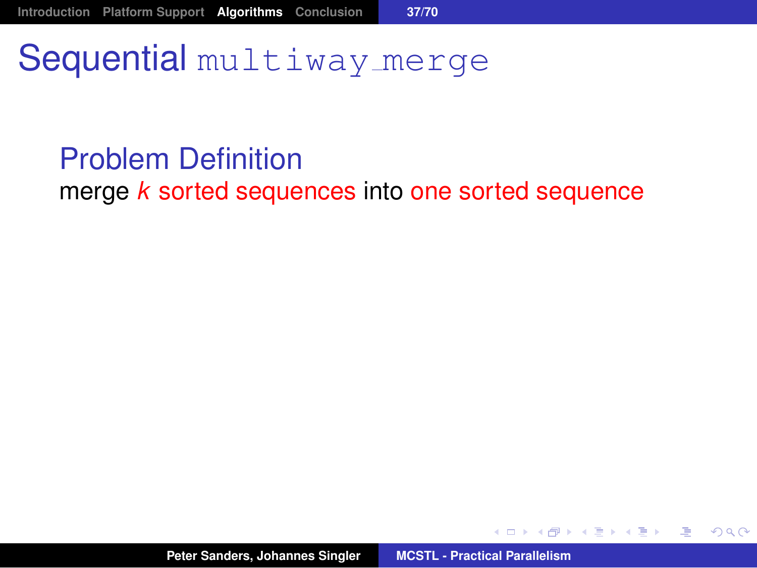# Sequential `multiway_merge`

## Problem Definition

merge $k$ sorted sequences into one sorted sequence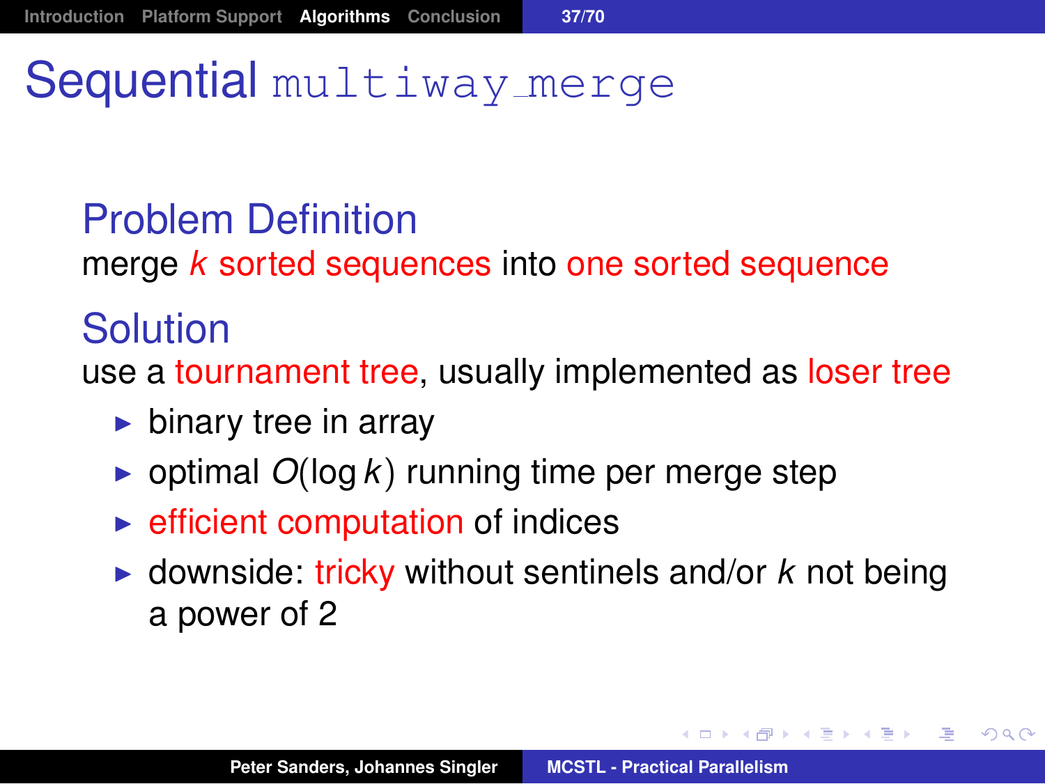# Sequential `multiway_merge`

## Problem Definition

merge $k$ sorted sequences into one sorted sequence

## Solution

use a tournament tree, usually implemented as loser tree

- binary tree in array
- optimal $O(\log k)$ running time per merge step
- efficient computation of indices
- downside: tricky without sentinels and/or $k$ not being a power of 2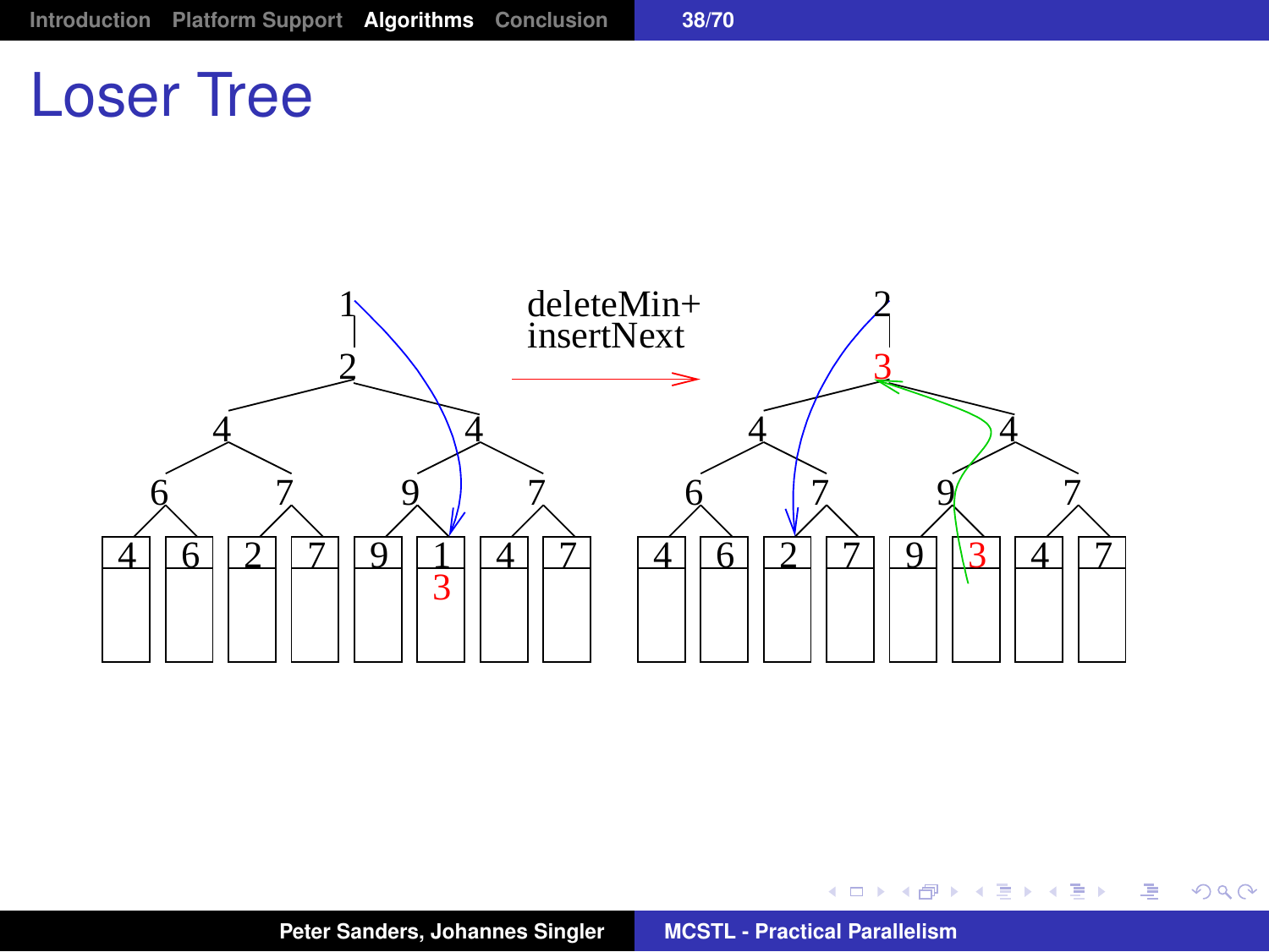# Loser Tree

deleteMin+
insertNext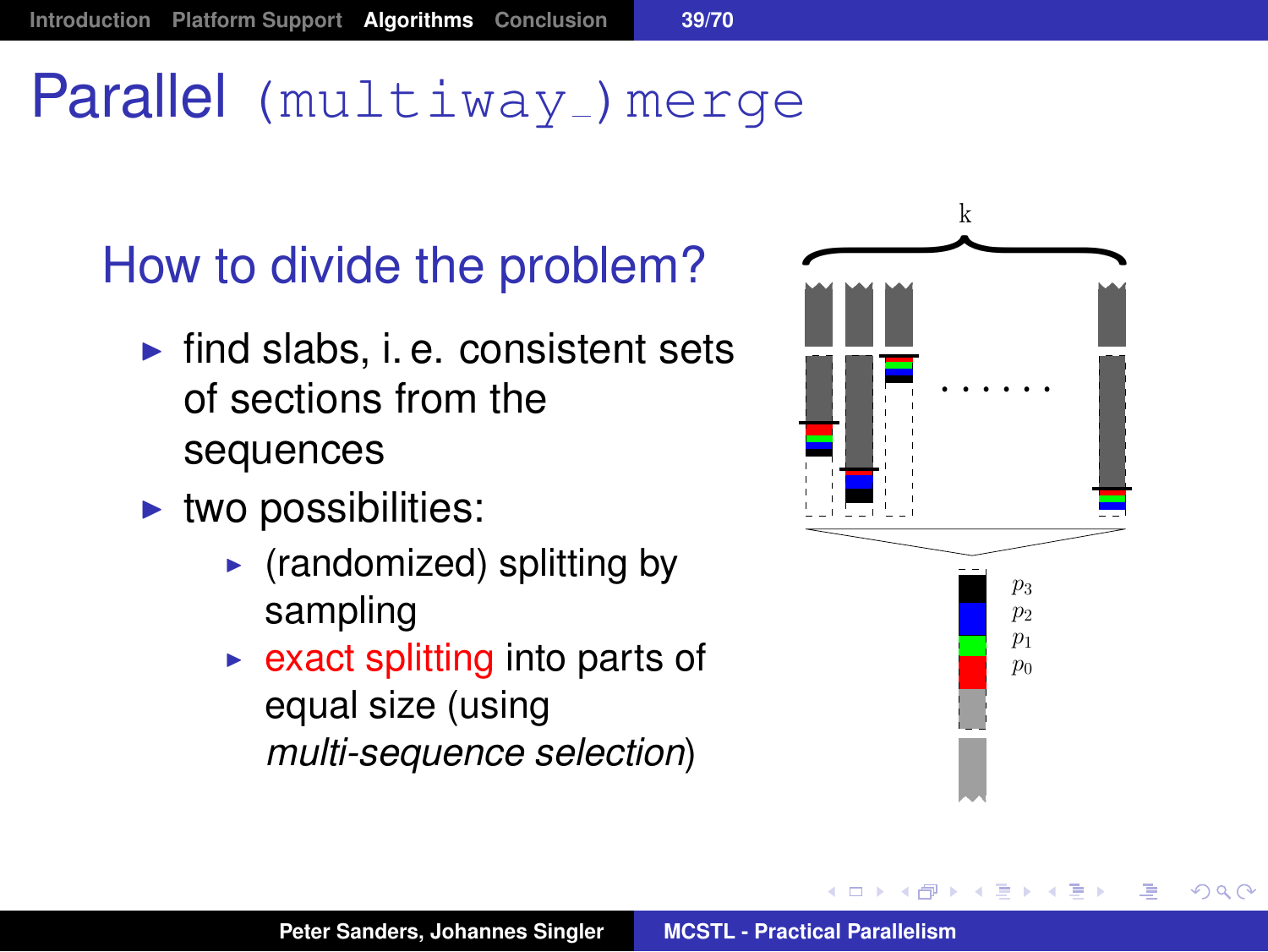# Parallel (multiway_)merge

## How to divide the problem?

- find slabs, i. e. consistent sets of sections from the sequences
- two possibilities:
  - (randomized) splitting by sampling
  - exact splitting into parts of equal size (using *multi-sequence selection*)

k

. . . . . .

$p_3$
$p_2$
$p_1$
$p_0$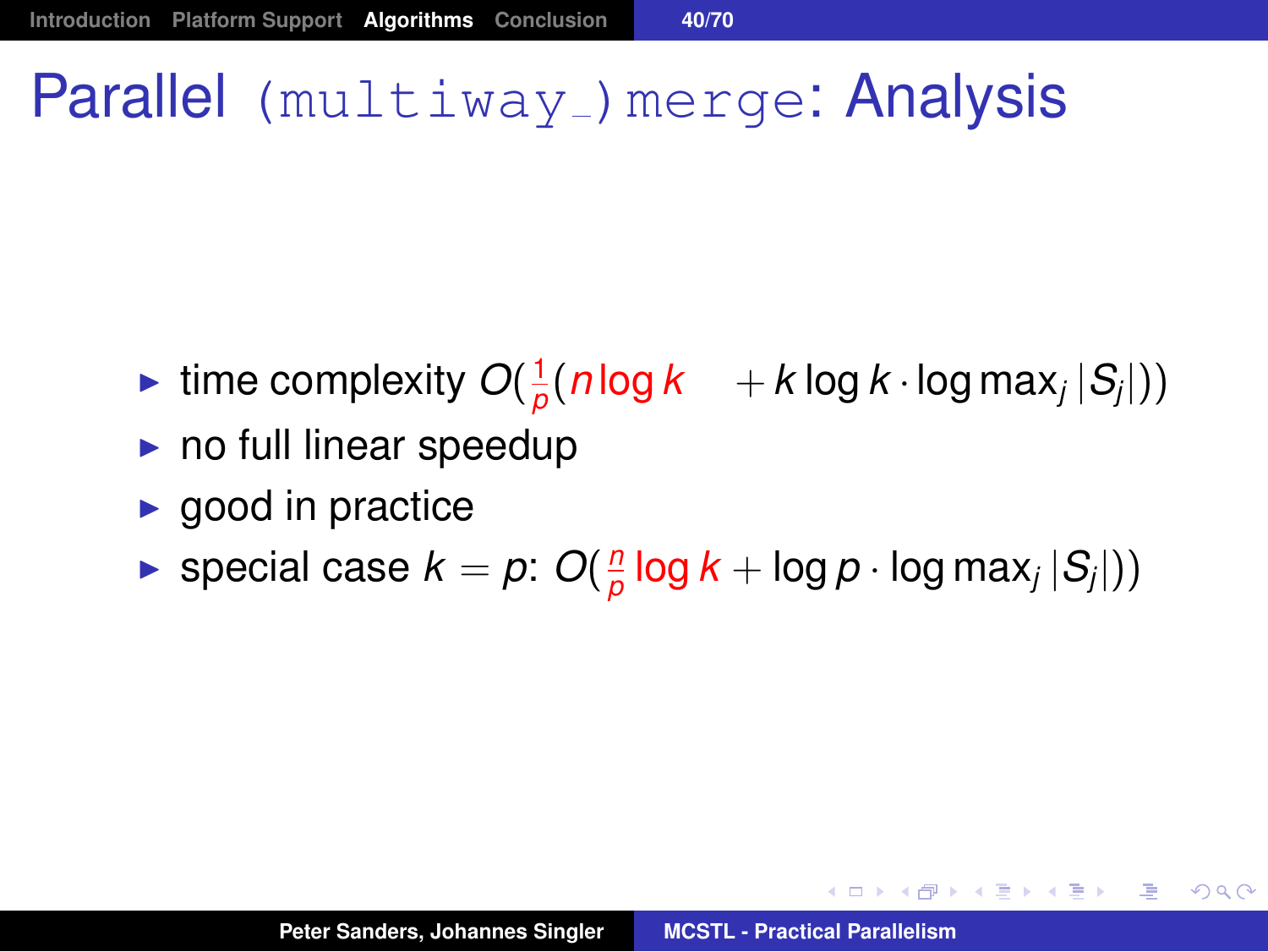# Parallel `(multiway_)merge`: Analysis

- time complexity $O(\frac{1}{p}(n \log k + k \log k \cdot \log \max_j |S_j|))$
- no full linear speedup
- good in practice
- special case $k = p$: $O(\frac{n}{p} \log k + \log p \cdot \log \max_j |S_j|))$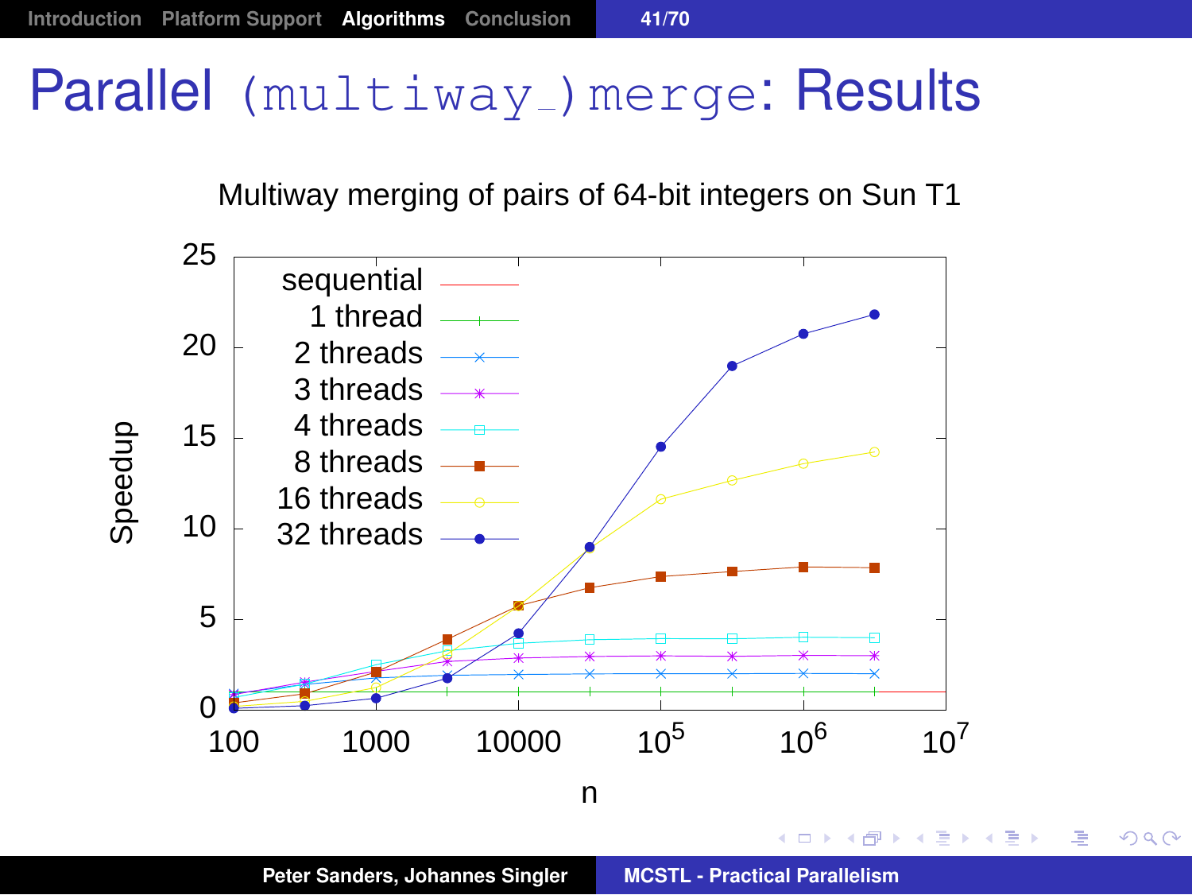# Parallel (multiway_)merge: Results

Multiway merging of pairs of 64-bit integers on Sun T1

| | |
|---|---|
| sequential | |
| 1 thread | |
| 2 threads | |
| 3 threads | |
| 4 threads | |
| 8 threads | |
| 16 threads | |
| 32 threads | |

Speedup (0–25) vs. n (100, 1000, 10000, $10^5$, $10^6$, $10^7$)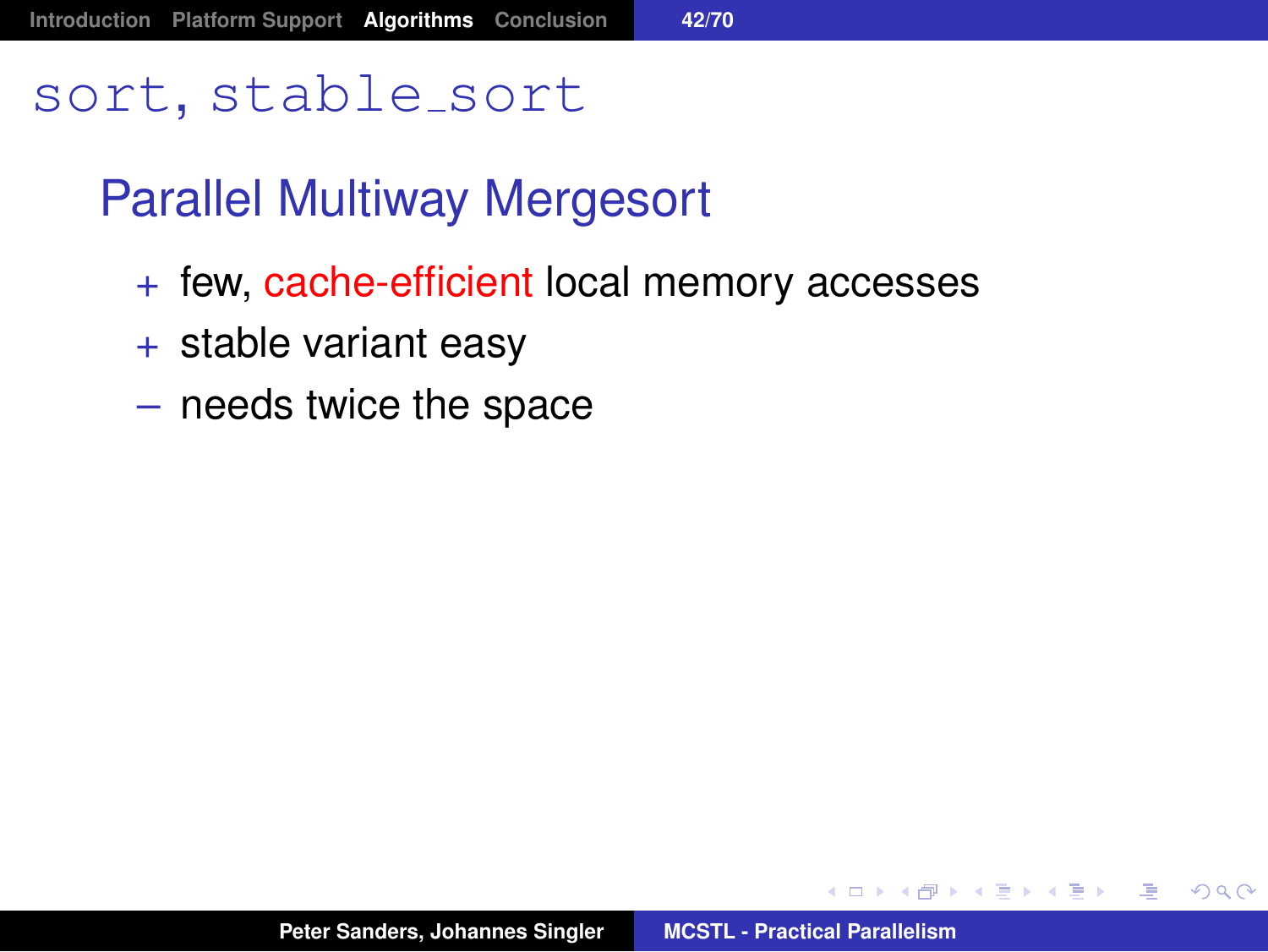# sort, stable_sort

## Parallel Multiway Mergesort

+ few, cache-efficient local memory accesses
+ stable variant easy
– needs twice the space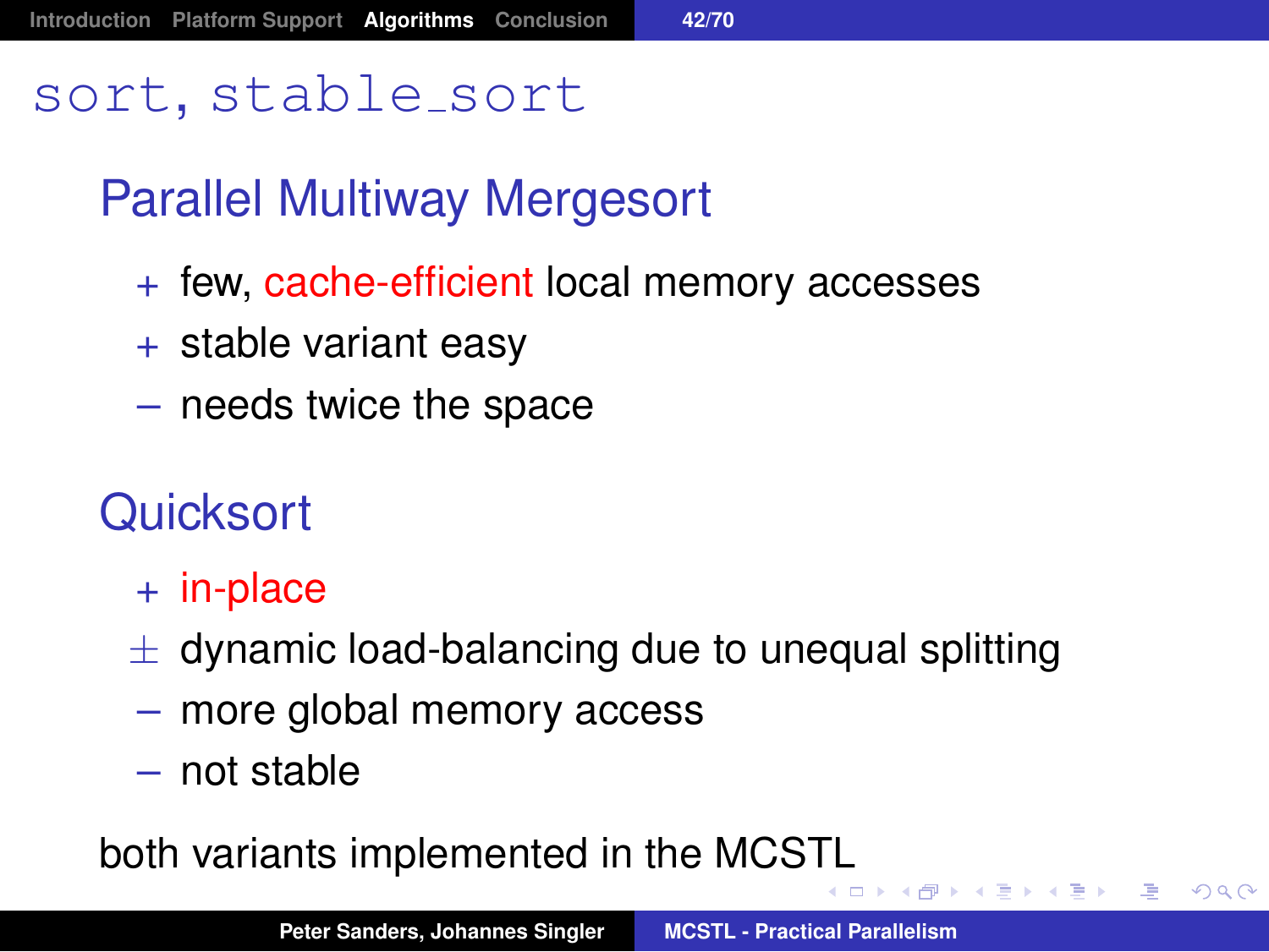# sort, stable_sort

## Parallel Multiway Mergesort

- \+ few, cache-efficient local memory accesses
- \+ stable variant easy
- – needs twice the space

## Quicksort

- \+ in-place
- ± dynamic load-balancing due to unequal splitting
- – more global memory access
- – not stable

both variants implemented in the MCSTL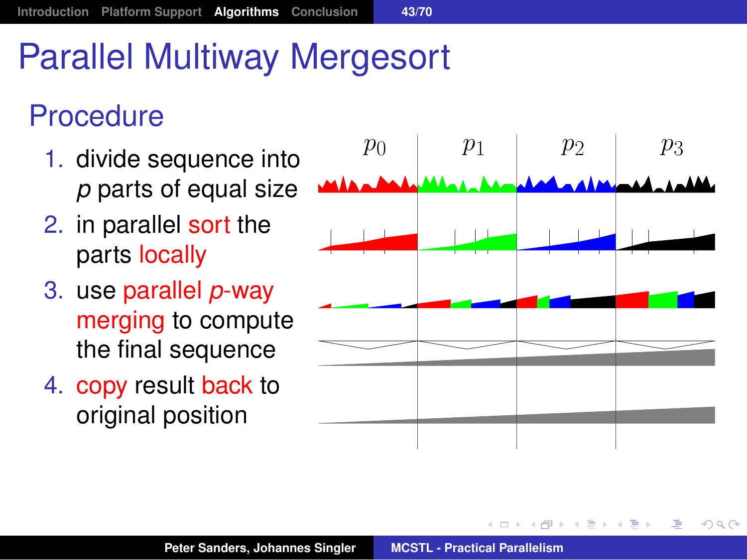# Parallel Multiway Mergesort

## Procedure

1. divide sequence into *p* parts of equal size
2. in parallel sort the parts locally
3. use parallel *p*-way merging to compute the final sequence
4. copy result back to original position

$p_0$ $p_1$ $p_2$ $p_3$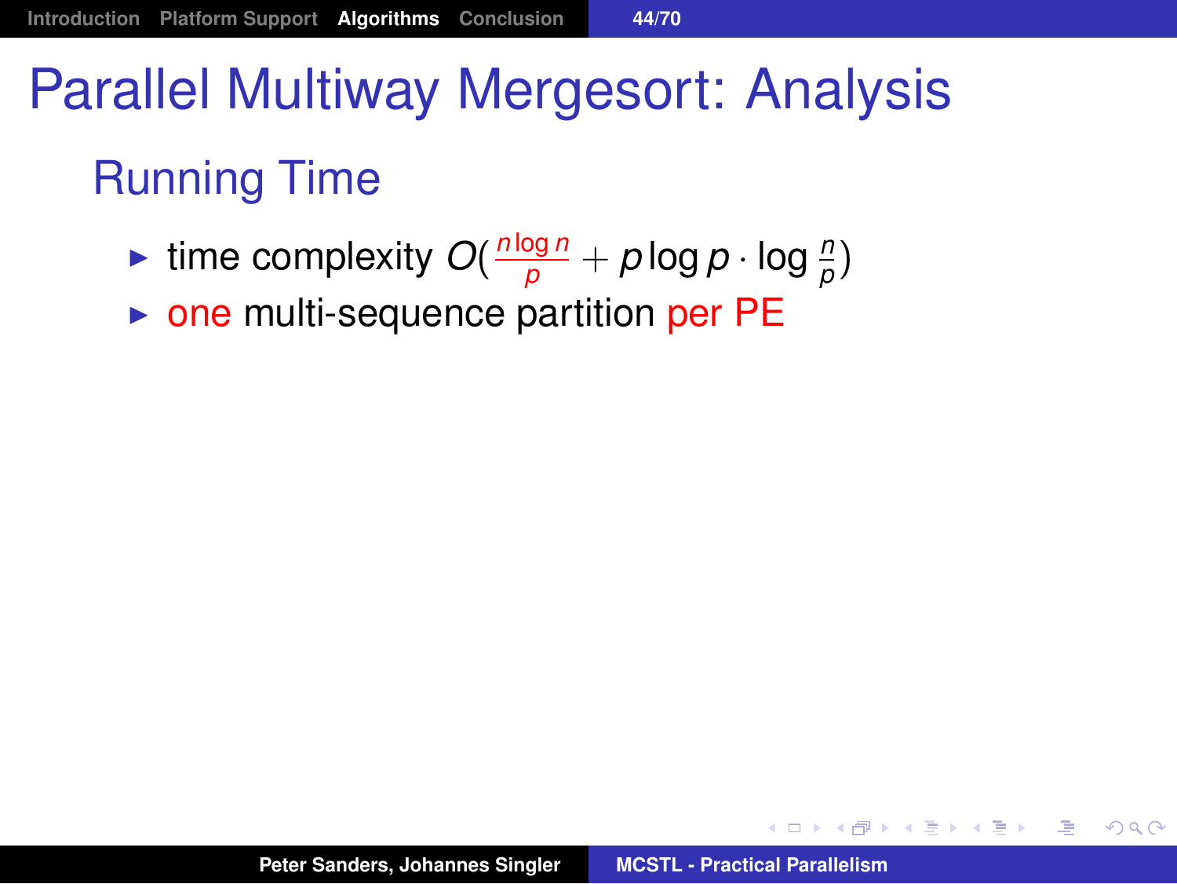# Parallel Multiway Mergesort: Analysis

## Running Time

- time complexity $O(\frac{n \log n}{p} + p \log p \cdot \log \frac{n}{p})$
- one multi-sequence partition per PE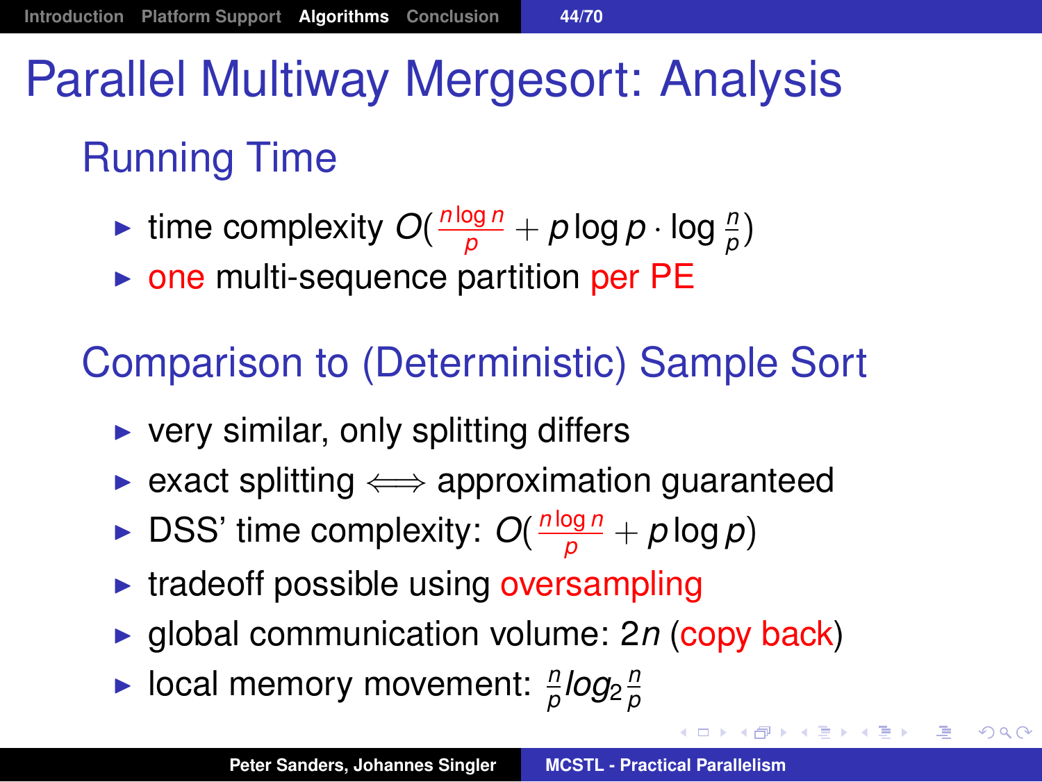# Parallel Multiway Mergesort: Analysis

## Running Time

- time complexity $O(\frac{n \log n}{p} + p \log p \cdot \log \frac{n}{p})$
- one multi-sequence partition per PE

## Comparison to (Deterministic) Sample Sort

- very similar, only splitting differs
- exact splitting $\Longleftrightarrow$ approximation guaranteed
- DSS' time complexity: $O(\frac{n \log n}{p} + p \log p)$
- tradeoff possible using oversampling
- global communication volume: $2n$ (copy back)
- local memory movement: $\frac{n}{p} log_2 \frac{n}{p}$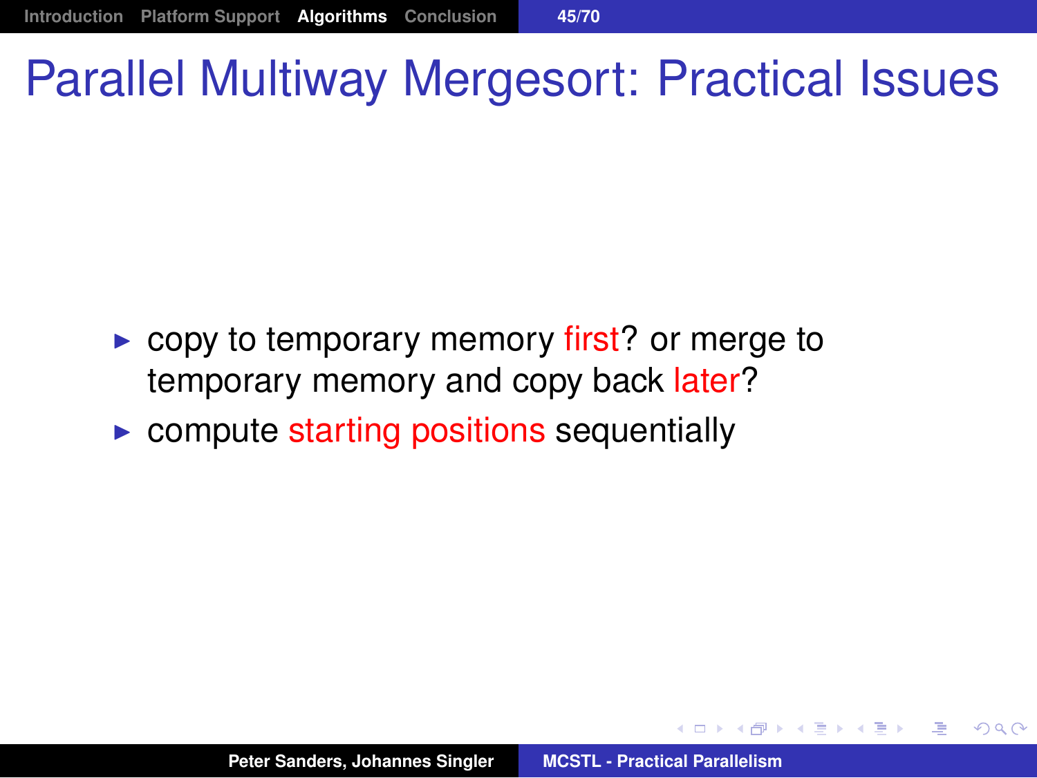# Parallel Multiway Mergesort: Practical Issues

- copy to temporary memory first? or merge to temporary memory and copy back later?
- compute starting positions sequentially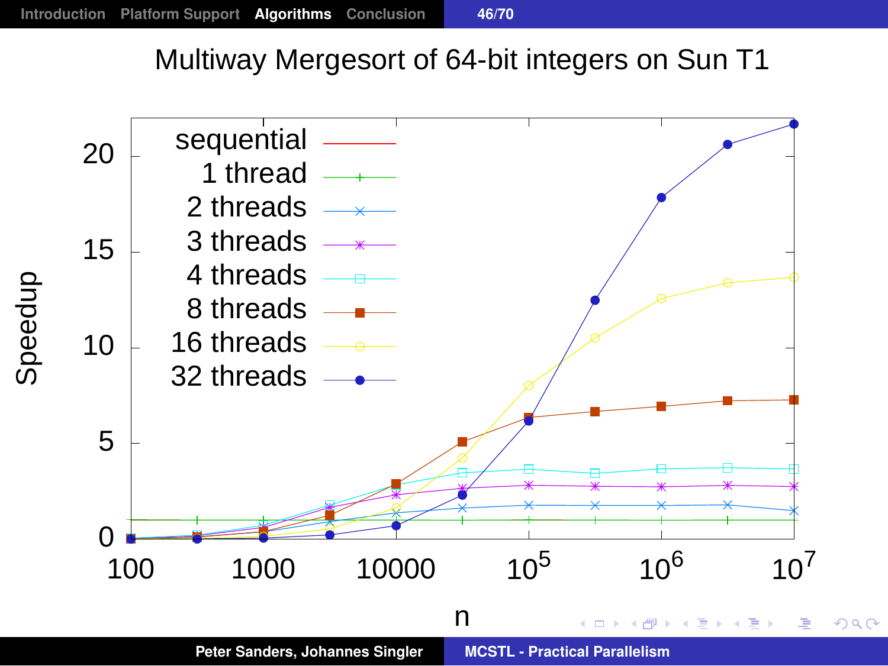# Multiway Mergesort of 64-bit integers on Sun T1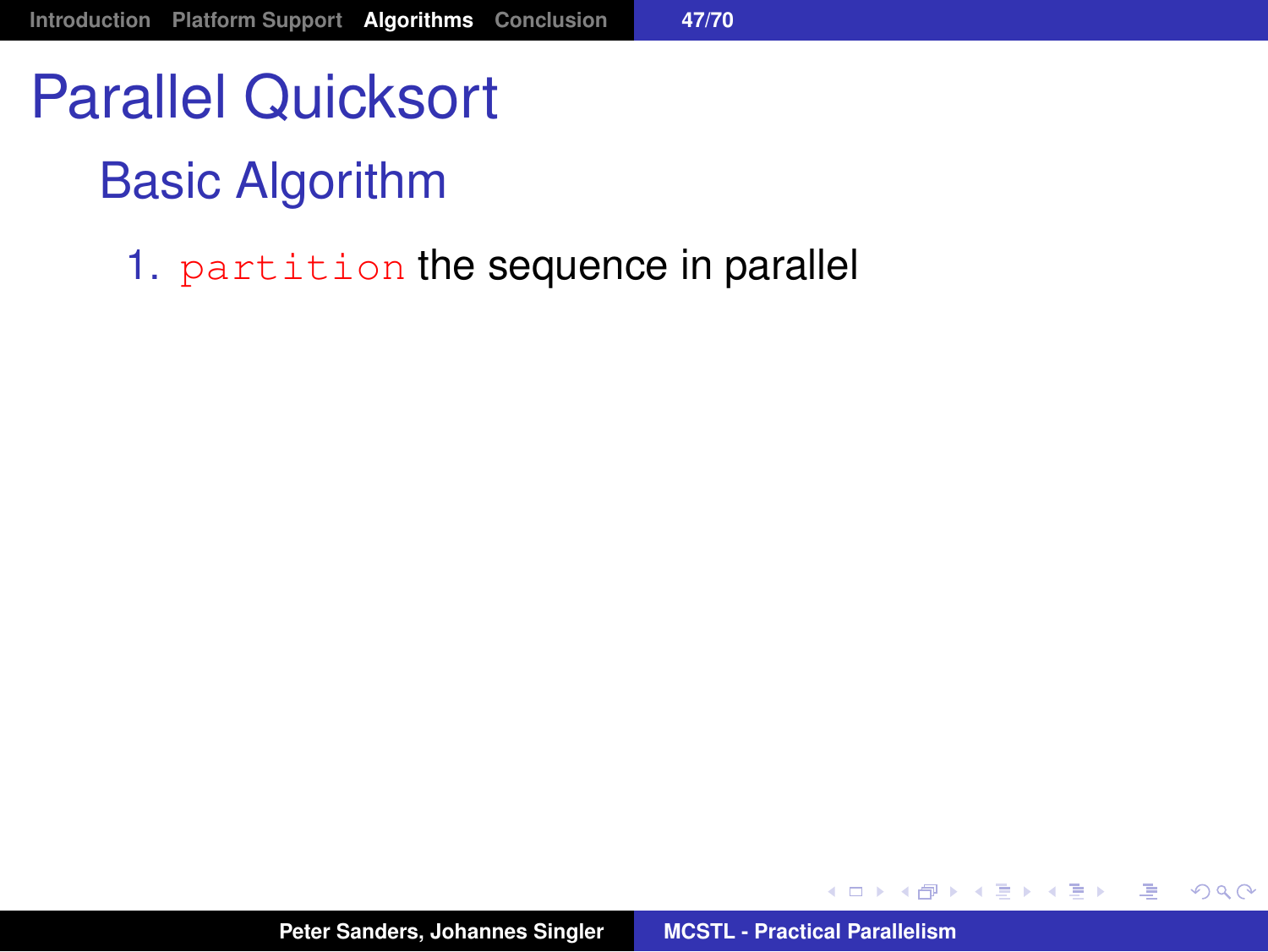# Parallel Quicksort

## Basic Algorithm

1. `partition` the sequence in parallel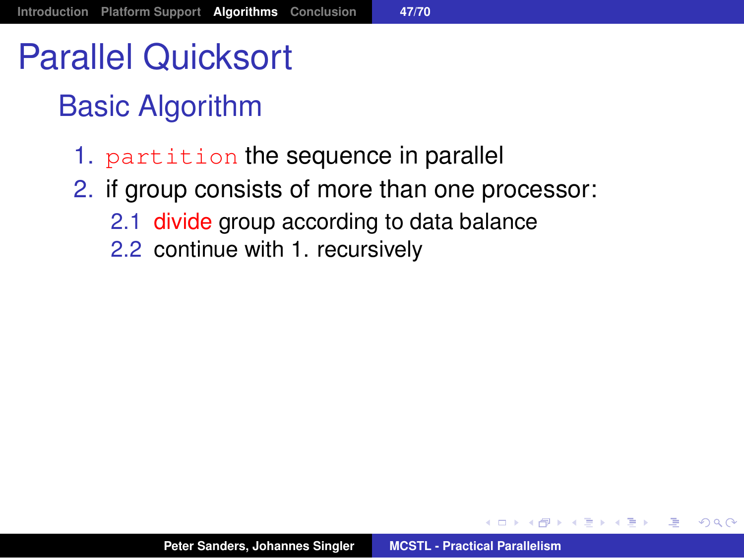# Parallel Quicksort

## Basic Algorithm

1. `partition` the sequence in parallel
2. if group consists of more than one processor:
   2.1 divide group according to data balance
   2.2 continue with 1. recursively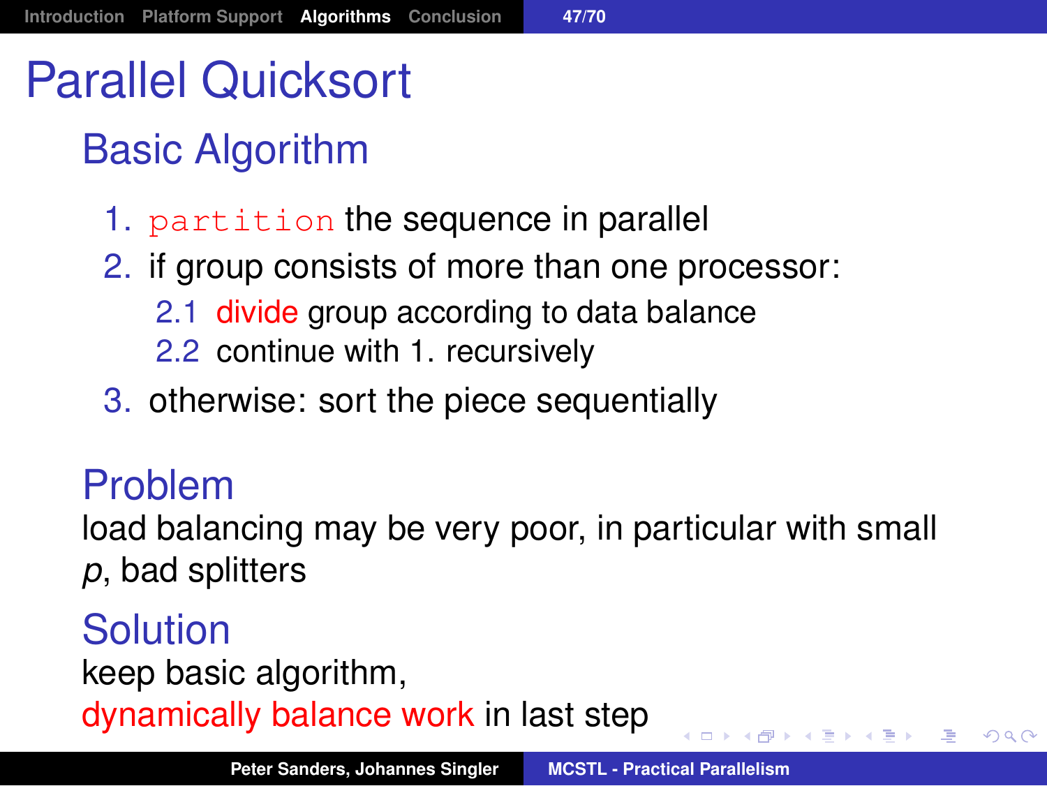# Parallel Quicksort

## Basic Algorithm

1. `partition` the sequence in parallel
2. if group consists of more than one processor:
   2.1 divide group according to data balance
   2.2 continue with 1. recursively
3. otherwise: sort the piece sequentially

## Problem

load balancing may be very poor, in particular with small $p$, bad splitters

## Solution

keep basic algorithm,
dynamically balance work in last step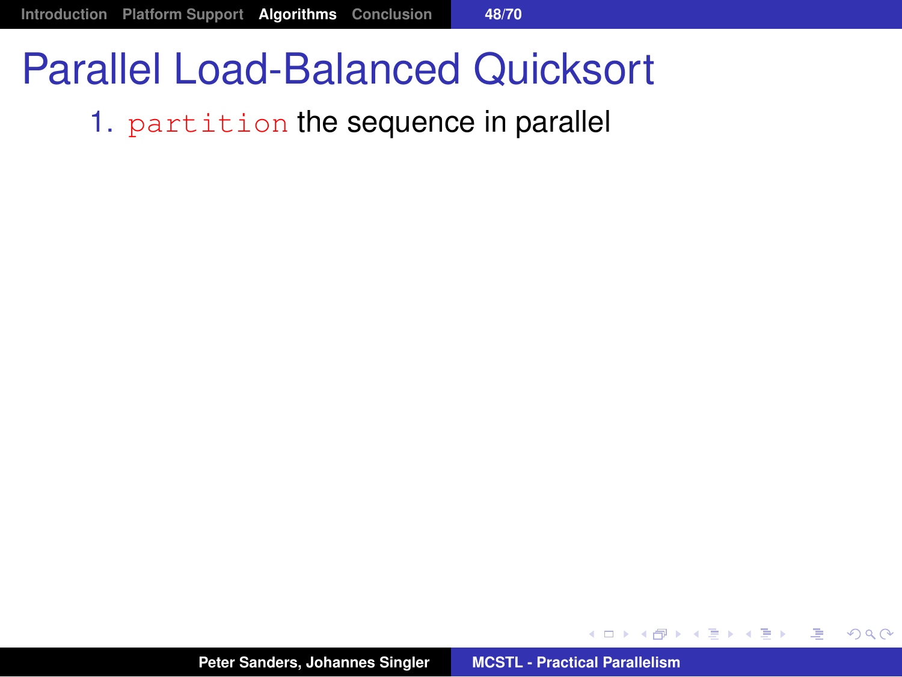# Parallel Load-Balanced Quicksort

1. `partition` the sequence in parallel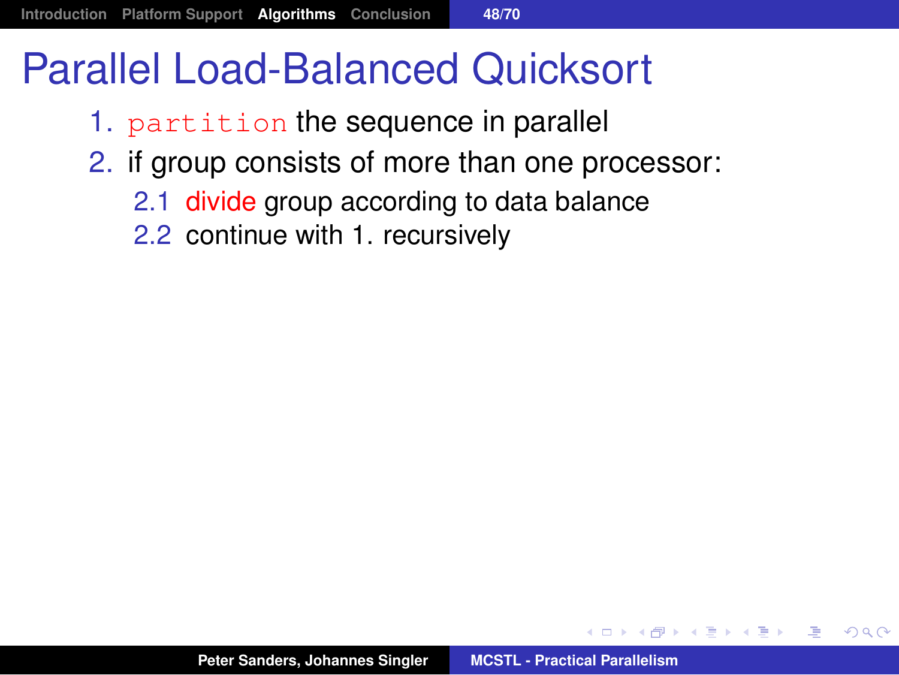# Parallel Load-Balanced Quicksort

1. `partition` the sequence in parallel
2. if group consists of more than one processor:
   2.1 divide group according to data balance
   2.2 continue with 1. recursively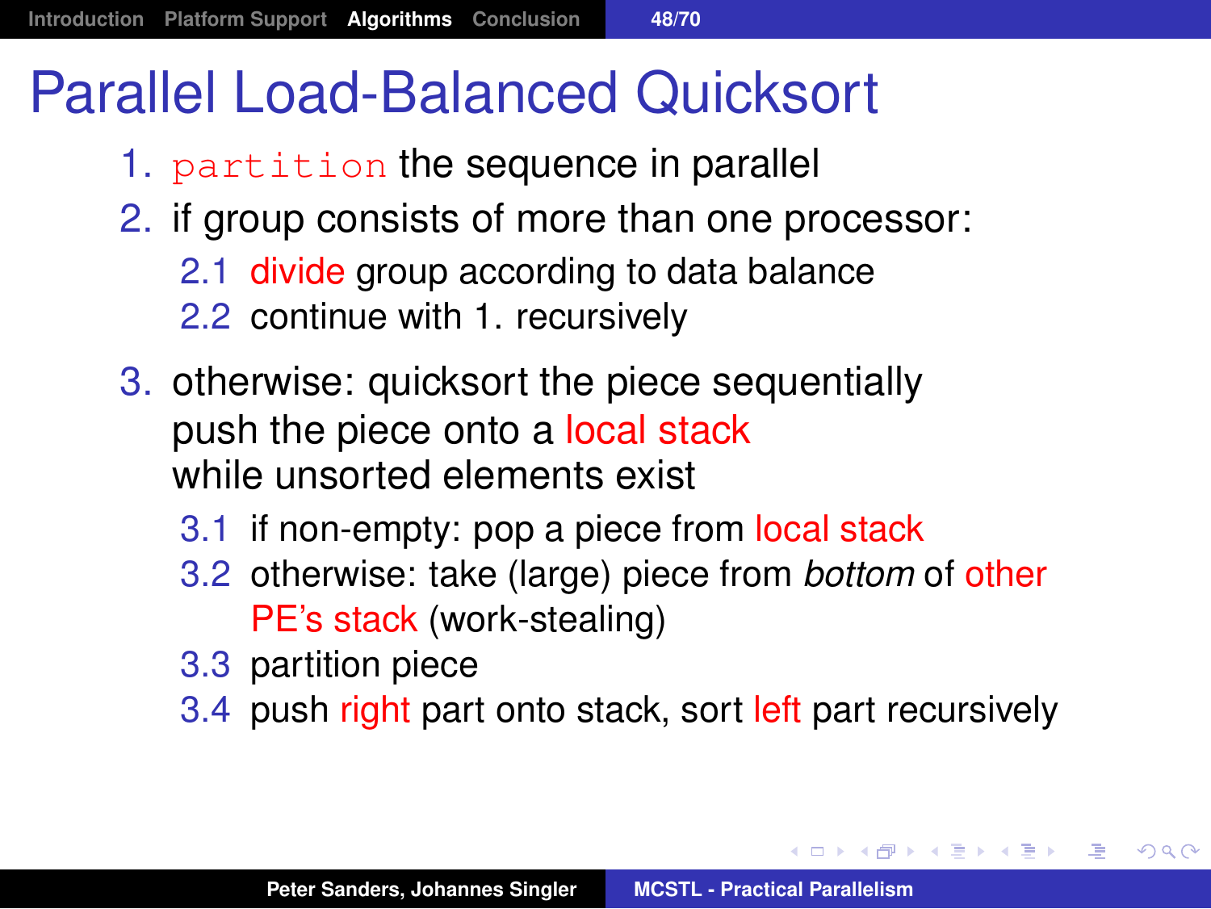# Parallel Load-Balanced Quicksort

1. `partition` the sequence in parallel
2. if group consists of more than one processor:
   - 2.1 divide group according to data balance
   - 2.2 continue with 1. recursively
3. otherwise: quicksort the piece sequentially
   push the piece onto a local stack
   while unsorted elements exist
   - 3.1 if non-empty: pop a piece from local stack
   - 3.2 otherwise: take (large) piece from *bottom* of other PE's stack (work-stealing)
   - 3.3 partition piece
   - 3.4 push right part onto stack, sort left part recursively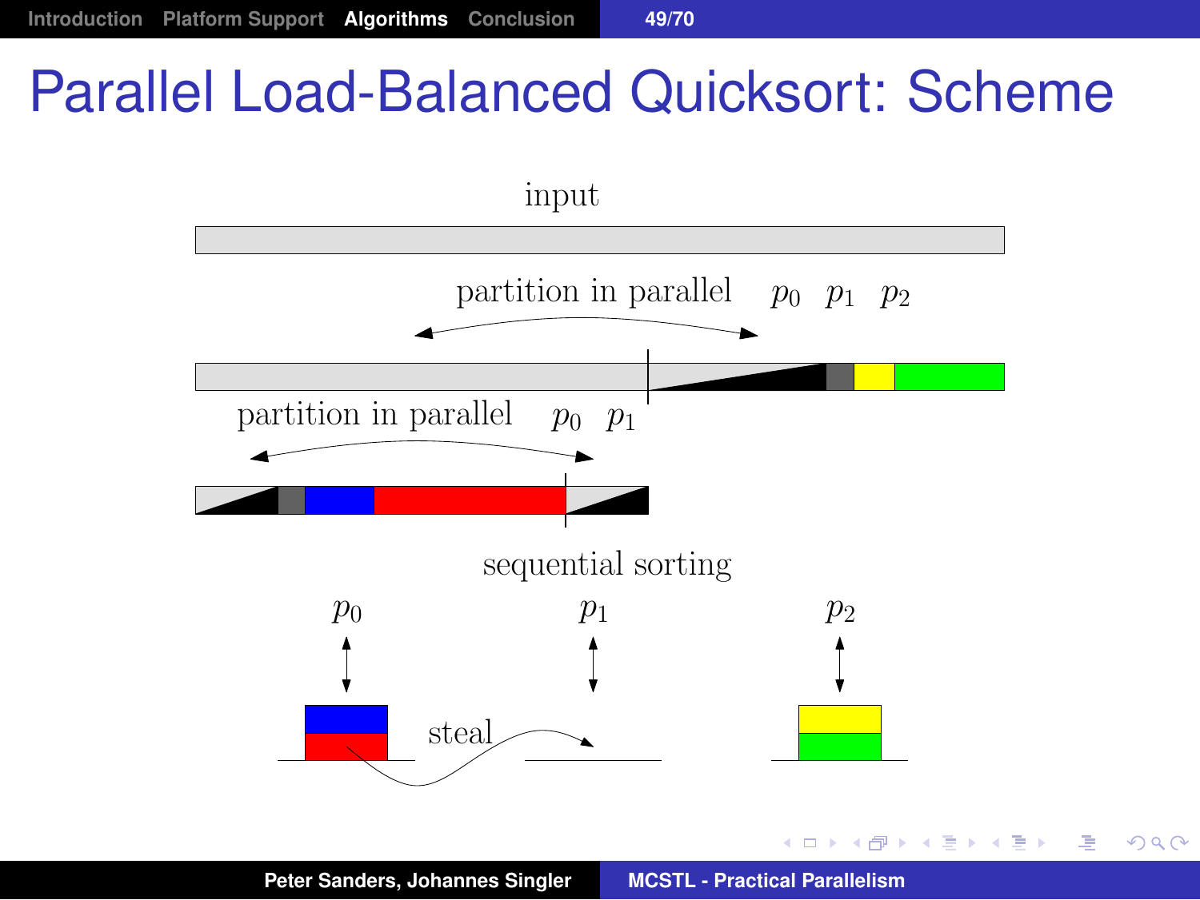# Parallel Load-Balanced Quicksort: Scheme

input

partition in parallel $p_0$ $p_1$ $p_2$

partition in parallel $p_0$ $p_1$

sequential sorting

$p_0$ $p_1$ $p_2$

steal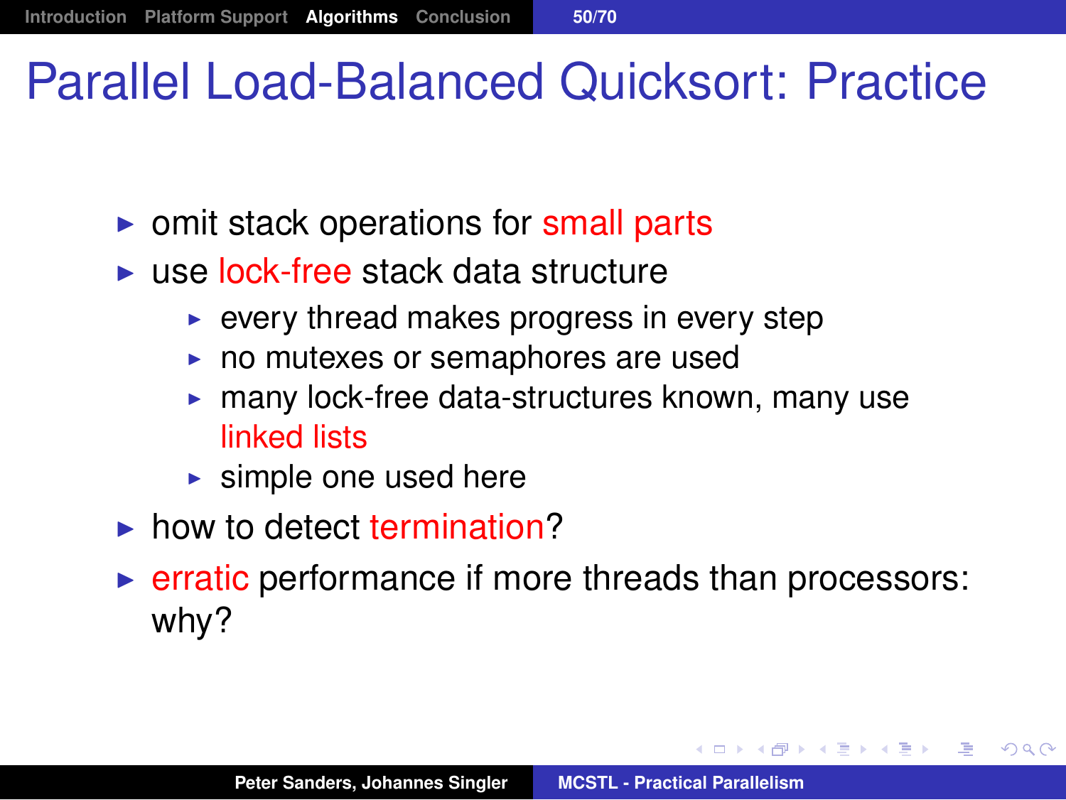# Parallel Load-Balanced Quicksort: Practice

- omit stack operations for small parts
- use lock-free stack data structure
  - every thread makes progress in every step
  - no mutexes or semaphores are used
  - many lock-free data-structures known, many use linked lists
  - simple one used here
- how to detect termination?
- erratic performance if more threads than processors: why?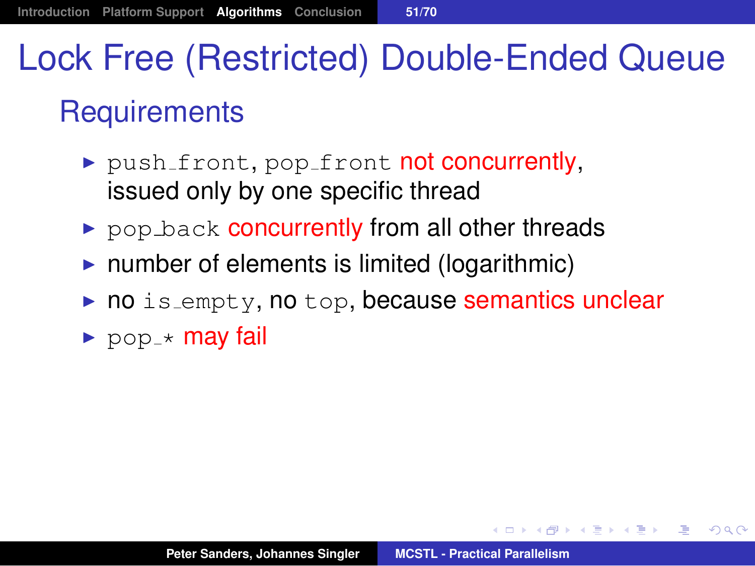# Lock Free (Restricted) Double-Ended Queue

## Requirements

- `push_front`, `pop_front` **not concurrently**, issued only by one specific thread
- `pop_back` **concurrently** from all other threads
- number of elements is limited (logarithmic)
- no `is_empty`, no `top`, because **semantics unclear**
- `pop_*` **may fail**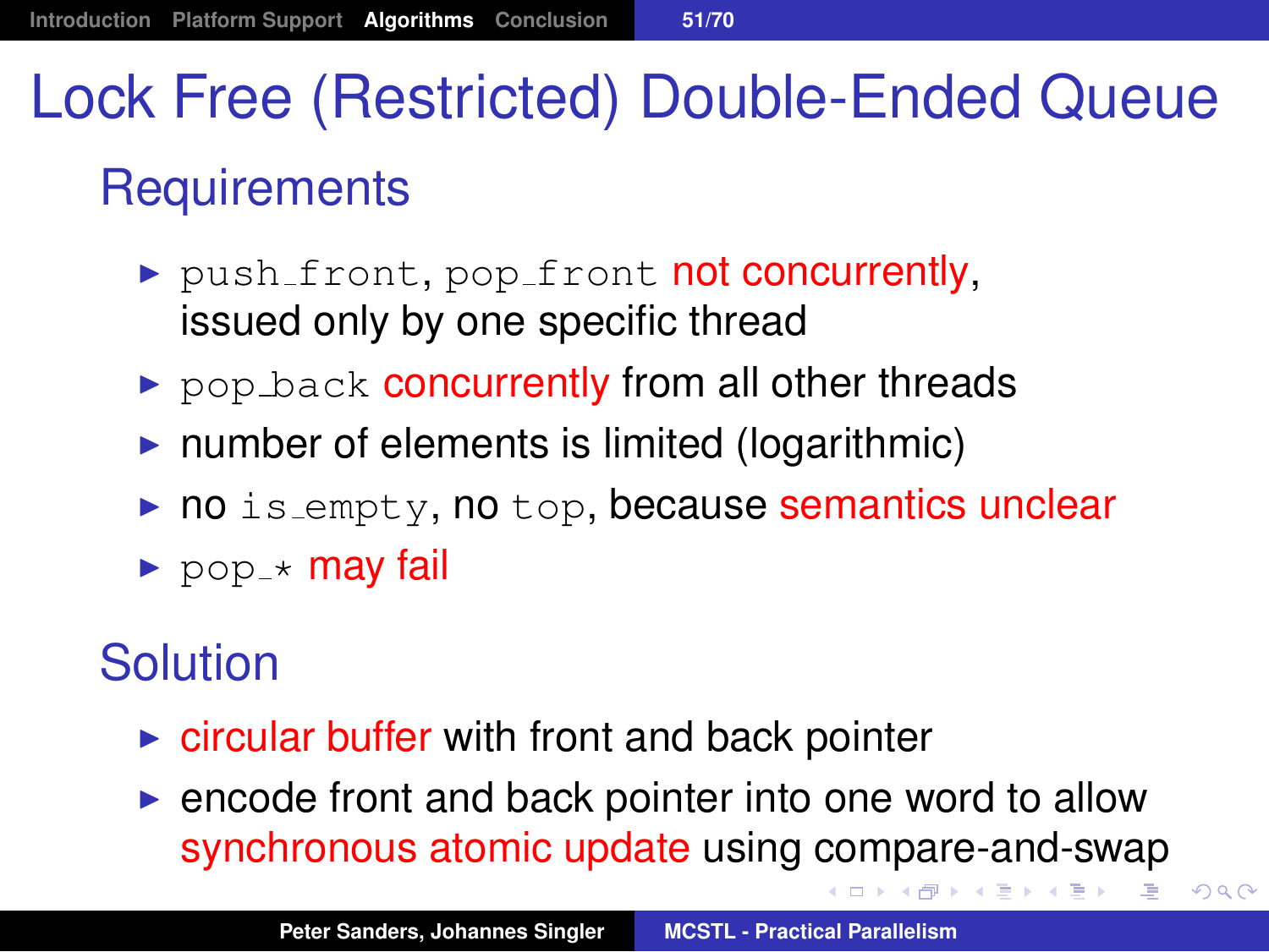# Lock Free (Restricted) Double-Ended Queue

## Requirements

- `push_front`, `pop_front` not concurrently, issued only by one specific thread
- `pop_back` concurrently from all other threads
- number of elements is limited (logarithmic)
- no `is_empty`, no `top`, because semantics unclear
- `pop_*` may fail

## Solution

- circular buffer with front and back pointer
- encode front and back pointer into one word to allow synchronous atomic update using compare-and-swap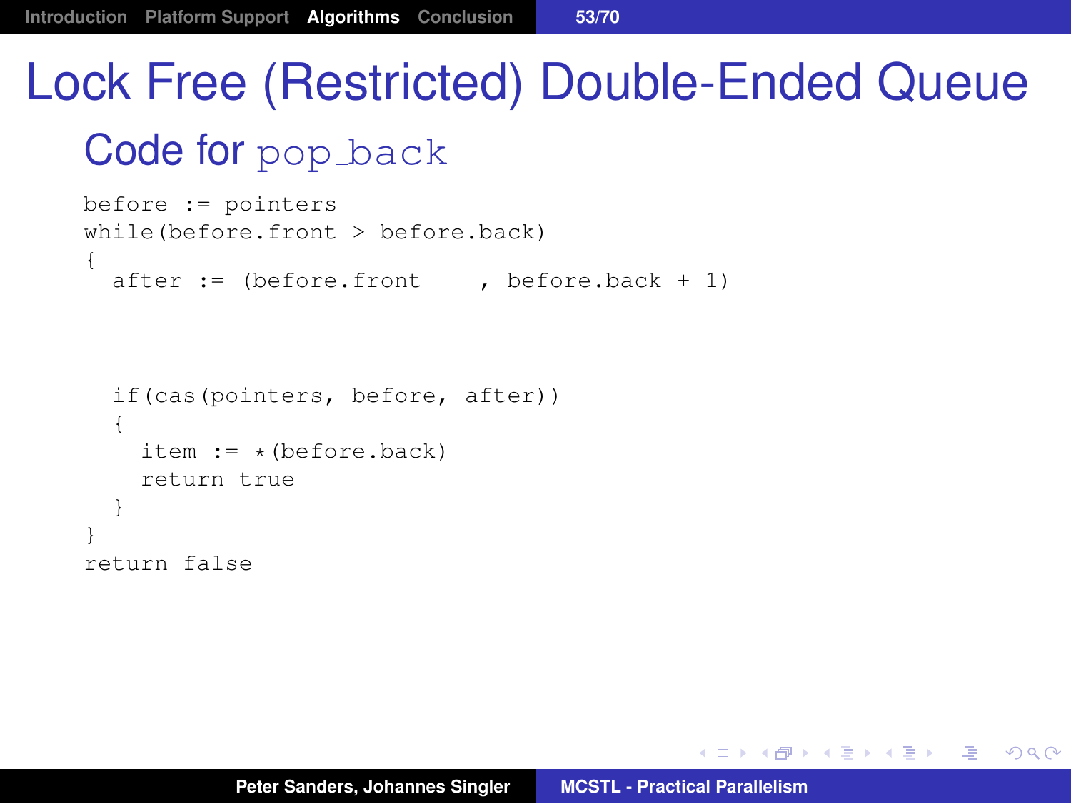# Lock Free (Restricted) Double-Ended Queue

## Code for pop_back

```
before := pointers
while(before.front > before.back)
{
  after := (before.front    , before.back + 1)



  if(cas(pointers, before, after))
  {
    item := *(before.back)
    return true
  }
}
return false
```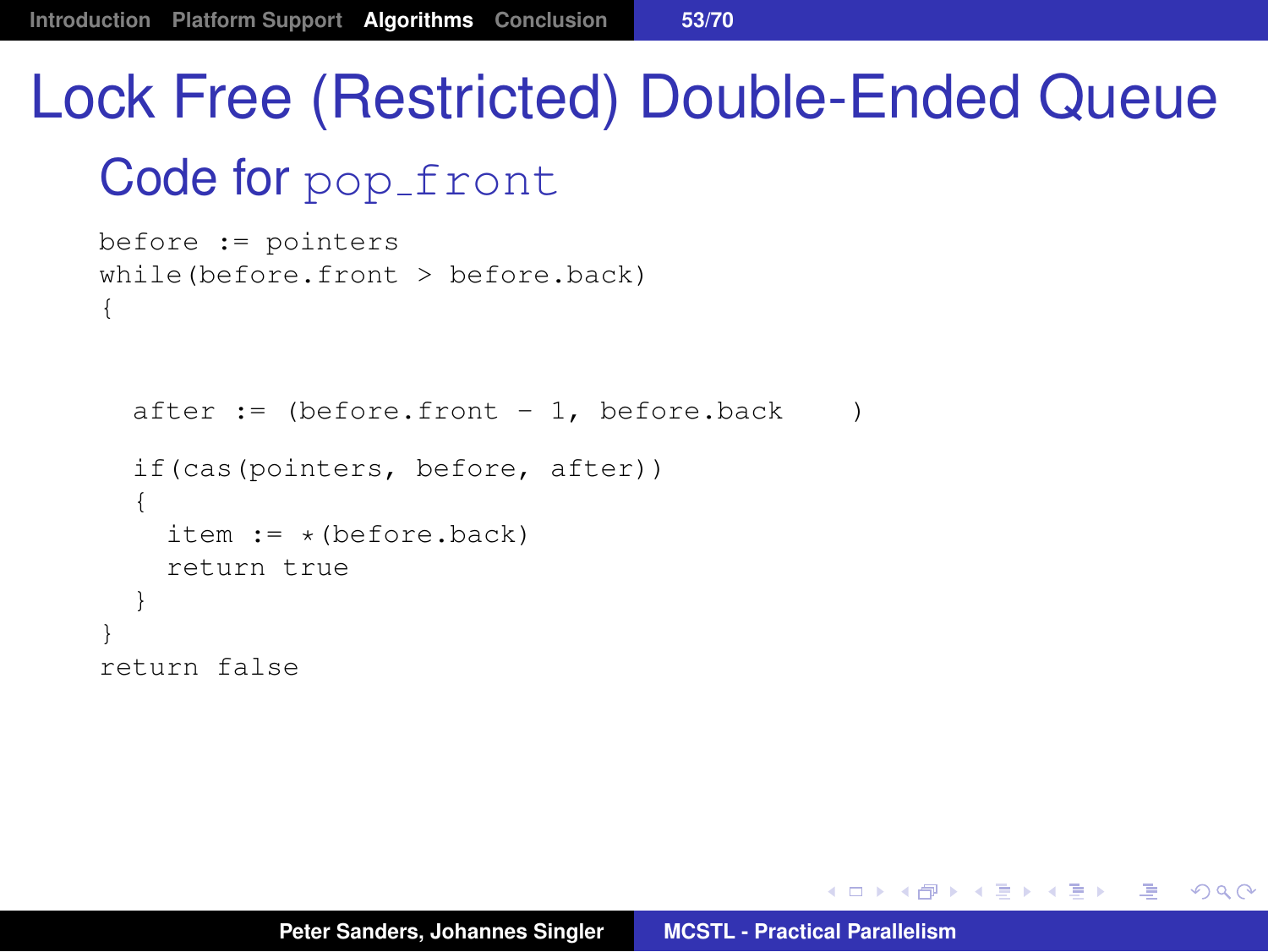# Lock Free (Restricted) Double-Ended Queue

## Code for pop_front

```
before := pointers
while(before.front > before.back)
{


  after := (before.front - 1, before.back    )

  if(cas(pointers, before, after))
  {
    item := *(before.back)
    return true
  }
}
return false
```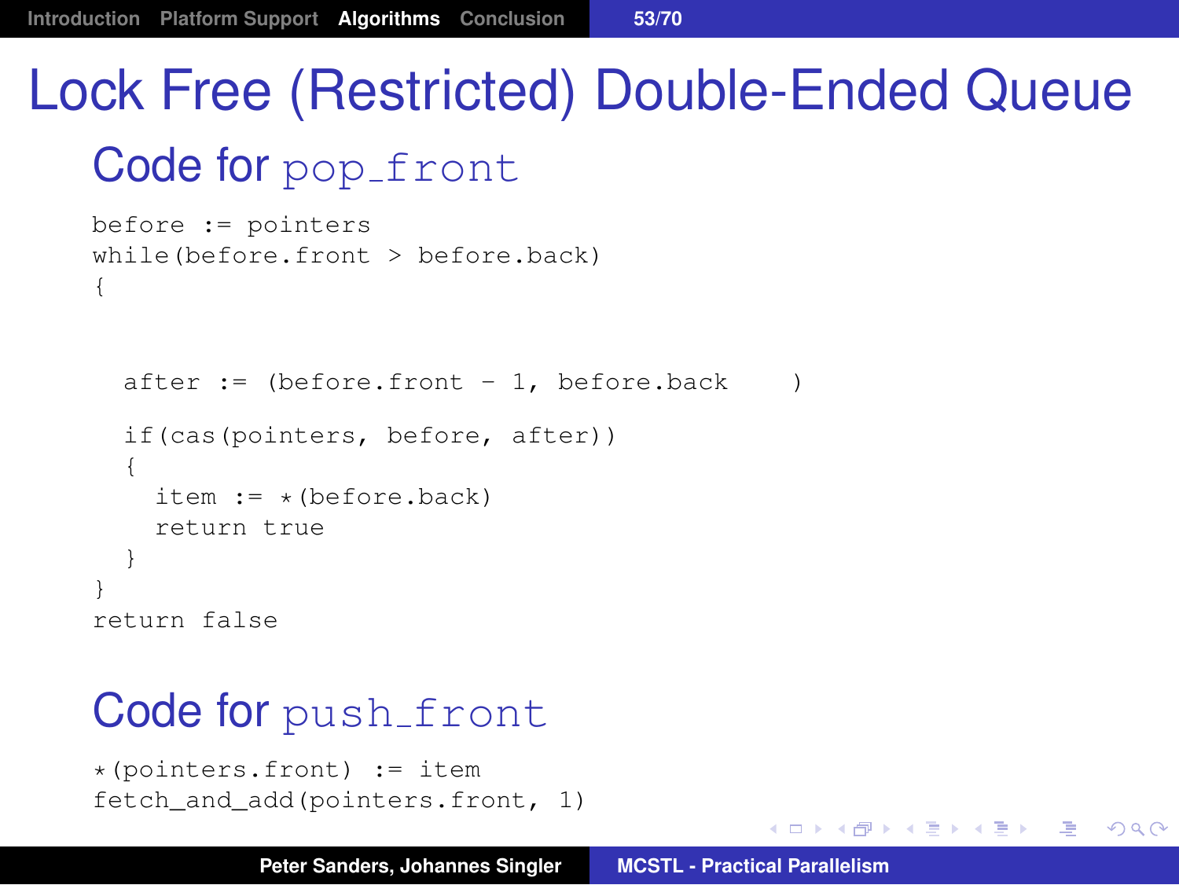# Lock Free (Restricted) Double-Ended Queue

## Code for pop_front

```
before := pointers
while(before.front > before.back)
{


  after := (before.front - 1, before.back     )

  if(cas(pointers, before, after))
  {
    item := *(before.back)
    return true
  }
}
return false
```

## Code for push_front

```
*(pointers.front) := item
fetch_and_add(pointers.front, 1)
```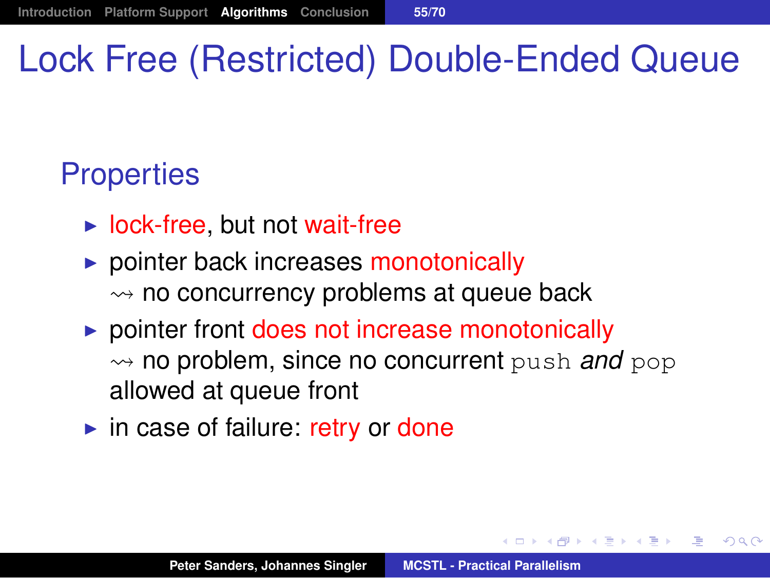# Lock Free (Restricted) Double-Ended Queue

## Properties

- lock-free, but not wait-free
- pointer back increases monotonically
  $\rightsquigarrow$ no concurrency problems at queue back
- pointer front does not increase monotonically
  $\rightsquigarrow$ no problem, since no concurrent `push` *and* `pop` allowed at queue front
- in case of failure: retry or done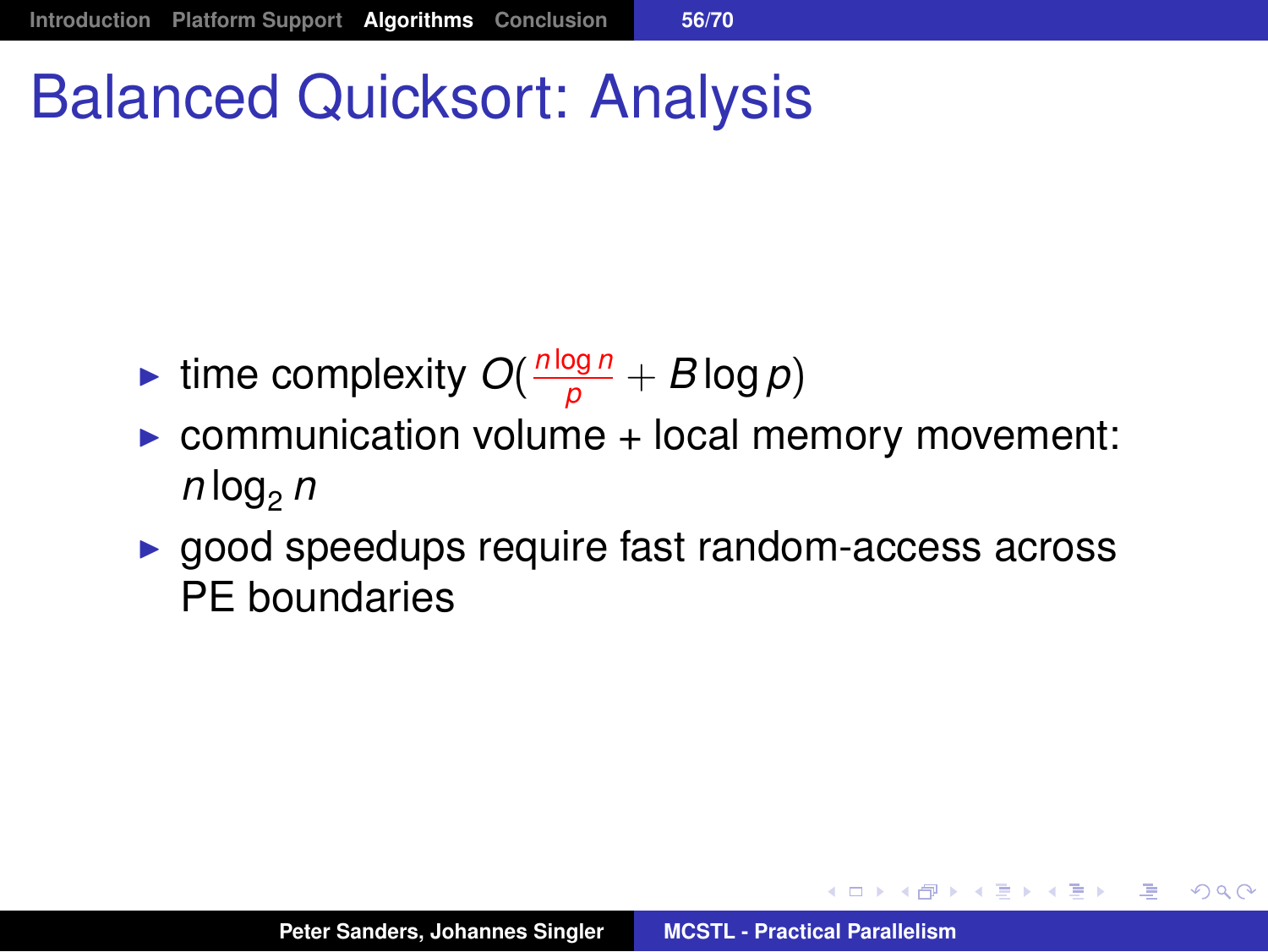# Balanced Quicksort: Analysis

- time complexity $O(\frac{n \log n}{p} + B \log p)$
- communication volume + local memory movement: $n \log_2 n$
- good speedups require fast random-access across PE boundaries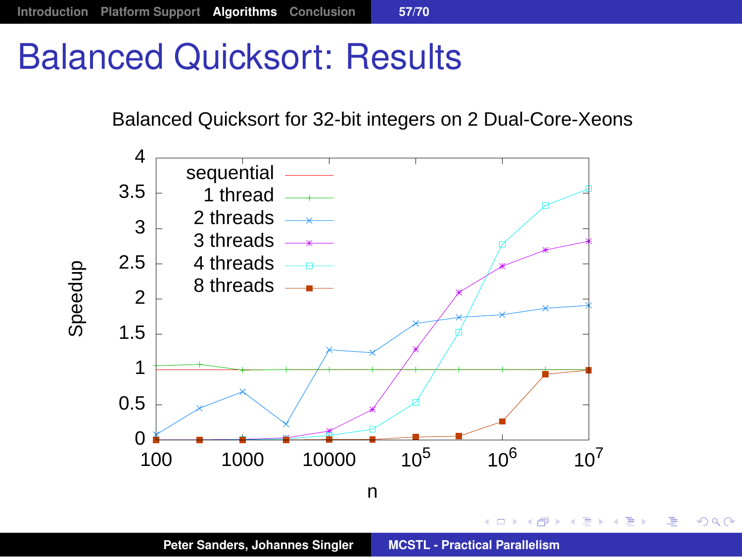# Balanced Quicksort: Results

Balanced Quicksort for 32-bit integers on 2 Dual-Core-Xeons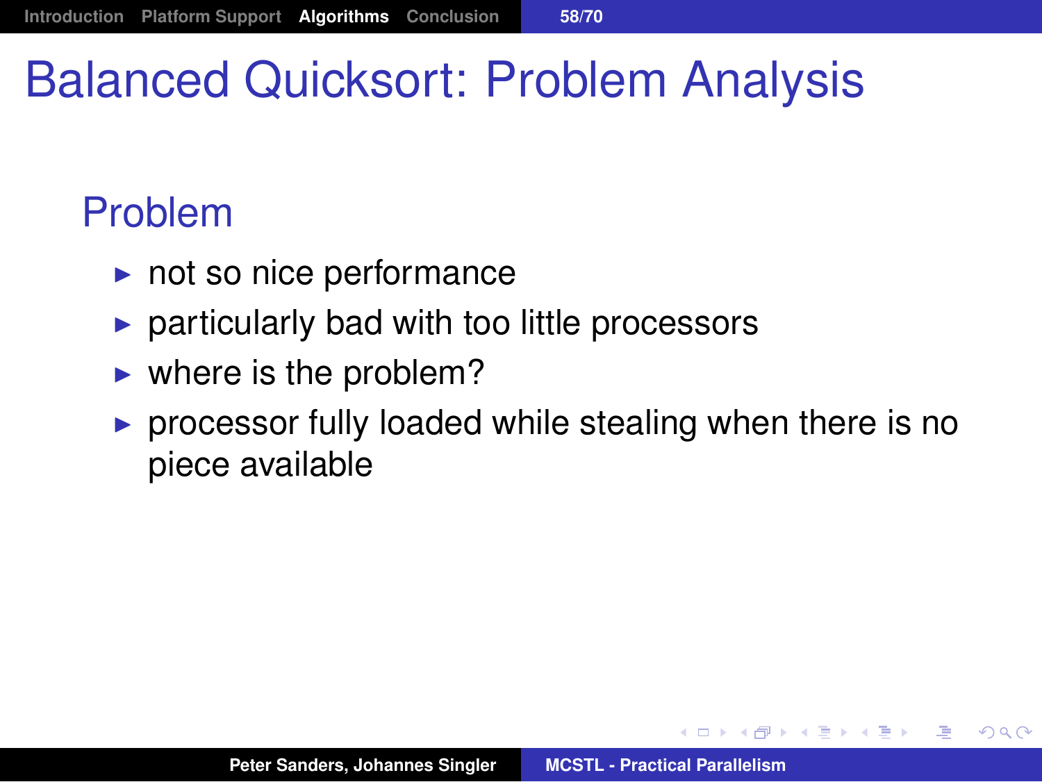# Balanced Quicksort: Problem Analysis

## Problem

- not so nice performance
- particularly bad with too little processors
- where is the problem?
- processor fully loaded while stealing when there is no piece available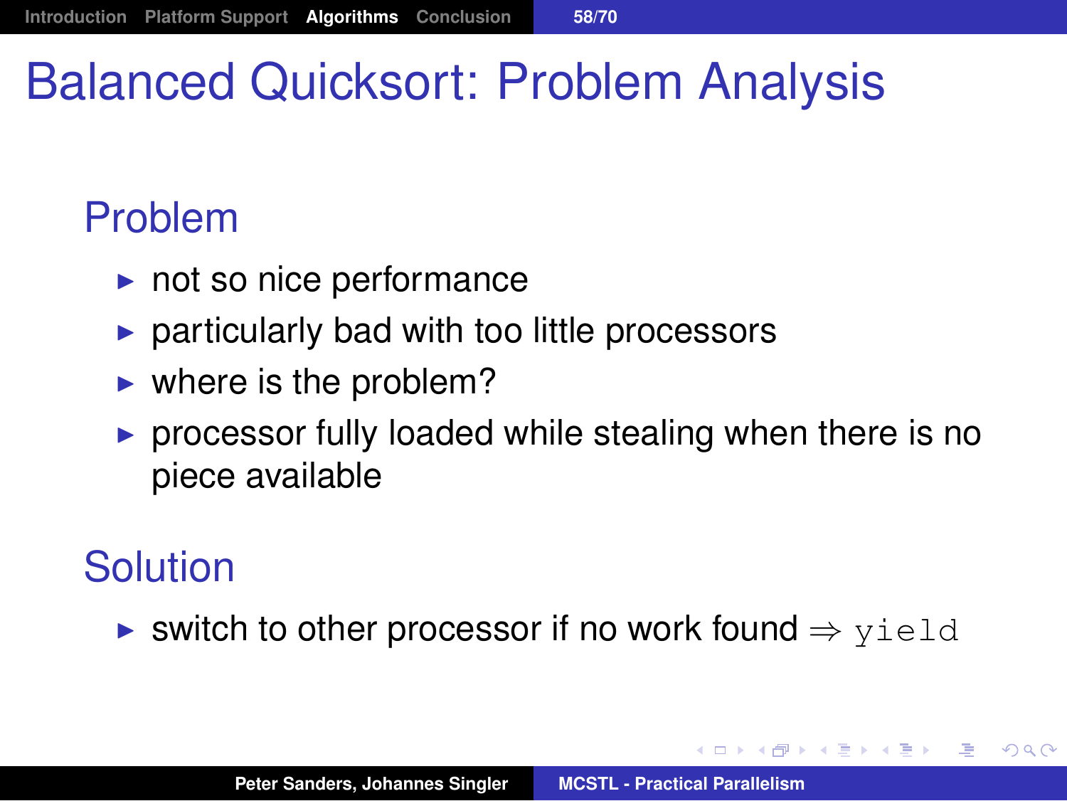# Balanced Quicksort: Problem Analysis

## Problem

- not so nice performance
- particularly bad with too little processors
- where is the problem?
- processor fully loaded while stealing when there is no piece available

## Solution

- switch to other processor if no work found $\Rightarrow$ `yield`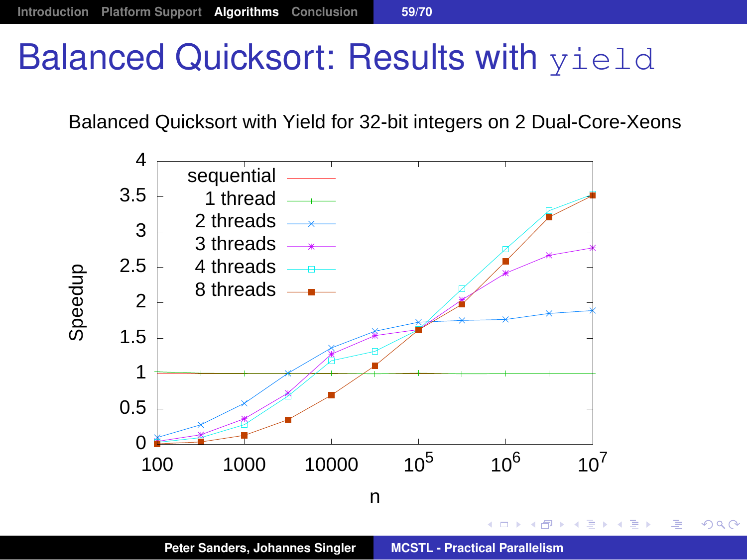# Balanced Quicksort: Results with `yield`

Balanced Quicksort with Yield for 32-bit integers on 2 Dual-Core-Xeons

Speedup

- sequential
- 1 thread
- 2 threads
- 3 threads
- 4 threads
- 8 threads

n

0, 0.5, 1, 1.5, 2, 2.5, 3, 3.5, 4

100, 1000, 10000, $10^5$, $10^6$, $10^7$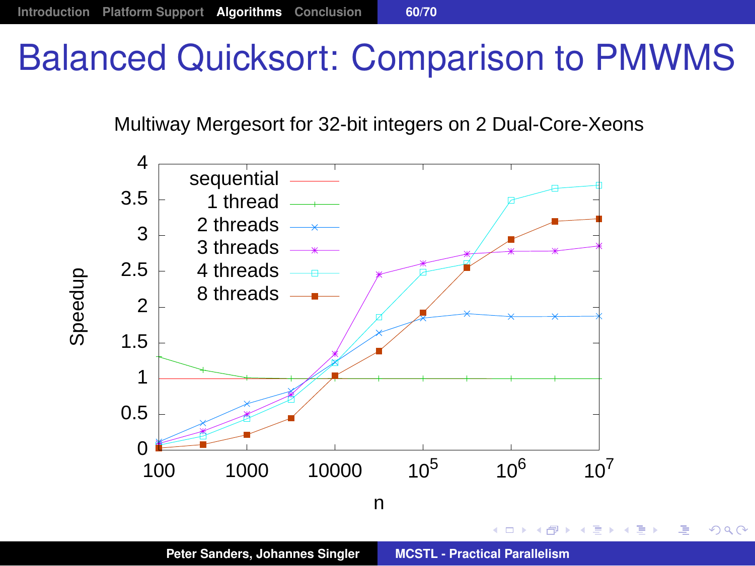# Balanced Quicksort: Comparison to PMWMS

Multiway Mergesort for 32-bit integers on 2 Dual-Core-Xeons

Legend: sequential, 1 thread, 2 threads, 3 threads, 4 threads, 8 threads

Y-axis: Speedup (0 to 4)

X-axis: n (100, 1000, 10000, $10^5$, $10^6$, $10^7$)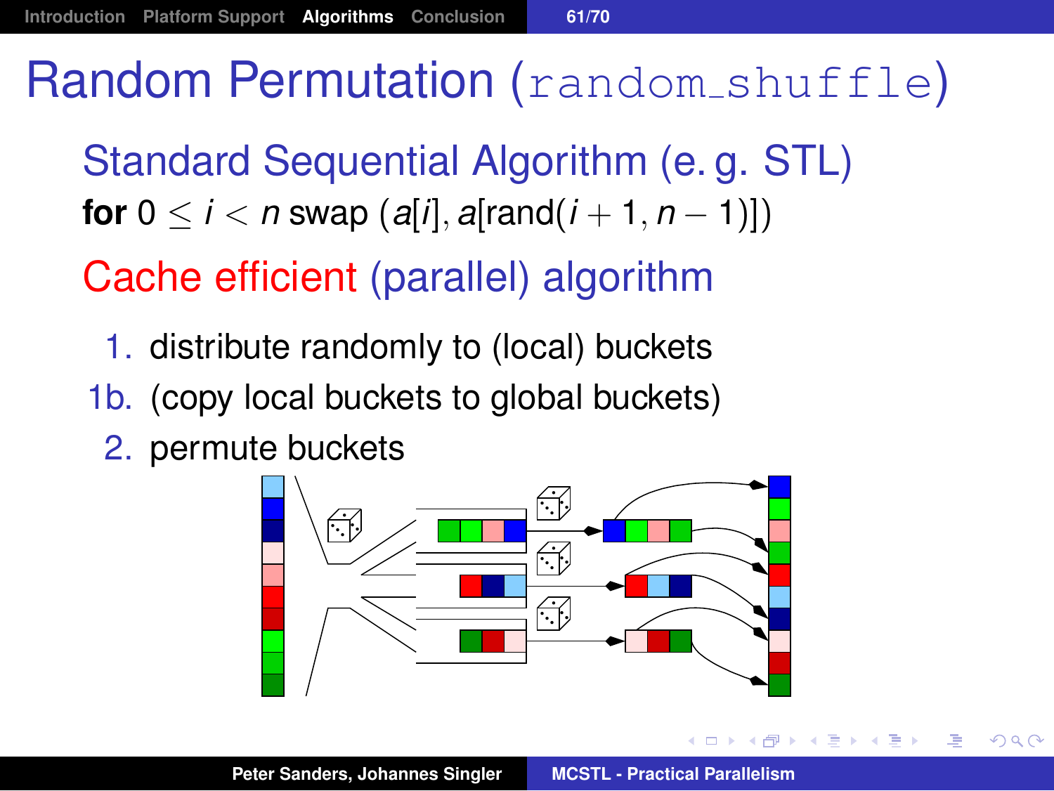# Random Permutation (random_shuffle)

## Standard Sequential Algorithm (e. g. STL)

**for** $0 \leq i < n$ swap $(a[i], a[\text{rand}(i+1, n-1)])$

## Cache efficient (parallel) algorithm

1. distribute randomly to (local) buckets

1b. (copy local buckets to global buckets)

2. permute buckets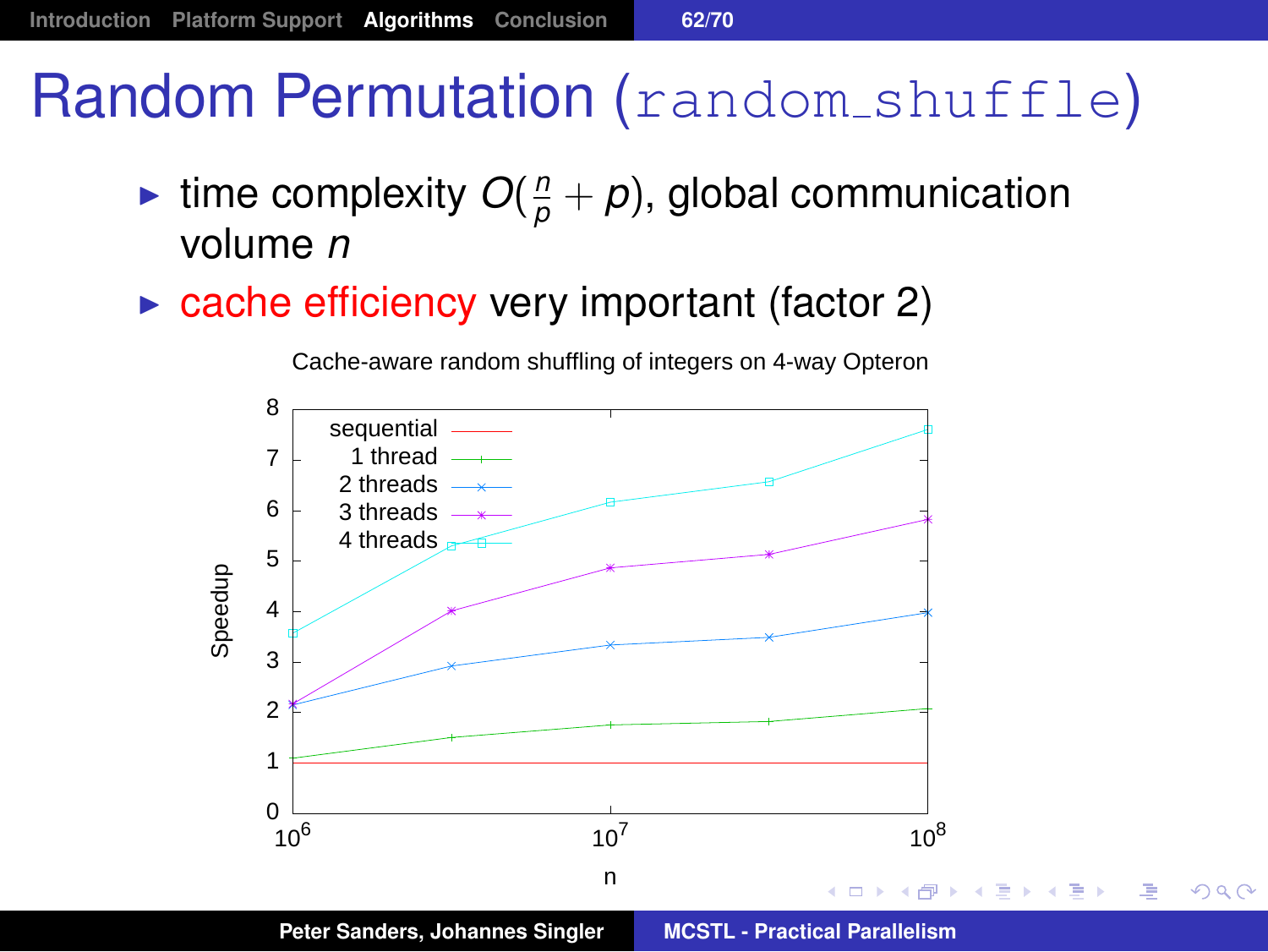# Random Permutation (`random_shuffle`)

- time complexity $O(\frac{n}{p} + p)$, global communication volume $n$
- cache efficiency very important (factor 2)

Cache-aware random shuffling of integers on 4-way Opteron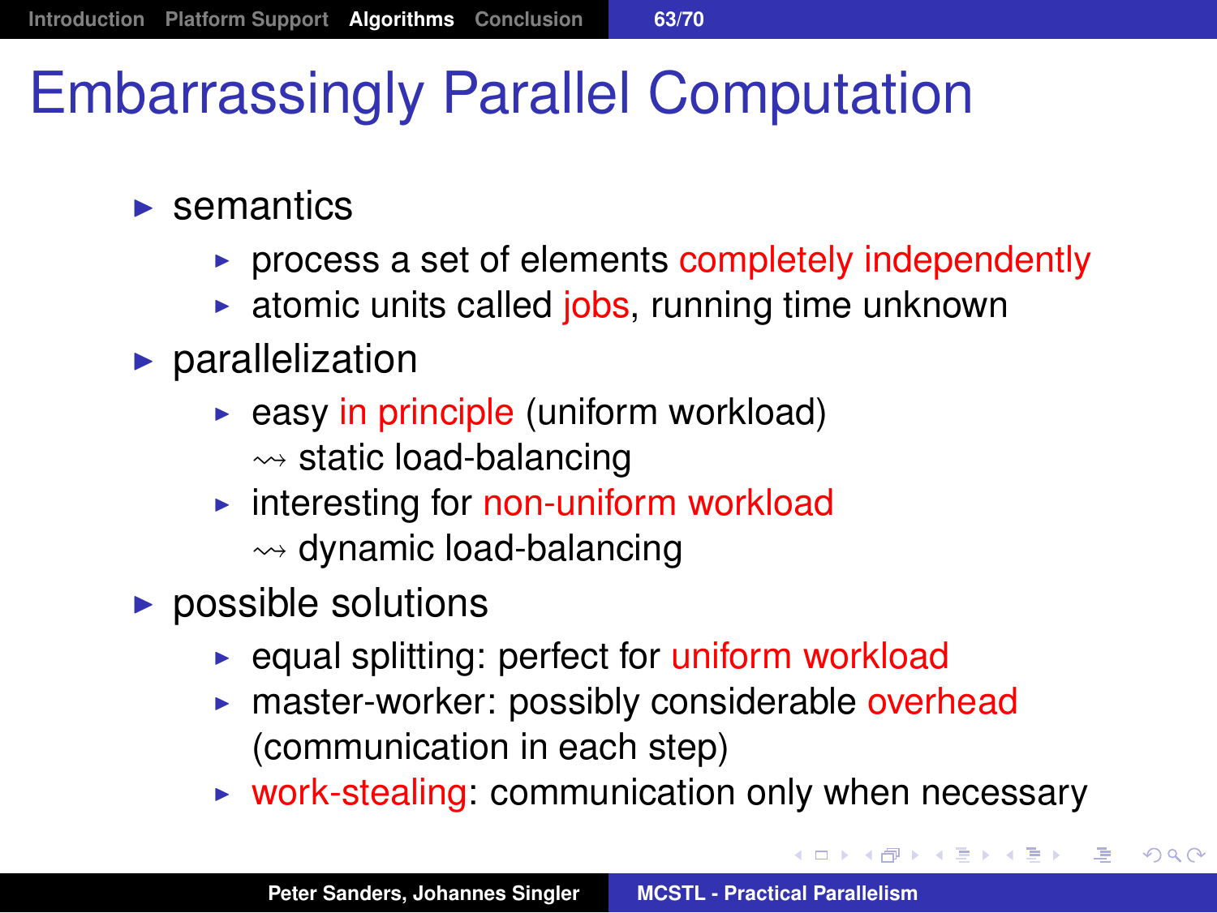# Embarrassingly Parallel Computation

- semantics
  - process a set of elements completely independently
  - atomic units called jobs, running time unknown
- parallelization
  - easy in principle (uniform workload)
    $\rightsquigarrow$ static load-balancing
  - interesting for non-uniform workload
    $\rightsquigarrow$ dynamic load-balancing
- possible solutions
  - equal splitting: perfect for uniform workload
  - master-worker: possibly considerable overhead (communication in each step)
  - work-stealing: communication only when necessary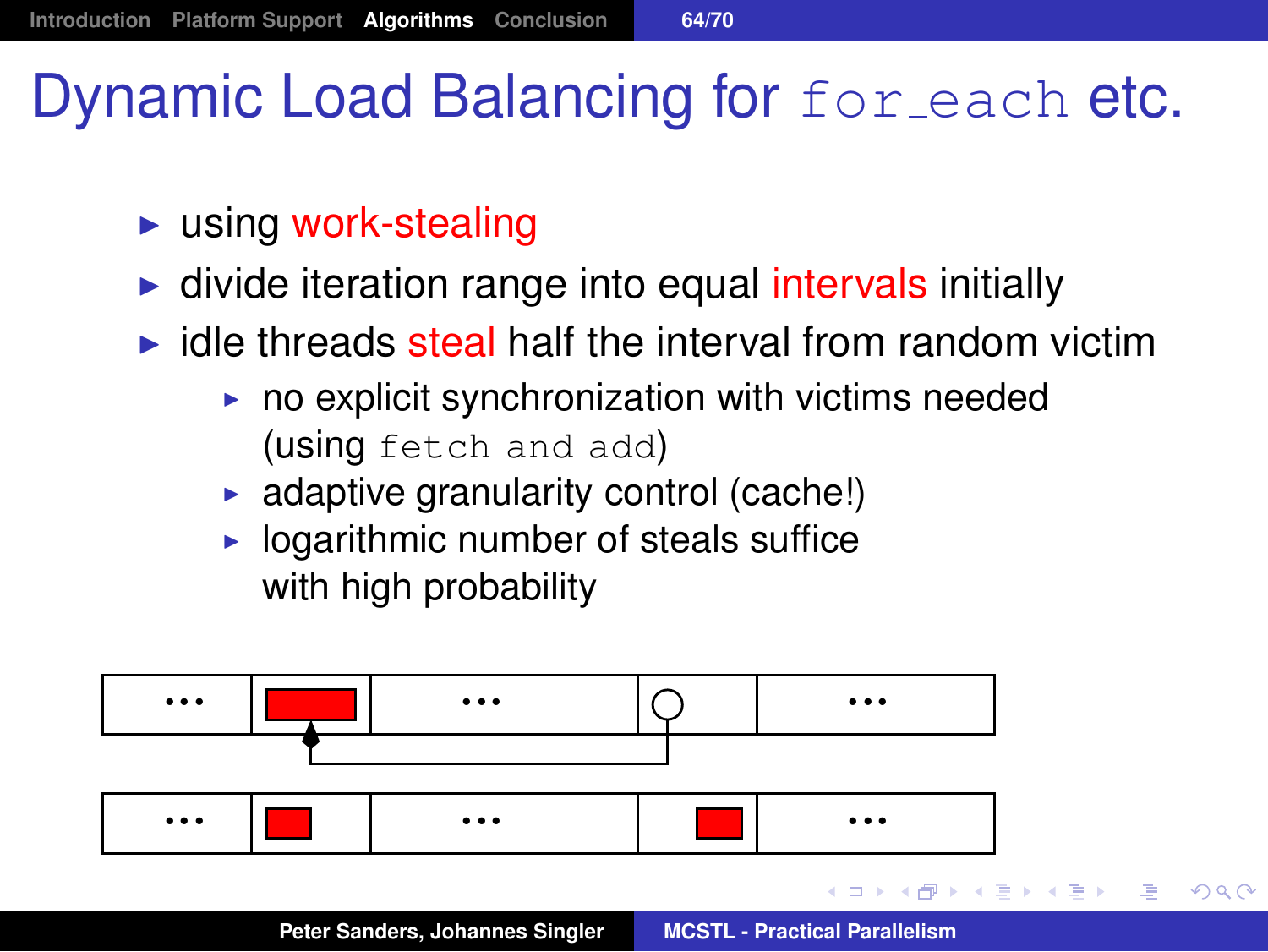# Dynamic Load Balancing for `for_each` etc.

- using work-stealing
- divide iteration range into equal intervals initially
- idle threads steal half the interval from random victim
  - no explicit synchronization with victims needed (using `fetch_and_add`)
  - adaptive granularity control (cache!)
  - logarithmic number of steals suffice with high probability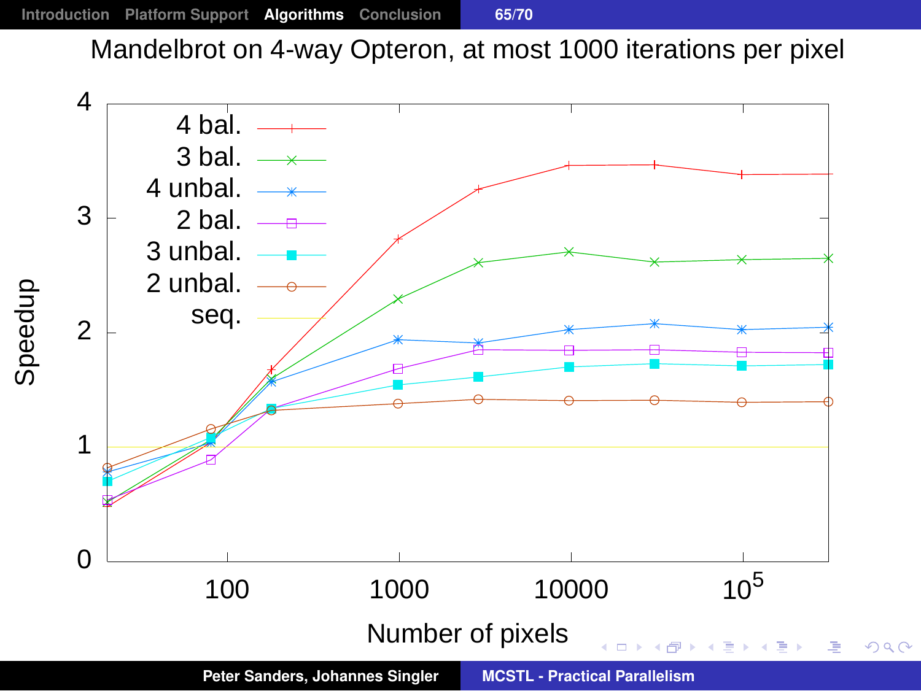# Mandelbrot on 4-way Opteron, at most 1000 iterations per pixel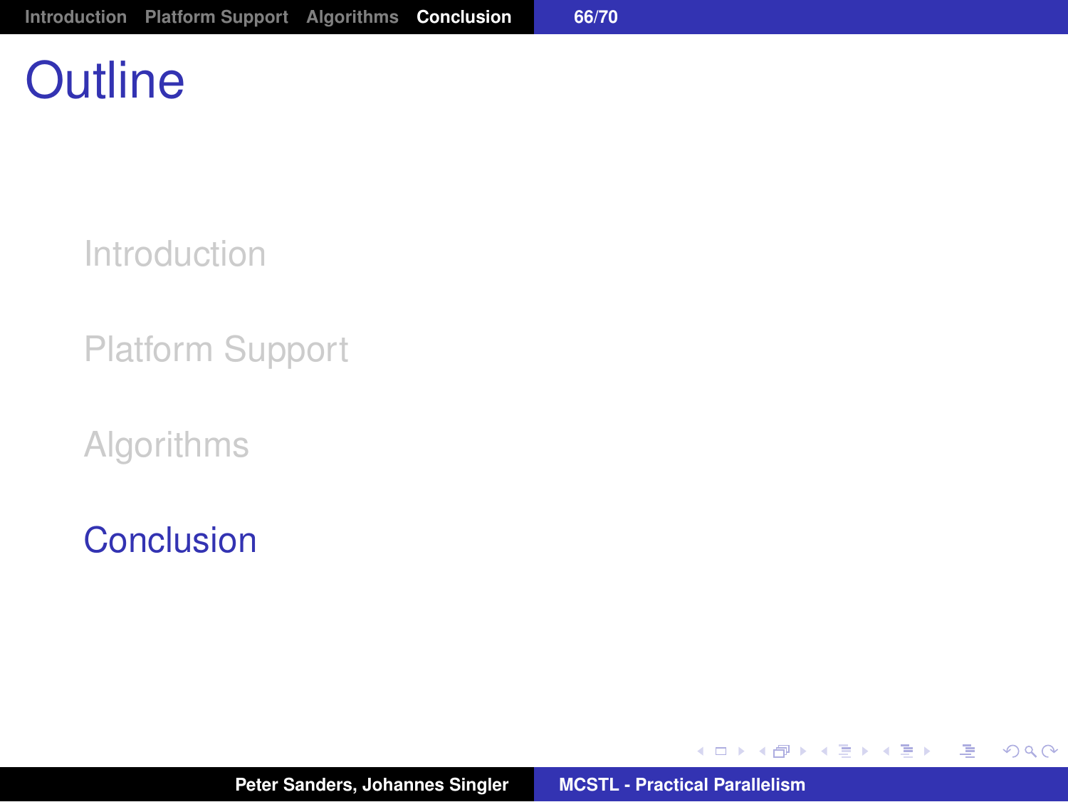# Outline

- Introduction
- Platform Support
- Algorithms
- Conclusion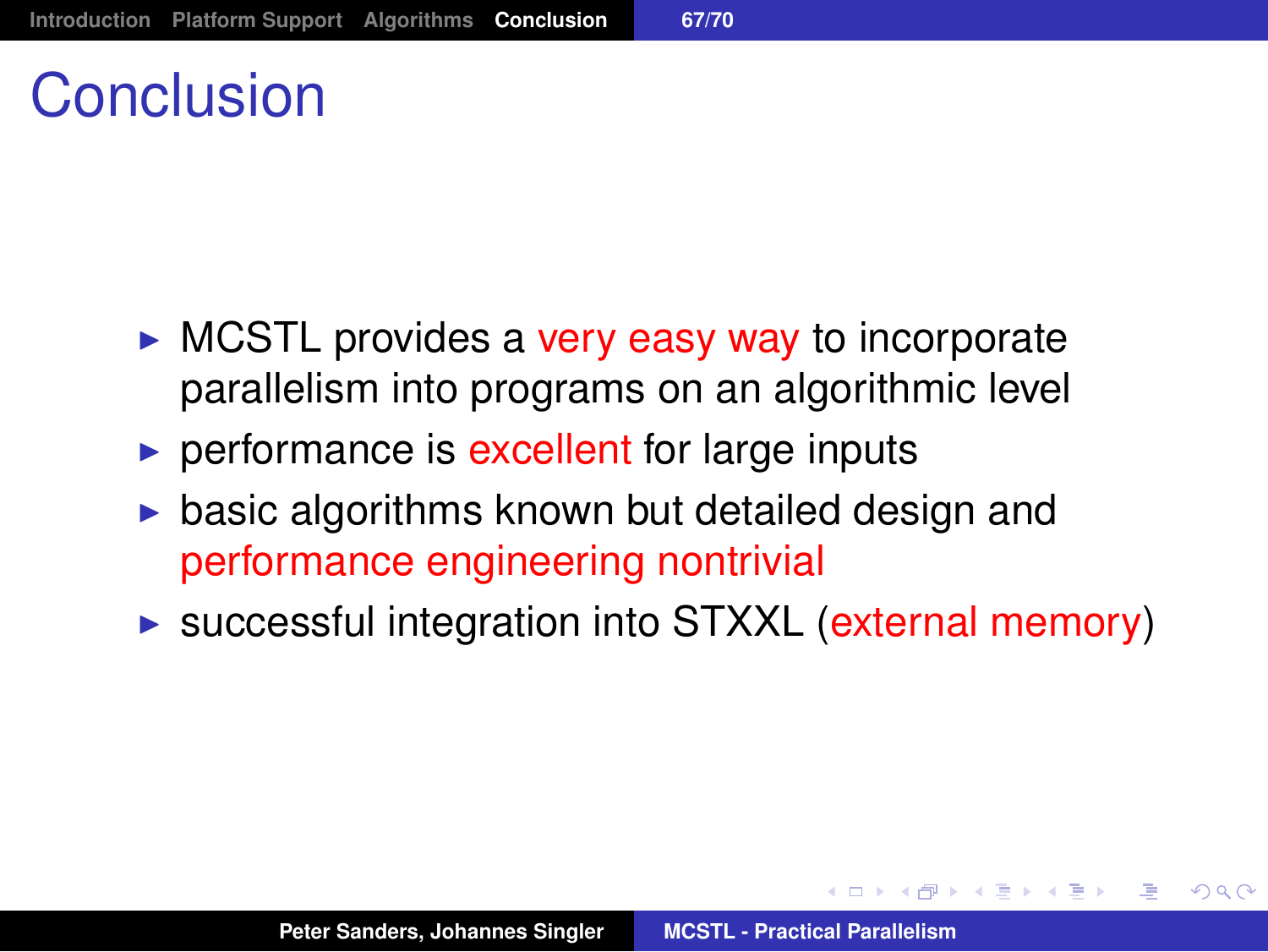# Conclusion

- MCSTL provides a very easy way to incorporate parallelism into programs on an algorithmic level
- performance is excellent for large inputs
- basic algorithms known but detailed design and performance engineering nontrivial
- successful integration into STXXL (external memory)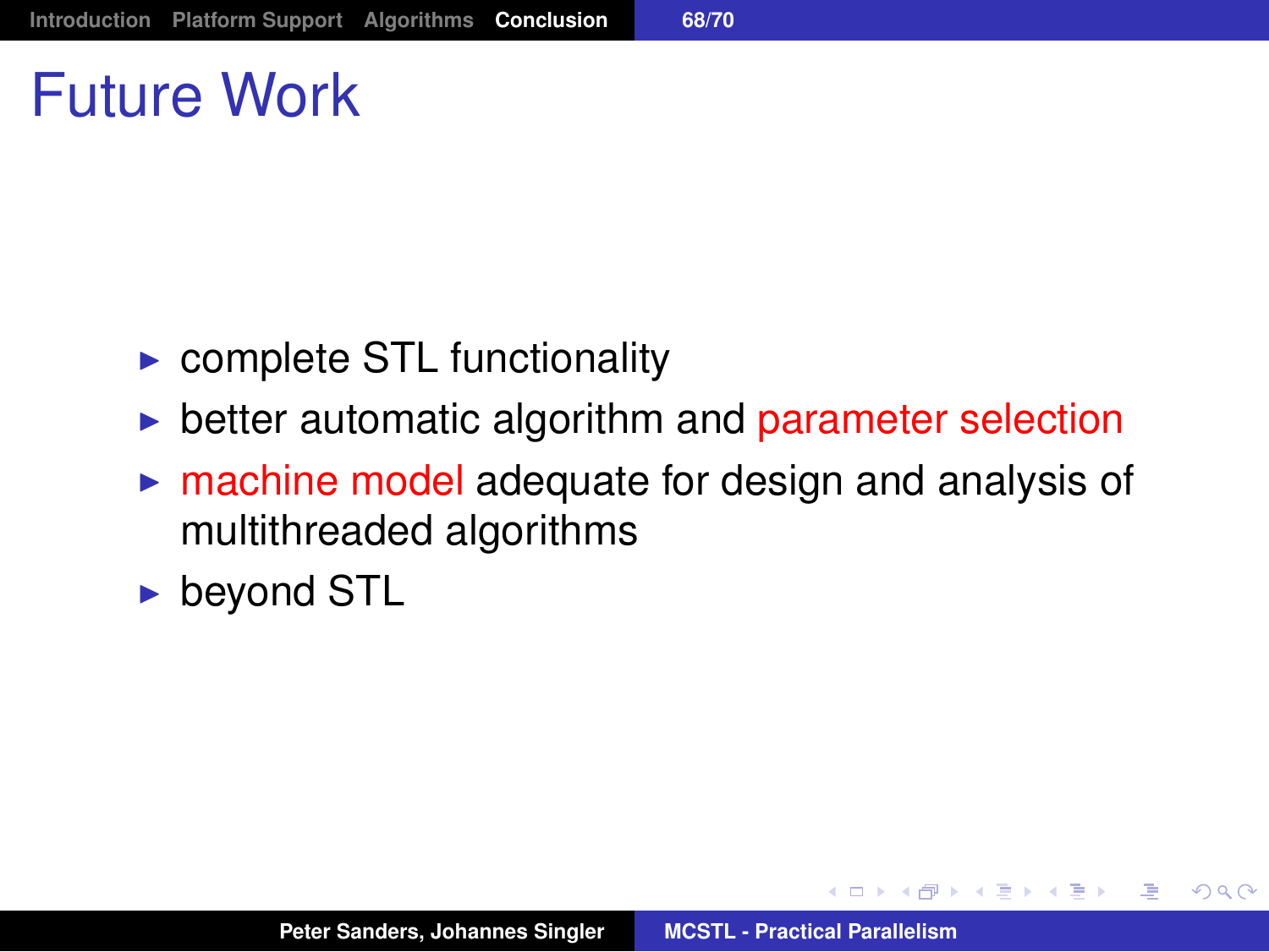# Future Work

- complete STL functionality
- better automatic algorithm and parameter selection
- machine model adequate for design and analysis of multithreaded algorithms
- beyond STL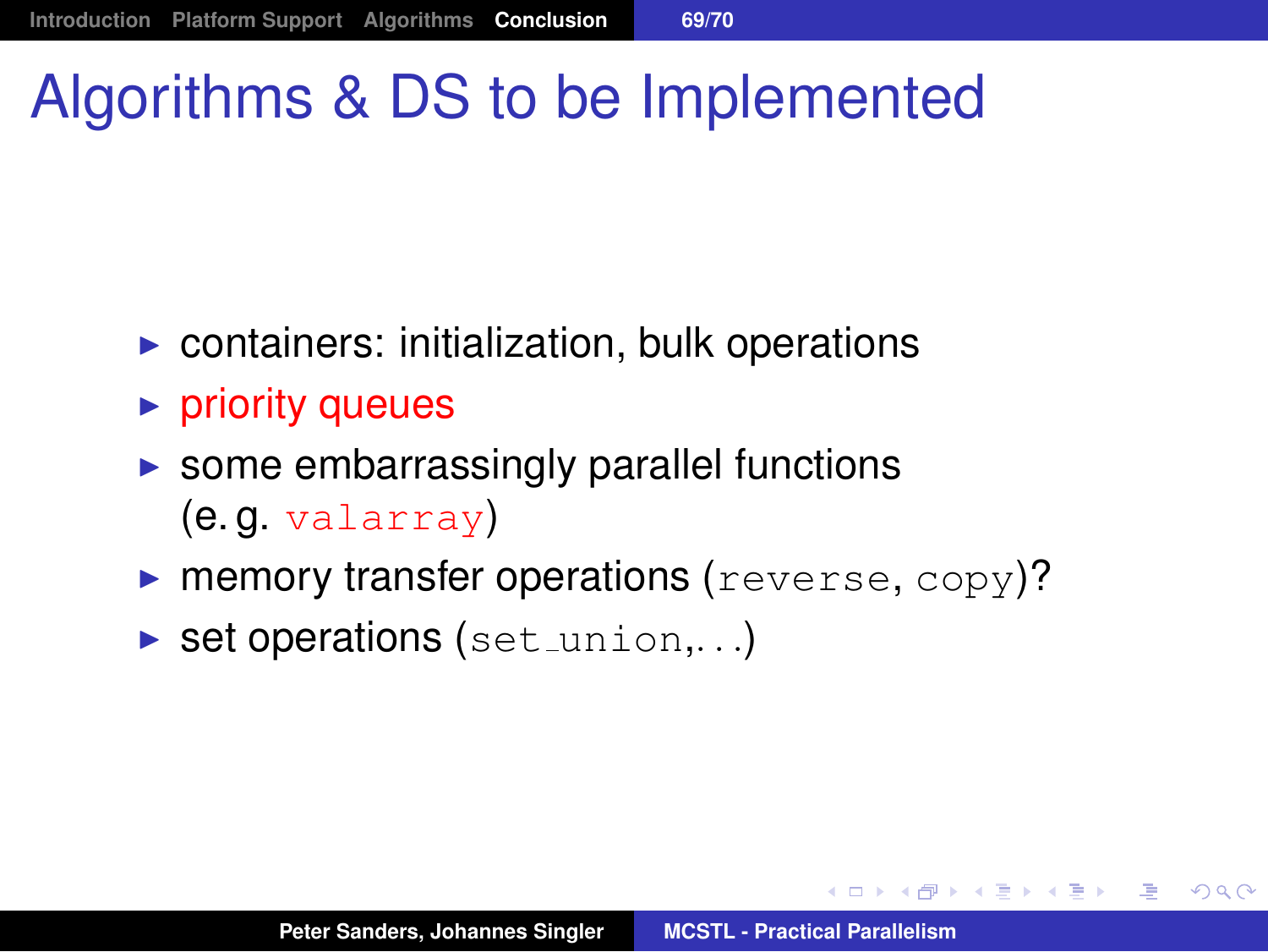# Algorithms & DS to be Implemented

- containers: initialization, bulk operations
- priority queues
- some embarrassingly parallel functions (e. g. `valarray`)
- memory transfer operations (`reverse`, `copy`)?
- set operations (`set_union`,...)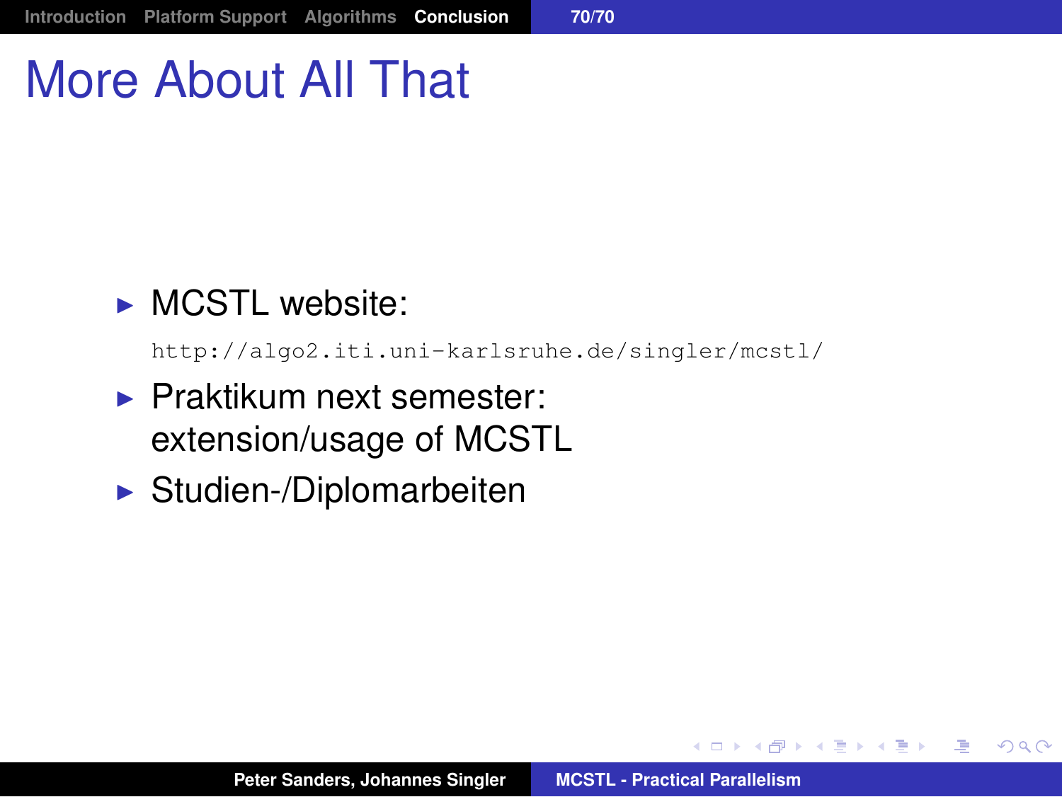# More About All That

- MCSTL website:
  `http://algo2.iti.uni-karlsruhe.de/singler/mcstl/`
- Praktikum next semester:
  extension/usage of MCSTL
- Studien-/Diplomarbeiten